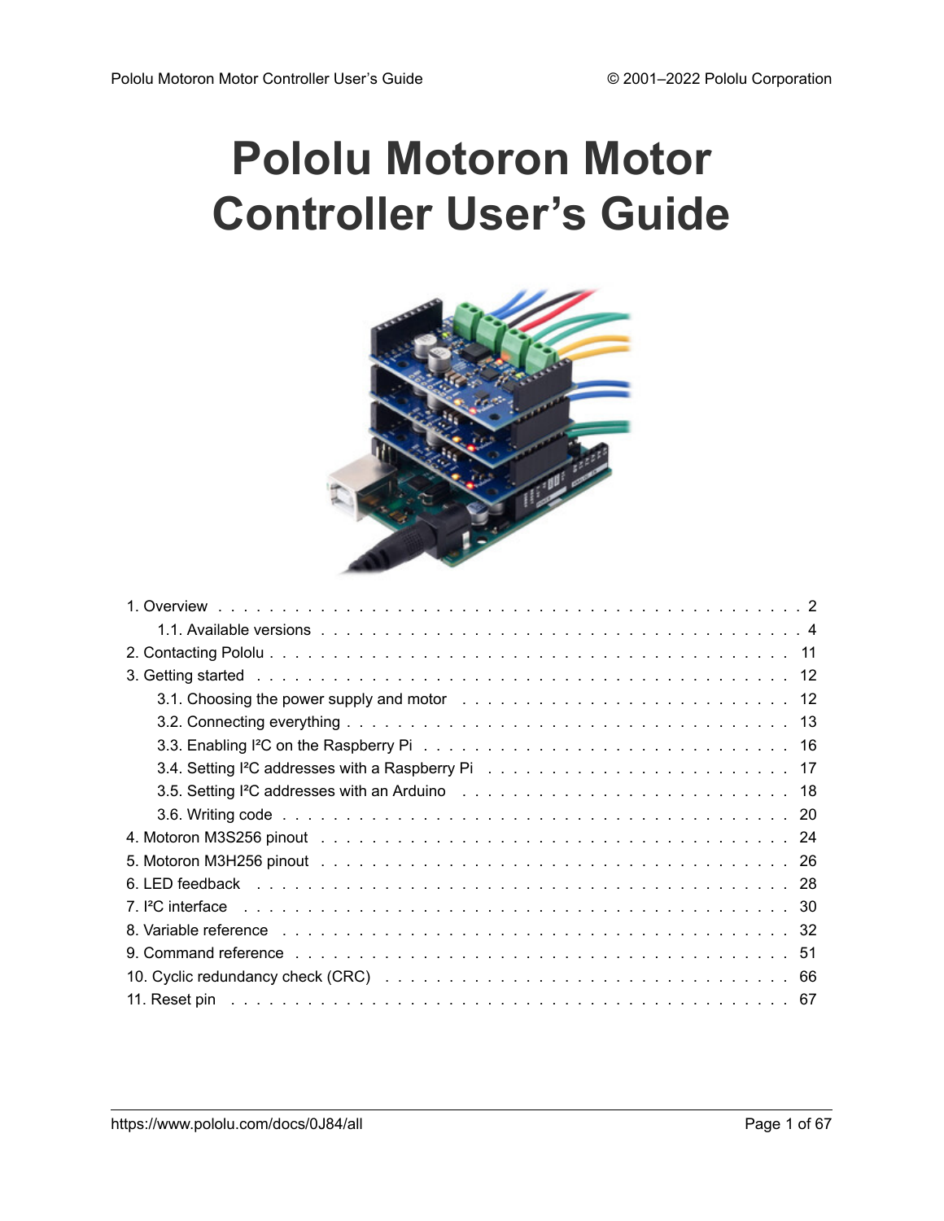# Pololu Motoron Motor Controller User's Guide

1. Overview . . . . . . . . . . . . . . . . . . . . . . . . . . . . . . . . . . . . . . . . . . . . 2
   1.1. Available versions . . . . . . . . . . . . . . . . . . . . . . . . . . . . . . . . . . . . 4
2. Contacting Pololu . . . . . . . . . . . . . . . . . . . . . . . . . . . . . . . . . . . . . . 11
3. Getting started . . . . . . . . . . . . . . . . . . . . . . . . . . . . . . . . . . . . . . . 12
   3.1. Choosing the power supply and motor . . . . . . . . . . . . . . . . . . . . . . . 12
   3.2. Connecting everything . . . . . . . . . . . . . . . . . . . . . . . . . . . . . . . . 13
   3.3. Enabling I²C on the Raspberry Pi . . . . . . . . . . . . . . . . . . . . . . . . . 16
   3.4. Setting I²C addresses with a Raspberry Pi . . . . . . . . . . . . . . . . . . . . 17
   3.5. Setting I²C addresses with an Arduino . . . . . . . . . . . . . . . . . . . . . . 18
   3.6. Writing code . . . . . . . . . . . . . . . . . . . . . . . . . . . . . . . . . . . . . 20
4. Motoron M3S256 pinout . . . . . . . . . . . . . . . . . . . . . . . . . . . . . . . . . 24
5. Motoron M3H256 pinout . . . . . . . . . . . . . . . . . . . . . . . . . . . . . . . . . 26
6. LED feedback . . . . . . . . . . . . . . . . . . . . . . . . . . . . . . . . . . . . . . . 28
7. I²C interface . . . . . . . . . . . . . . . . . . . . . . . . . . . . . . . . . . . . . . . 30
8. Variable reference . . . . . . . . . . . . . . . . . . . . . . . . . . . . . . . . . . . . 32
9. Command reference . . . . . . . . . . . . . . . . . . . . . . . . . . . . . . . . . . . . 51
10. Cyclic redundancy check (CRC) . . . . . . . . . . . . . . . . . . . . . . . . . . . . 66
11. Reset pin . . . . . . . . . . . . . . . . . . . . . . . . . . . . . . . . . . . . . . . . . 67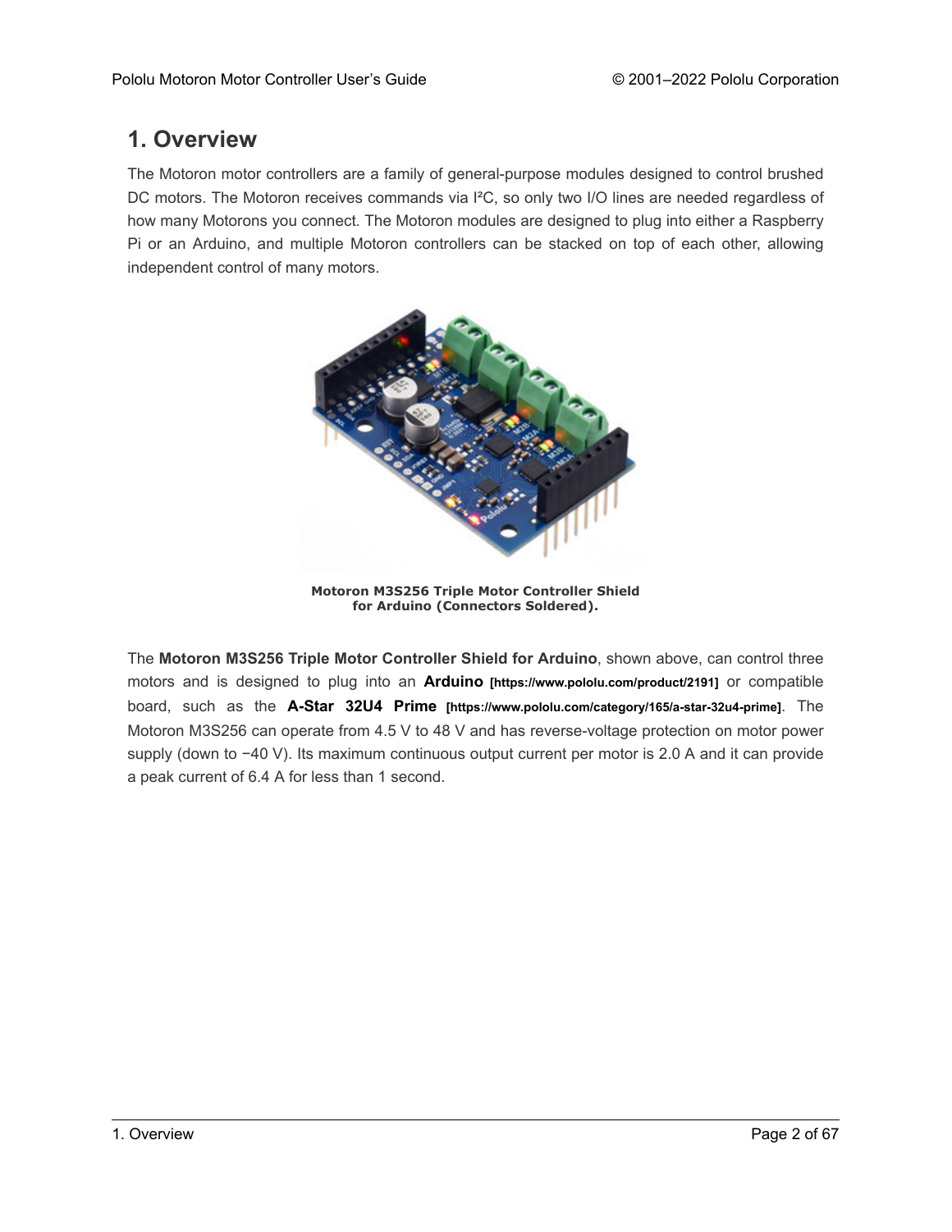# 1. Overview

The Motoron motor controllers are a family of general-purpose modules designed to control brushed DC motors. The Motoron receives commands via I²C, so only two I/O lines are needed regardless of how many Motorons you connect. The Motoron modules are designed to plug into either a Raspberry Pi or an Arduino, and multiple Motoron controllers can be stacked on top of each other, allowing independent control of many motors.

**Motoron M3S256 Triple Motor Controller Shield for Arduino (Connectors Soldered).**

The **Motoron M3S256 Triple Motor Controller Shield for Arduino**, shown above, can control three motors and is designed to plug into an **Arduino** [https://www.pololu.com/product/2191] or compatible board, such as the **A-Star 32U4 Prime** [https://www.pololu.com/category/165/a-star-32u4-prime]. The Motoron M3S256 can operate from 4.5 V to 48 V and has reverse-voltage protection on motor power supply (down to −40 V). Its maximum continuous output current per motor is 2.0 A and it can provide a peak current of 6.4 A for less than 1 second.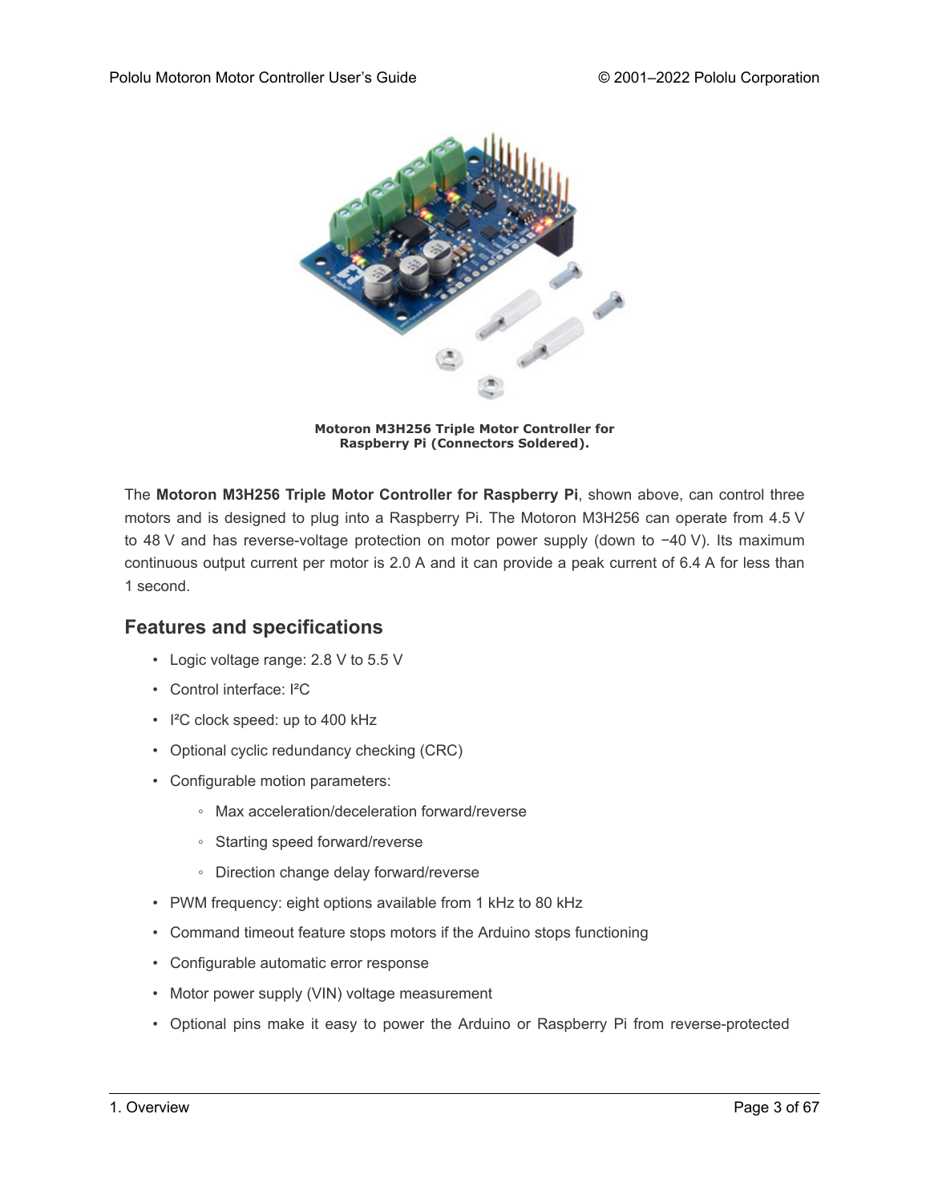**Motoron M3H256 Triple Motor Controller for Raspberry Pi (Connectors Soldered).**

The **Motoron M3H256 Triple Motor Controller for Raspberry Pi**, shown above, can control three motors and is designed to plug into a Raspberry Pi. The Motoron M3H256 can operate from 4.5 V to 48 V and has reverse-voltage protection on motor power supply (down to −40 V). Its maximum continuous output current per motor is 2.0 A and it can provide a peak current of 6.4 A for less than 1 second.

## Features and specifications

- Logic voltage range: 2.8 V to 5.5 V
- Control interface: I²C
- I²C clock speed: up to 400 kHz
- Optional cyclic redundancy checking (CRC)
- Configurable motion parameters:
  - Max acceleration/deceleration forward/reverse
  - Starting speed forward/reverse
  - Direction change delay forward/reverse
- PWM frequency: eight options available from 1 kHz to 80 kHz
- Command timeout feature stops motors if the Arduino stops functioning
- Configurable automatic error response
- Motor power supply (VIN) voltage measurement
- Optional pins make it easy to power the Arduino or Raspberry Pi from reverse-protected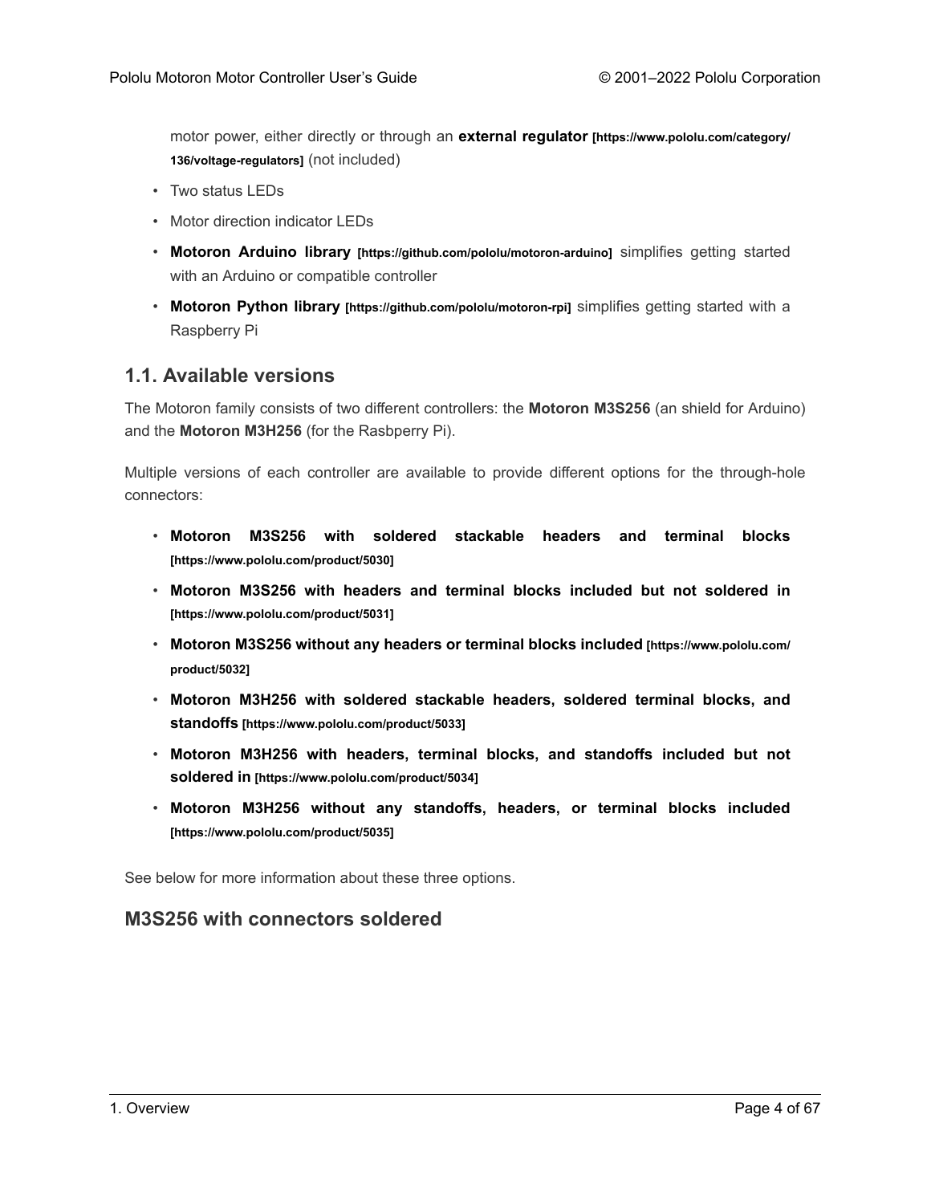motor power, either directly or through an **external regulator** **[https://www.pololu.com/category/136/voltage-regulators]** (not included)

- Two status LEDs
- Motor direction indicator LEDs
- **Motoron Arduino library** **[https://github.com/pololu/motoron-arduino]** simplifies getting started with an Arduino or compatible controller
- **Motoron Python library** **[https://github.com/pololu/motoron-rpi]** simplifies getting started with a Raspberry Pi

## 1.1. Available versions

The Motoron family consists of two different controllers: the **Motoron M3S256** (an shield for Arduino) and the **Motoron M3H256** (for the Rasbperry Pi).

Multiple versions of each controller are available to provide different options for the through-hole connectors:

- **Motoron M3S256 with soldered stackable headers and terminal blocks** **[https://www.pololu.com/product/5030]**
- **Motoron M3S256 with headers and terminal blocks included but not soldered in** **[https://www.pololu.com/product/5031]**
- **Motoron M3S256 without any headers or terminal blocks included** **[https://www.pololu.com/product/5032]**
- **Motoron M3H256 with soldered stackable headers, soldered terminal blocks, and standoffs** **[https://www.pololu.com/product/5033]**
- **Motoron M3H256 with headers, terminal blocks, and standoffs included but not soldered in** **[https://www.pololu.com/product/5034]**
- **Motoron M3H256 without any standoffs, headers, or terminal blocks included** **[https://www.pololu.com/product/5035]**

See below for more information about these three options.

### M3S256 with connectors soldered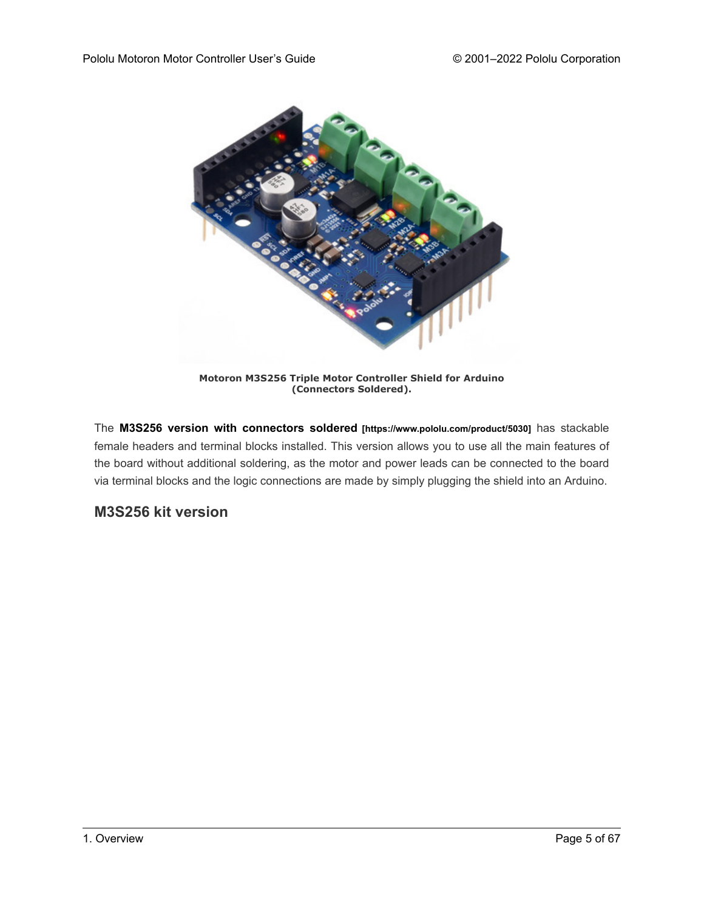**Motoron M3S256 Triple Motor Controller Shield for Arduino (Connectors Soldered).**

The **M3S256 version with connectors soldered** [https://www.pololu.com/product/5030] has stackable female headers and terminal blocks installed. This version allows you to use all the main features of the board without additional soldering, as the motor and power leads can be connected to the board via terminal blocks and the logic connections are made by simply plugging the shield into an Arduino.

## M3S256 kit version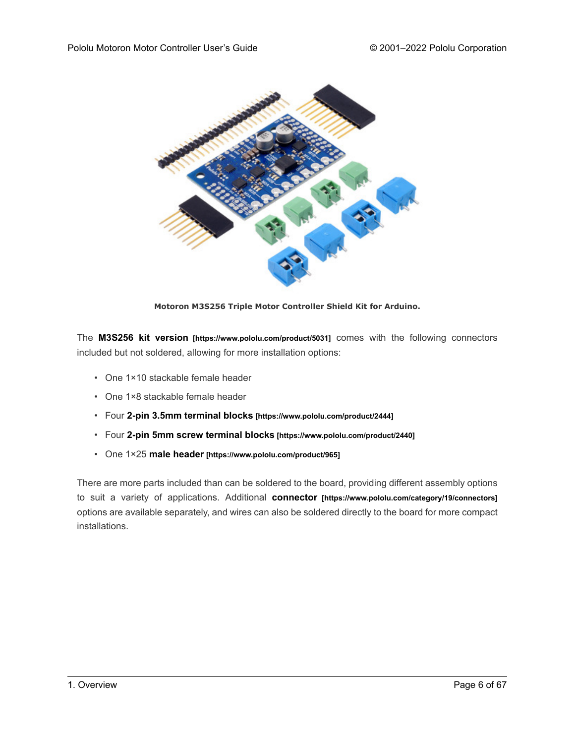**Motoron M3S256 Triple Motor Controller Shield Kit for Arduino.**

The **M3S256 kit version** **[https://www.pololu.com/product/5031]** comes with the following connectors included but not soldered, allowing for more installation options:

- One 1×10 stackable female header
- One 1×8 stackable female header
- Four **2-pin 3.5mm terminal blocks** **[https://www.pololu.com/product/2444]**
- Four **2-pin 5mm screw terminal blocks** **[https://www.pololu.com/product/2440]**
- One 1×25 **male header** **[https://www.pololu.com/product/965]**

There are more parts included than can be soldered to the board, providing different assembly options to suit a variety of applications. Additional **connector** **[https://www.pololu.com/category/19/connectors]** options are available separately, and wires can also be soldered directly to the board for more compact installations.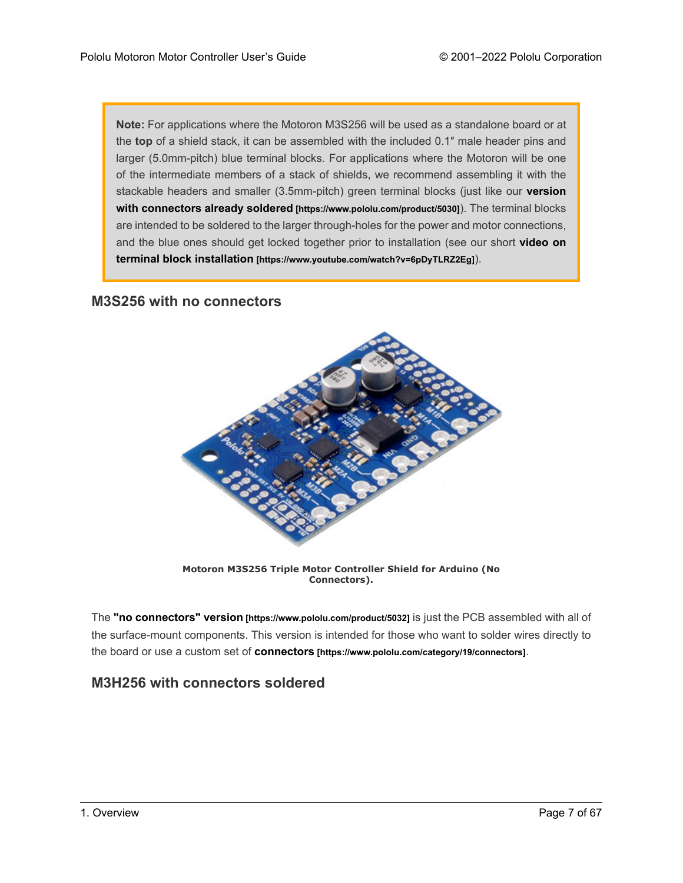**Note:** For applications where the Motoron M3S256 will be used as a standalone board or at the **top** of a shield stack, it can be assembled with the included 0.1″ male header pins and larger (5.0mm-pitch) blue terminal blocks. For applications where the Motoron will be one of the intermediate members of a stack of shields, we recommend assembling it with the stackable headers and smaller (3.5mm-pitch) green terminal blocks (just like our **version with connectors already soldered** [https://www.pololu.com/product/5030]). The terminal blocks are intended to be soldered to the larger through-holes for the power and motor connections, and the blue ones should get locked together prior to installation (see our short **video on terminal block installation** [https://www.youtube.com/watch?v=6pDyTLRZ2Eg]).

## M3S256 with no connectors

**Motoron M3S256 Triple Motor Controller Shield for Arduino (No Connectors).**

The **"no connectors" version** [https://www.pololu.com/product/5032] is just the PCB assembled with all of the surface-mount components. This version is intended for those who want to solder wires directly to the board or use a custom set of **connectors** [https://www.pololu.com/category/19/connectors].

## M3H256 with connectors soldered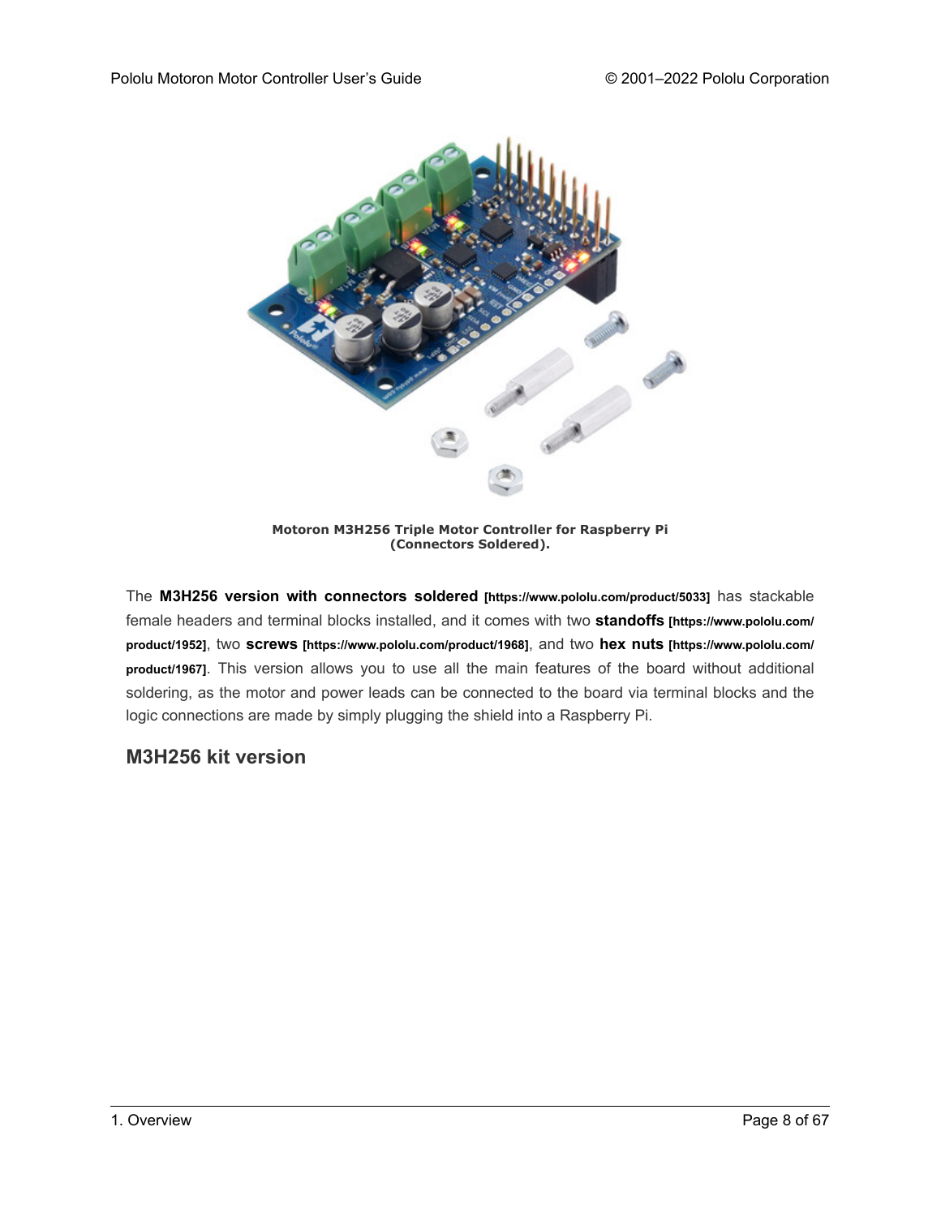**Motoron M3H256 Triple Motor Controller for Raspberry Pi (Connectors Soldered).**

The **M3H256 version with connectors soldered** **[https://www.pololu.com/product/5033]** has stackable female headers and terminal blocks installed, and it comes with two **standoffs** **[https://www.pololu.com/product/1952]**, two **screws** **[https://www.pololu.com/product/1968]**, and two **hex nuts** **[https://www.pololu.com/product/1967]**. This version allows you to use all the main features of the board without additional soldering, as the motor and power leads can be connected to the board via terminal blocks and the logic connections are made by simply plugging the shield into a Raspberry Pi.

## M3H256 kit version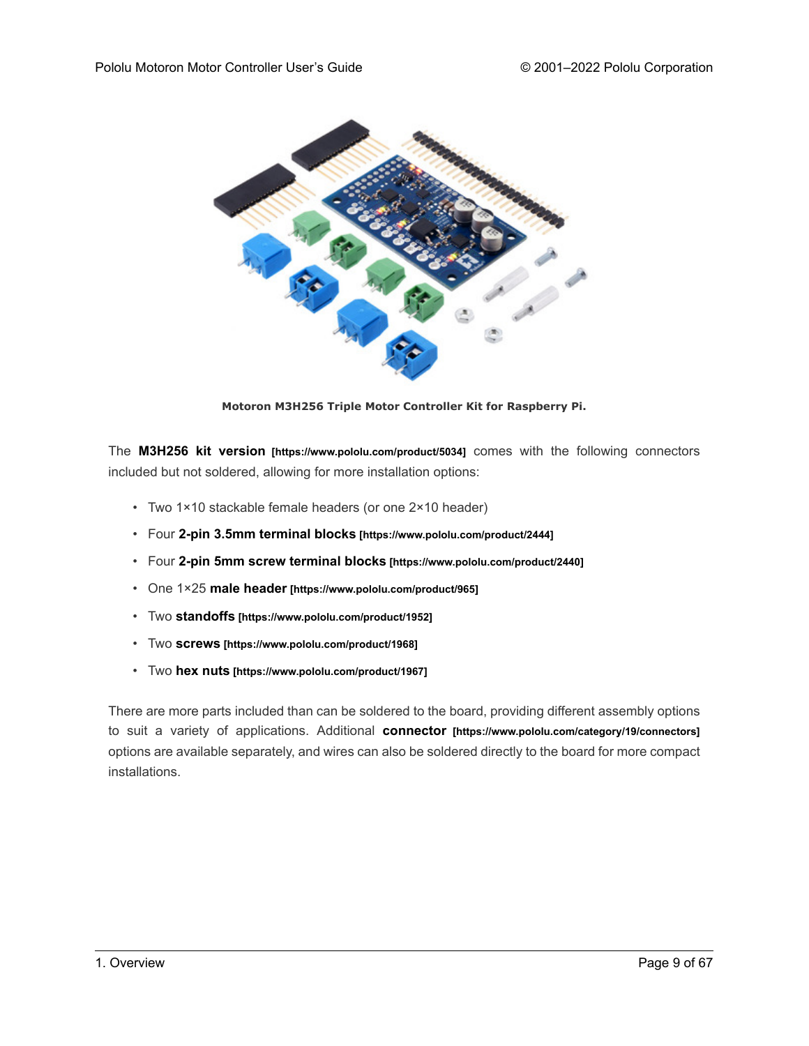**Motoron M3H256 Triple Motor Controller Kit for Raspberry Pi.**

The **M3H256 kit version** [https://www.pololu.com/product/5034] comes with the following connectors included but not soldered, allowing for more installation options:

- Two 1×10 stackable female headers (or one 2×10 header)
- Four **2-pin 3.5mm terminal blocks** [https://www.pololu.com/product/2444]
- Four **2-pin 5mm screw terminal blocks** [https://www.pololu.com/product/2440]
- One 1×25 **male header** [https://www.pololu.com/product/965]
- Two **standoffs** [https://www.pololu.com/product/1952]
- Two **screws** [https://www.pololu.com/product/1968]
- Two **hex nuts** [https://www.pololu.com/product/1967]

There are more parts included than can be soldered to the board, providing different assembly options to suit a variety of applications. Additional **connector** [https://www.pololu.com/category/19/connectors] options are available separately, and wires can also be soldered directly to the board for more compact installations.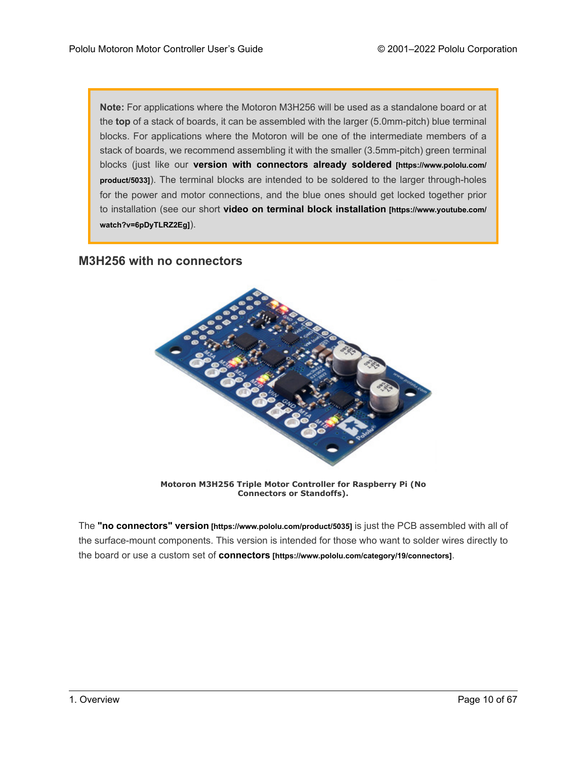> **Note:** For applications where the Motoron M3H256 will be used as a standalone board or at the **top** of a stack of boards, it can be assembled with the larger (5.0mm-pitch) blue terminal blocks. For applications where the Motoron will be one of the intermediate members of a stack of boards, we recommend assembling it with the smaller (3.5mm-pitch) green terminal blocks (just like our **version with connectors already soldered [https://www.pololu.com/product/5033]**). The terminal blocks are intended to be soldered to the larger through-holes for the power and motor connections, and the blue ones should get locked together prior to installation (see our short **video on terminal block installation [https://www.youtube.com/watch?v=6pDyTLRZ2Eg]**).

## M3H256 with no connectors

**Motoron M3H256 Triple Motor Controller for Raspberry Pi (No Connectors or Standoffs).**

The **"no connectors" version [https://www.pololu.com/product/5035]** is just the PCB assembled with all of the surface-mount components. This version is intended for those who want to solder wires directly to the board or use a custom set of **connectors [https://www.pololu.com/category/19/connectors]**.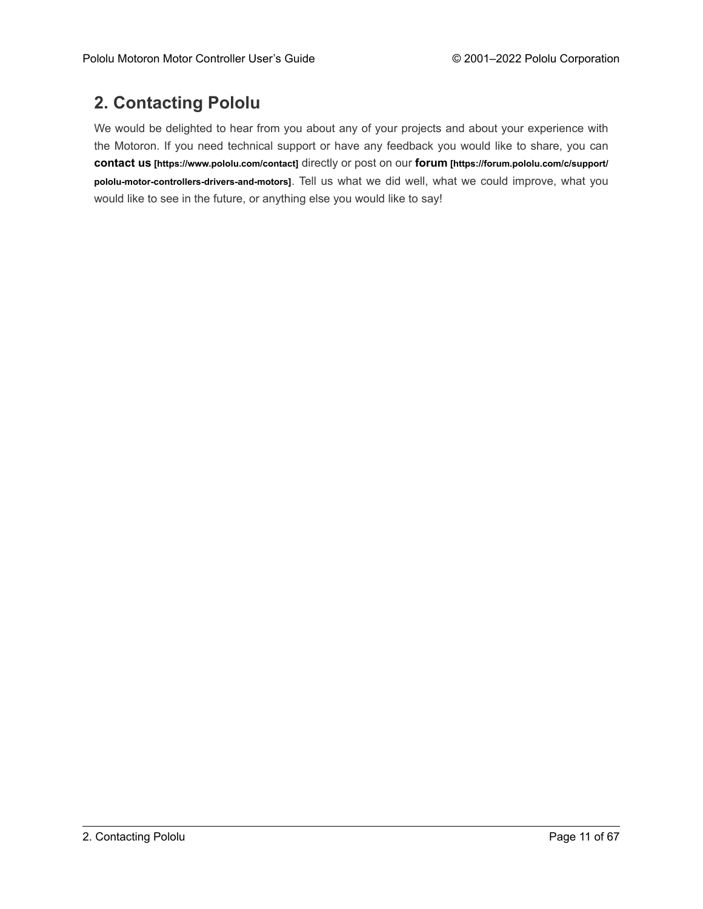## 2. Contacting Pololu

We would be delighted to hear from you about any of your projects and about your experience with the Motoron. If you need technical support or have any feedback you would like to share, you can **contact us** [https://www.pololu.com/contact] directly or post on our **forum** [https://forum.pololu.com/c/support/pololu-motor-controllers-drivers-and-motors]. Tell us what we did well, what we could improve, what you would like to see in the future, or anything else you would like to say!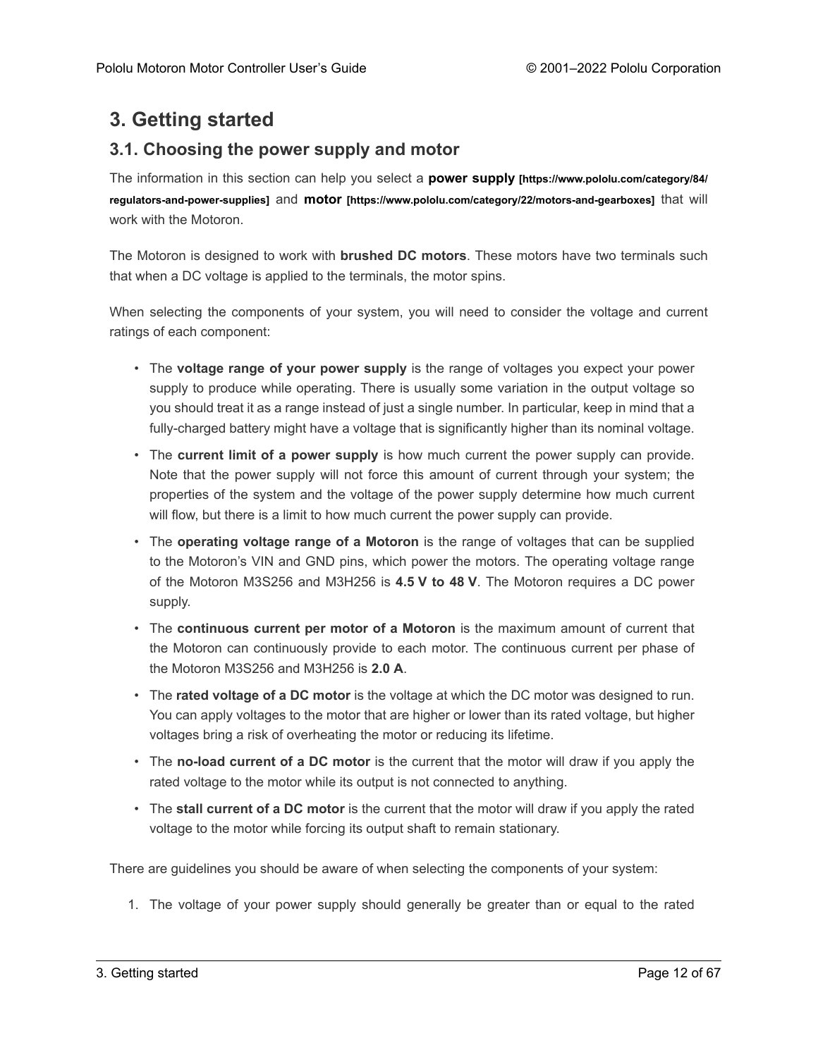# 3. Getting started

## 3.1. Choosing the power supply and motor

The information in this section can help you select a **power supply** **[https://www.pololu.com/category/84/regulators-and-power-supplies]** and **motor** **[https://www.pololu.com/category/22/motors-and-gearboxes]** that will work with the Motoron.

The Motoron is designed to work with **brushed DC motors**. These motors have two terminals such that when a DC voltage is applied to the terminals, the motor spins.

When selecting the components of your system, you will need to consider the voltage and current ratings of each component:

- The **voltage range of your power supply** is the range of voltages you expect your power supply to produce while operating. There is usually some variation in the output voltage so you should treat it as a range instead of just a single number. In particular, keep in mind that a fully-charged battery might have a voltage that is significantly higher than its nominal voltage.
- The **current limit of a power supply** is how much current the power supply can provide. Note that the power supply will not force this amount of current through your system; the properties of the system and the voltage of the power supply determine how much current will flow, but there is a limit to how much current the power supply can provide.
- The **operating voltage range of a Motoron** is the range of voltages that can be supplied to the Motoron's VIN and GND pins, which power the motors. The operating voltage range of the Motoron M3S256 and M3H256 is **4.5 V to 48 V**. The Motoron requires a DC power supply.
- The **continuous current per motor of a Motoron** is the maximum amount of current that the Motoron can continuously provide to each motor. The continuous current per phase of the Motoron M3S256 and M3H256 is **2.0 A**.
- The **rated voltage of a DC motor** is the voltage at which the DC motor was designed to run. You can apply voltages to the motor that are higher or lower than its rated voltage, but higher voltages bring a risk of overheating the motor or reducing its lifetime.
- The **no-load current of a DC motor** is the current that the motor will draw if you apply the rated voltage to the motor while its output is not connected to anything.
- The **stall current of a DC motor** is the current that the motor will draw if you apply the rated voltage to the motor while forcing its output shaft to remain stationary.

There are guidelines you should be aware of when selecting the components of your system:

1. The voltage of your power supply should generally be greater than or equal to the rated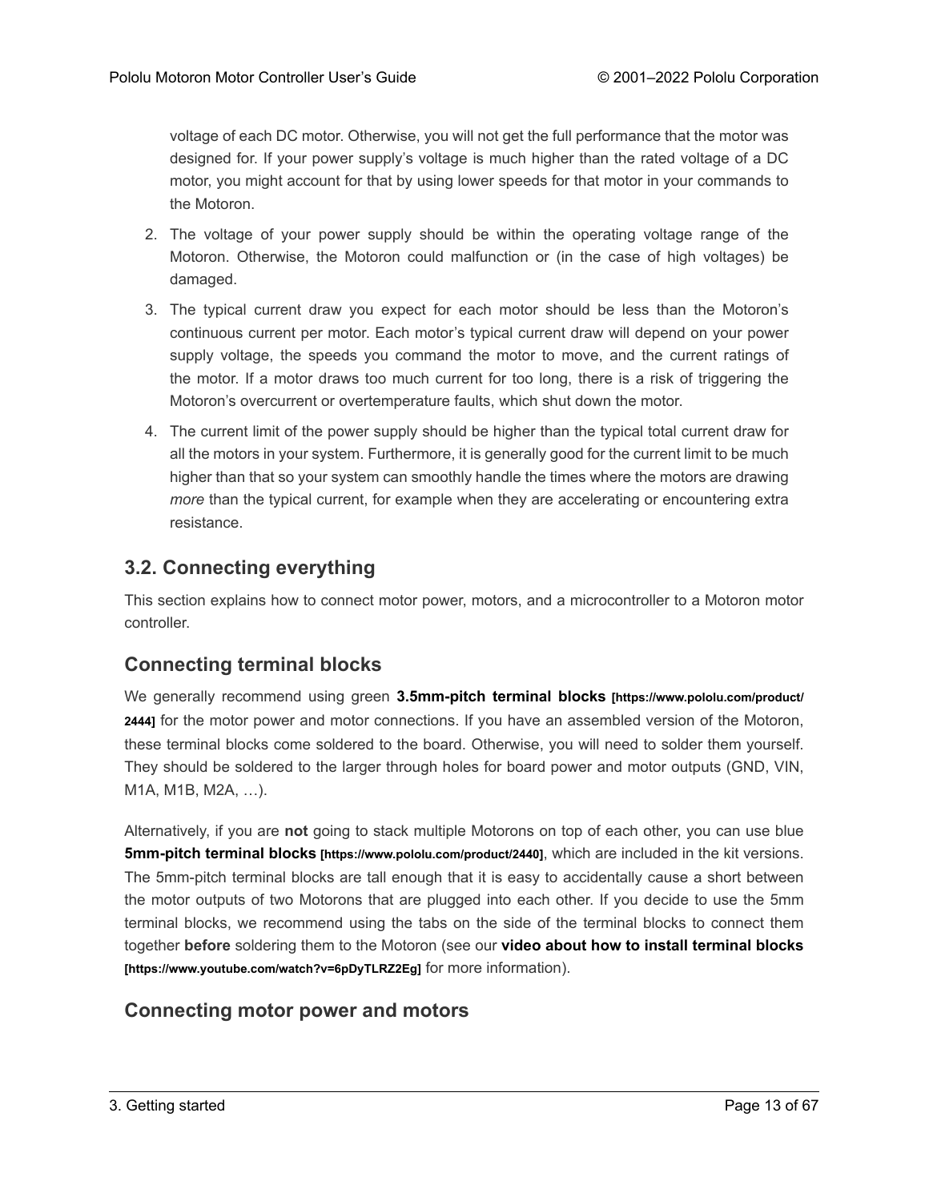voltage of each DC motor. Otherwise, you will not get the full performance that the motor was designed for. If your power supply's voltage is much higher than the rated voltage of a DC motor, you might account for that by using lower speeds for that motor in your commands to the Motoron.

2. The voltage of your power supply should be within the operating voltage range of the Motoron. Otherwise, the Motoron could malfunction or (in the case of high voltages) be damaged.
3. The typical current draw you expect for each motor should be less than the Motoron's continuous current per motor. Each motor's typical current draw will depend on your power supply voltage, the speeds you command the motor to move, and the current ratings of the motor. If a motor draws too much current for too long, there is a risk of triggering the Motoron's overcurrent or overtemperature faults, which shut down the motor.
4. The current limit of the power supply should be higher than the typical total current draw for all the motors in your system. Furthermore, it is generally good for the current limit to be much higher than that so your system can smoothly handle the times where the motors are drawing *more* than the typical current, for example when they are accelerating or encountering extra resistance.

## 3.2. Connecting everything

This section explains how to connect motor power, motors, and a microcontroller to a Motoron motor controller.

### Connecting terminal blocks

We generally recommend using green **3.5mm-pitch terminal blocks** **[https://www.pololu.com/product/2444]** for the motor power and motor connections. If you have an assembled version of the Motoron, these terminal blocks come soldered to the board. Otherwise, you will need to solder them yourself. They should be soldered to the larger through holes for board power and motor outputs (GND, VIN, M1A, M1B, M2A, …).

Alternatively, if you are **not** going to stack multiple Motorons on top of each other, you can use blue **5mm-pitch terminal blocks** **[https://www.pololu.com/product/2440]**, which are included in the kit versions. The 5mm-pitch terminal blocks are tall enough that it is easy to accidentally cause a short between the motor outputs of two Motorons that are plugged into each other. If you decide to use the 5mm terminal blocks, we recommend using the tabs on the side of the terminal blocks to connect them together **before** soldering them to the Motoron (see our **video about how to install terminal blocks** **[https://www.youtube.com/watch?v=6pDyTLRZ2Eg]** for more information).

### Connecting motor power and motors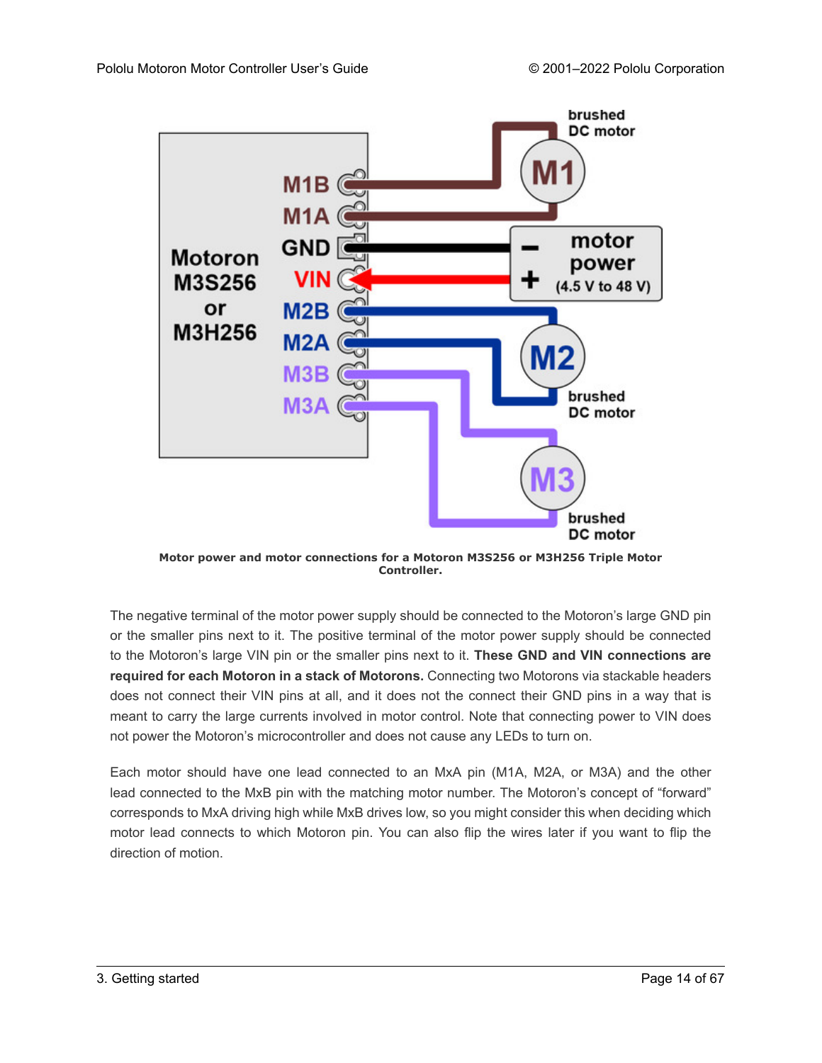**Motor power and motor connections for a Motoron M3S256 or M3H256 Triple Motor Controller.**

The negative terminal of the motor power supply should be connected to the Motoron's large GND pin or the smaller pins next to it. The positive terminal of the motor power supply should be connected to the Motoron's large VIN pin or the smaller pins next to it. **These GND and VIN connections are required for each Motoron in a stack of Motorons.** Connecting two Motorons via stackable headers does not connect their VIN pins at all, and it does not the connect their GND pins in a way that is meant to carry the large currents involved in motor control. Note that connecting power to VIN does not power the Motoron's microcontroller and does not cause any LEDs to turn on.

Each motor should have one lead connected to an MxA pin (M1A, M2A, or M3A) and the other lead connected to the MxB pin with the matching motor number. The Motoron's concept of "forward" corresponds to MxA driving high while MxB drives low, so you might consider this when deciding which motor lead connects to which Motoron pin. You can also flip the wires later if you want to flip the direction of motion.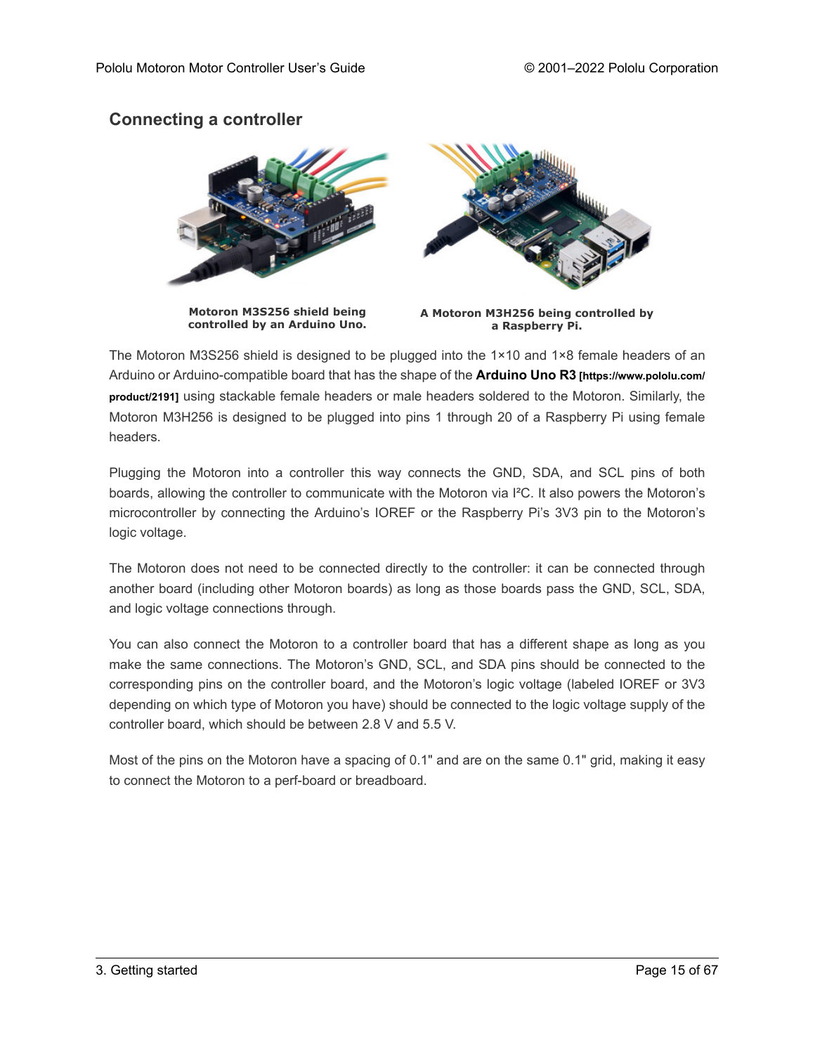## Connecting a controller

Motoron M3S256 shield being controlled by an Arduino Uno.

A Motoron M3H256 being controlled by a Raspberry Pi.

The Motoron M3S256 shield is designed to be plugged into the 1×10 and 1×8 female headers of an Arduino or Arduino-compatible board that has the shape of the **Arduino Uno R3** **[https://www.pololu.com/product/2191]** using stackable female headers or male headers soldered to the Motoron. Similarly, the Motoron M3H256 is designed to be plugged into pins 1 through 20 of a Raspberry Pi using female headers.

Plugging the Motoron into a controller this way connects the GND, SDA, and SCL pins of both boards, allowing the controller to communicate with the Motoron via I²C. It also powers the Motoron's microcontroller by connecting the Arduino's IOREF or the Raspberry Pi's 3V3 pin to the Motoron's logic voltage.

The Motoron does not need to be connected directly to the controller: it can be connected through another board (including other Motoron boards) as long as those boards pass the GND, SCL, SDA, and logic voltage connections through.

You can also connect the Motoron to a controller board that has a different shape as long as you make the same connections. The Motoron's GND, SCL, and SDA pins should be connected to the corresponding pins on the controller board, and the Motoron's logic voltage (labeled IOREF or 3V3 depending on which type of Motoron you have) should be connected to the logic voltage supply of the controller board, which should be between 2.8 V and 5.5 V.

Most of the pins on the Motoron have a spacing of 0.1" and are on the same 0.1" grid, making it easy to connect the Motoron to a perf-board or breadboard.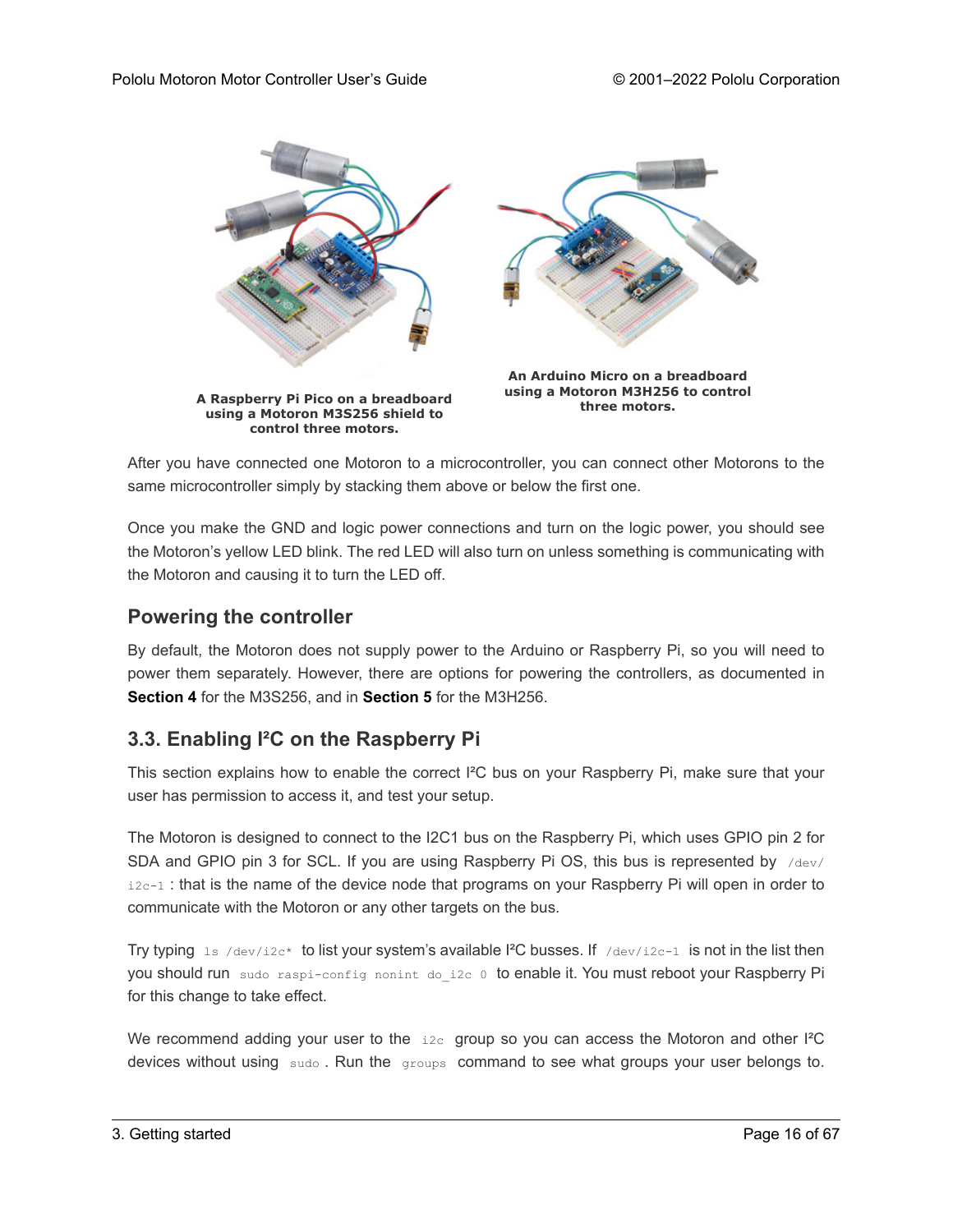A Raspberry Pi Pico on a breadboard using a Motoron M3S256 shield to control three motors.

An Arduino Micro on a breadboard using a Motoron M3H256 to control three motors.

After you have connected one Motoron to a microcontroller, you can connect other Motorons to the same microcontroller simply by stacking them above or below the first one.

Once you make the GND and logic power connections and turn on the logic power, you should see the Motoron's yellow LED blink. The red LED will also turn on unless something is communicating with the Motoron and causing it to turn the LED off.

### Powering the controller

By default, the Motoron does not supply power to the Arduino or Raspberry Pi, so you will need to power them separately. However, there are options for powering the controllers, as documented in **Section 4** for the M3S256, and in **Section 5** for the M3H256.

## 3.3. Enabling I²C on the Raspberry Pi

This section explains how to enable the correct I²C bus on your Raspberry Pi, make sure that your user has permission to access it, and test your setup.

The Motoron is designed to connect to the I2C1 bus on the Raspberry Pi, which uses GPIO pin 2 for SDA and GPIO pin 3 for SCL. If you are using Raspberry Pi OS, this bus is represented by `/dev/i2c-1`: that is the name of the device node that programs on your Raspberry Pi will open in order to communicate with the Motoron or any other targets on the bus.

Try typing `ls /dev/i2c*` to list your system's available I²C busses. If `/dev/i2c-1` is not in the list then you should run `sudo raspi-config nonint do_i2c 0` to enable it. You must reboot your Raspberry Pi for this change to take effect.

We recommend adding your user to the `i2c` group so you can access the Motoron and other I²C devices without using `sudo`. Run the `groups` command to see what groups your user belongs to.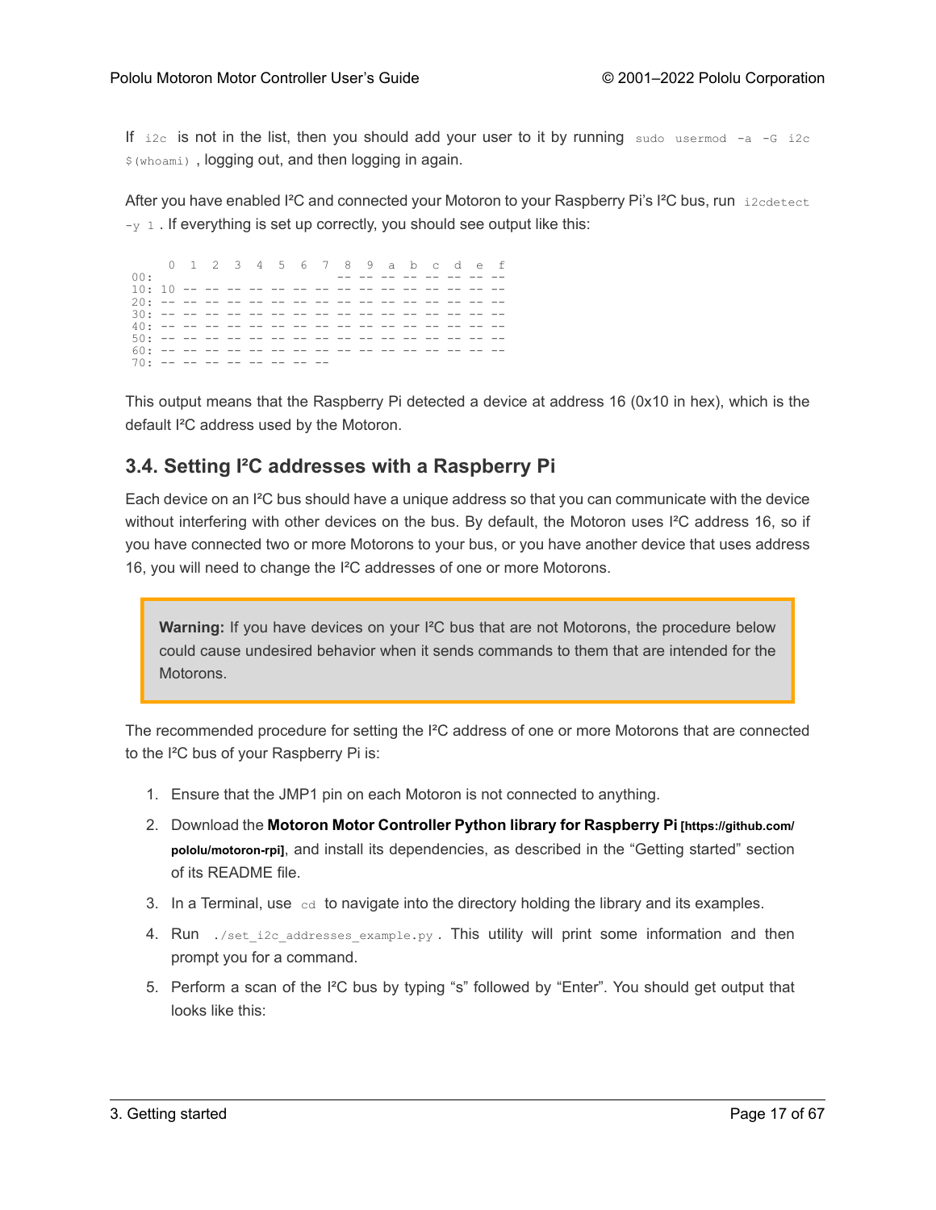If `i2c` is not in the list, then you should add your user to it by running `sudo usermod -a -G i2c $(whoami)`, logging out, and then logging in again.

After you have enabled I²C and connected your Motoron to your Raspberry Pi's I²C bus, run `i2cdetect -y 1`. If everything is set up correctly, you should see output like this:

```
     0  1  2  3  4  5  6  7  8  9  a  b  c  d  e  f
00:                         -- -- -- -- -- -- -- --
10: 10 -- -- -- -- -- -- -- -- -- -- -- -- -- -- --
20: -- -- -- -- -- -- -- -- -- -- -- -- -- -- -- --
30: -- -- -- -- -- -- -- -- -- -- -- -- -- -- -- --
40: -- -- -- -- -- -- -- -- -- -- -- -- -- -- -- --
50: -- -- -- -- -- -- -- -- -- -- -- -- -- -- -- --
60: -- -- -- -- -- -- -- -- -- -- -- -- -- -- -- --
70: -- -- -- -- -- -- -- --
```

This output means that the Raspberry Pi detected a device at address 16 (0x10 in hex), which is the default I²C address used by the Motoron.

## 3.4. Setting I²C addresses with a Raspberry Pi

Each device on an I²C bus should have a unique address so that you can communicate with the device without interfering with other devices on the bus. By default, the Motoron uses I²C address 16, so if you have connected two or more Motorons to your bus, or you have another device that uses address 16, you will need to change the I²C addresses of one or more Motorons.

> **Warning:** If you have devices on your I²C bus that are not Motorons, the procedure below could cause undesired behavior when it sends commands to them that are intended for the Motorons.

The recommended procedure for setting the I²C address of one or more Motorons that are connected to the I²C bus of your Raspberry Pi is:

1. Ensure that the JMP1 pin on each Motoron is not connected to anything.
2. Download the **Motoron Motor Controller Python library for Raspberry Pi [https://github.com/pololu/motoron-rpi]**, and install its dependencies, as described in the "Getting started" section of its README file.
3. In a Terminal, use `cd` to navigate into the directory holding the library and its examples.
4. Run `./set_i2c_addresses_example.py`. This utility will print some information and then prompt you for a command.
5. Perform a scan of the I²C bus by typing "s" followed by "Enter". You should get output that looks like this: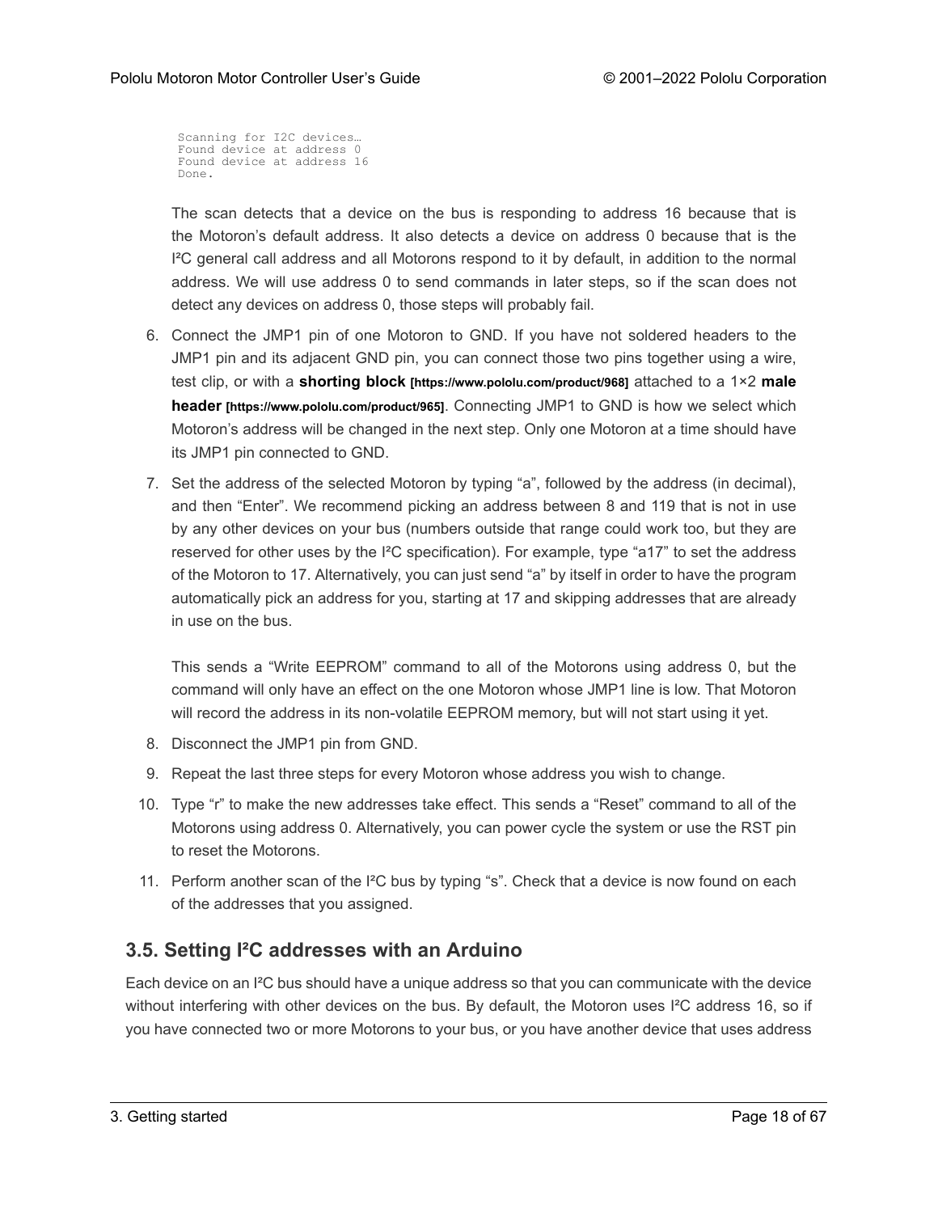```
Scanning for I2C devices…
Found device at address 0
Found device at address 16
Done.
```

The scan detects that a device on the bus is responding to address 16 because that is the Motoron's default address. It also detects a device on address 0 because that is the I²C general call address and all Motorons respond to it by default, in addition to the normal address. We will use address 0 to send commands in later steps, so if the scan does not detect any devices on address 0, those steps will probably fail.

6. Connect the JMP1 pin of one Motoron to GND. If you have not soldered headers to the JMP1 pin and its adjacent GND pin, you can connect those two pins together using a wire, test clip, or with a **shorting block** **[https://www.pololu.com/product/968]** attached to a 1×2 **male header** **[https://www.pololu.com/product/965]**. Connecting JMP1 to GND is how we select which Motoron's address will be changed in the next step. Only one Motoron at a time should have its JMP1 pin connected to GND.
7. Set the address of the selected Motoron by typing "a", followed by the address (in decimal), and then "Enter". We recommend picking an address between 8 and 119 that is not in use by any other devices on your bus (numbers outside that range could work too, but they are reserved for other uses by the I²C specification). For example, type "a17" to set the address of the Motoron to 17. Alternatively, you can just send "a" by itself in order to have the program automatically pick an address for you, starting at 17 and skipping addresses that are already in use on the bus.

   This sends a "Write EEPROM" command to all of the Motorons using address 0, but the command will only have an effect on the one Motoron whose JMP1 line is low. That Motoron will record the address in its non-volatile EEPROM memory, but will not start using it yet.
8. Disconnect the JMP1 pin from GND.
9. Repeat the last three steps for every Motoron whose address you wish to change.
10. Type "r" to make the new addresses take effect. This sends a "Reset" command to all of the Motorons using address 0. Alternatively, you can power cycle the system or use the RST pin to reset the Motorons.
11. Perform another scan of the I²C bus by typing "s". Check that a device is now found on each of the addresses that you assigned.

## 3.5. Setting I²C addresses with an Arduino

Each device on an I²C bus should have a unique address so that you can communicate with the device without interfering with other devices on the bus. By default, the Motoron uses I²C address 16, so if you have connected two or more Motorons to your bus, or you have another device that uses address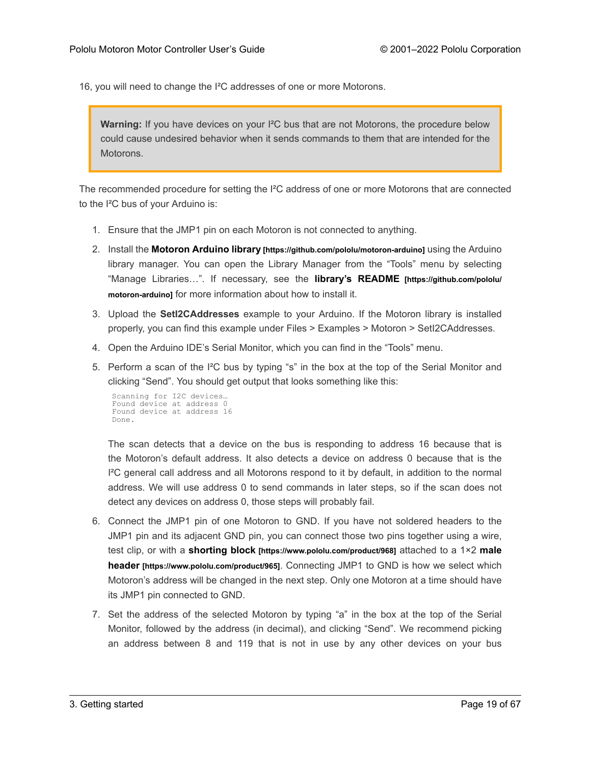16, you will need to change the I²C addresses of one or more Motorons.

> **Warning:** If you have devices on your I²C bus that are not Motorons, the procedure below could cause undesired behavior when it sends commands to them that are intended for the Motorons.

The recommended procedure for setting the I²C address of one or more Motorons that are connected to the I²C bus of your Arduino is:

1. Ensure that the JMP1 pin on each Motoron is not connected to anything.
2. Install the **Motoron Arduino library** **[https://github.com/pololu/motoron-arduino]** using the Arduino library manager. You can open the Library Manager from the "Tools" menu by selecting "Manage Libraries…". If necessary, see the **library's README** **[https://github.com/pololu/motoron-arduino]** for more information about how to install it.
3. Upload the **SetI2CAddresses** example to your Arduino. If the Motoron library is installed properly, you can find this example under Files > Examples > Motoron > SetI2CAddresses.
4. Open the Arduino IDE's Serial Monitor, which you can find in the "Tools" menu.
5. Perform a scan of the I²C bus by typing "s" in the box at the top of the Serial Monitor and clicking "Send". You should get output that looks something like this:

   ```
   Scanning for I2C devices…
   Found device at address 0
   Found device at address 16
   Done.
   ```

   The scan detects that a device on the bus is responding to address 16 because that is the Motoron's default address. It also detects a device on address 0 because that is the I²C general call address and all Motorons respond to it by default, in addition to the normal address. We will use address 0 to send commands in later steps, so if the scan does not detect any devices on address 0, those steps will probably fail.
6. Connect the JMP1 pin of one Motoron to GND. If you have not soldered headers to the JMP1 pin and its adjacent GND pin, you can connect those two pins together using a wire, test clip, or with a **shorting block** **[https://www.pololu.com/product/968]** attached to a 1×2 **male header** **[https://www.pololu.com/product/965]**. Connecting JMP1 to GND is how we select which Motoron's address will be changed in the next step. Only one Motoron at a time should have its JMP1 pin connected to GND.
7. Set the address of the selected Motoron by typing "a" in the box at the top of the Serial Monitor, followed by the address (in decimal), and clicking "Send". We recommend picking an address between 8 and 119 that is not in use by any other devices on your bus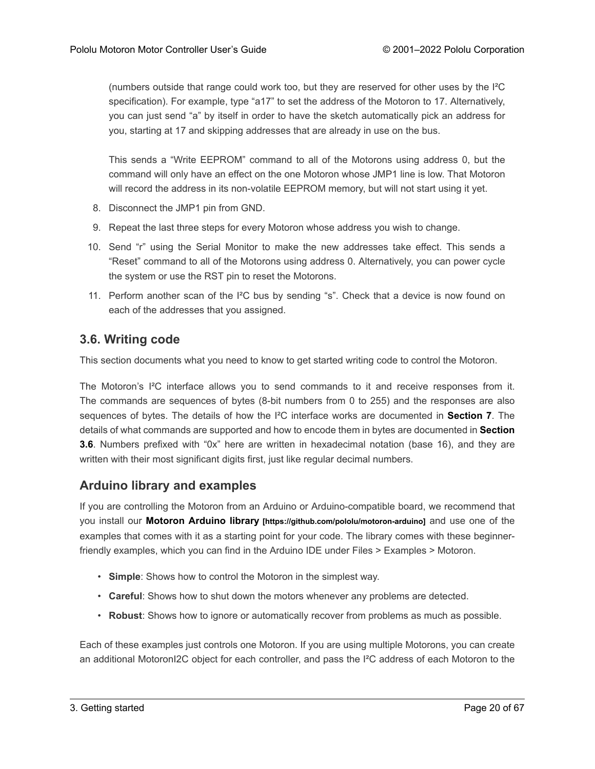(numbers outside that range could work too, but they are reserved for other uses by the I²C specification). For example, type "a17" to set the address of the Motoron to 17. Alternatively, you can just send "a" by itself in order to have the sketch automatically pick an address for you, starting at 17 and skipping addresses that are already in use on the bus.

This sends a "Write EEPROM" command to all of the Motorons using address 0, but the command will only have an effect on the one Motoron whose JMP1 line is low. That Motoron will record the address in its non-volatile EEPROM memory, but will not start using it yet.

8. Disconnect the JMP1 pin from GND.
9. Repeat the last three steps for every Motoron whose address you wish to change.
10. Send "r" using the Serial Monitor to make the new addresses take effect. This sends a "Reset" command to all of the Motorons using address 0. Alternatively, you can power cycle the system or use the RST pin to reset the Motorons.
11. Perform another scan of the I²C bus by sending "s". Check that a device is now found on each of the addresses that you assigned.

## 3.6. Writing code

This section documents what you need to know to get started writing code to control the Motoron.

The Motoron's I²C interface allows you to send commands to it and receive responses from it. The commands are sequences of bytes (8-bit numbers from 0 to 255) and the responses are also sequences of bytes. The details of how the I²C interface works are documented in **Section 7**. The details of what commands are supported and how to encode them in bytes are documented in **Section 3.6**. Numbers prefixed with "0x" here are written in hexadecimal notation (base 16), and they are written with their most significant digits first, just like regular decimal numbers.

### Arduino library and examples

If you are controlling the Motoron from an Arduino or Arduino-compatible board, we recommend that you install our **Motoron Arduino library** [https://github.com/pololu/motoron-arduino] and use one of the examples that comes with it as a starting point for your code. The library comes with these beginner-friendly examples, which you can find in the Arduino IDE under Files > Examples > Motoron.

- **Simple**: Shows how to control the Motoron in the simplest way.
- **Careful**: Shows how to shut down the motors whenever any problems are detected.
- **Robust**: Shows how to ignore or automatically recover from problems as much as possible.

Each of these examples just controls one Motoron. If you are using multiple Motorons, you can create an additional MotoronI2C object for each controller, and pass the I²C address of each Motoron to the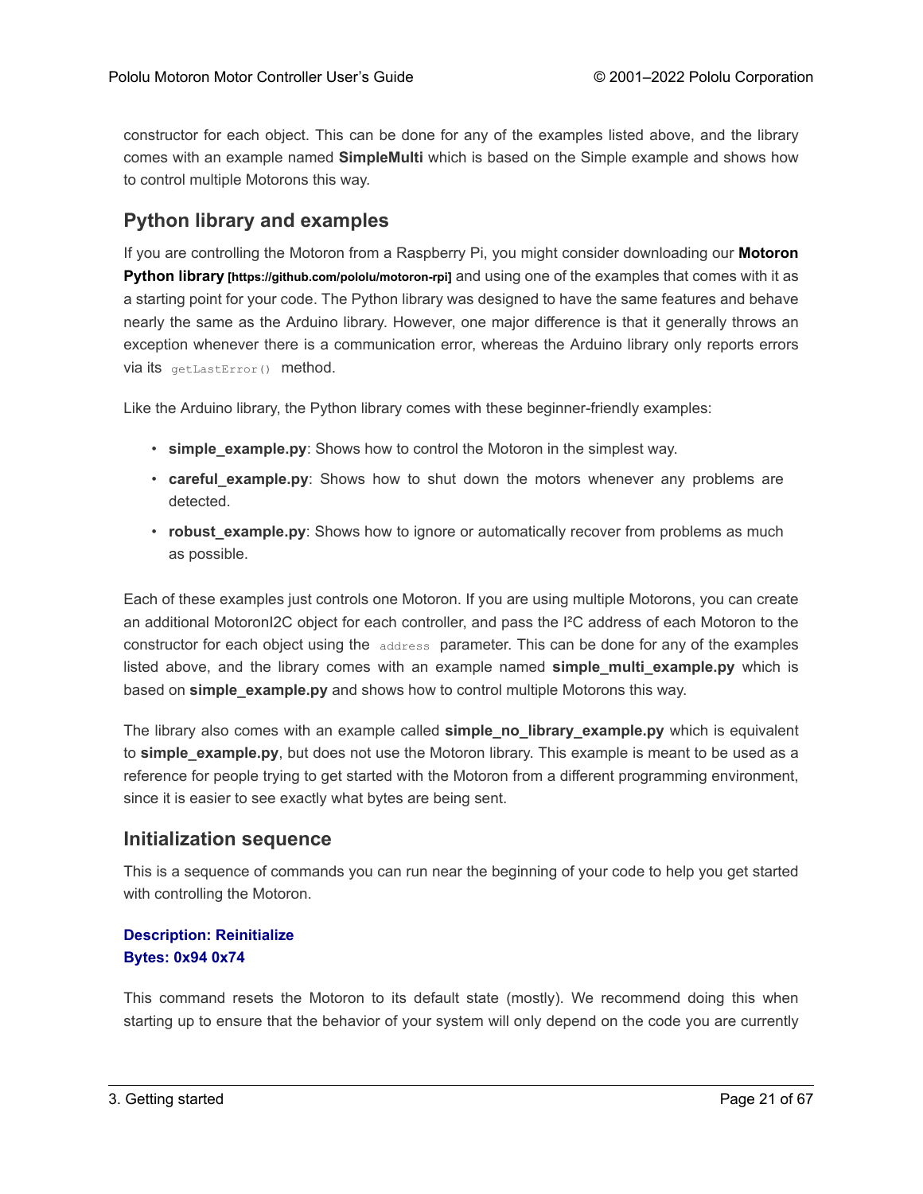constructor for each object. This can be done for any of the examples listed above, and the library comes with an example named **SimpleMulti** which is based on the Simple example and shows how to control multiple Motorons this way.

## Python library and examples

If you are controlling the Motoron from a Raspberry Pi, you might consider downloading our **Motoron Python library** [https://github.com/pololu/motoron-rpi] and using one of the examples that comes with it as a starting point for your code. The Python library was designed to have the same features and behave nearly the same as the Arduino library. However, one major difference is that it generally throws an exception whenever there is a communication error, whereas the Arduino library only reports errors via its `getLastError()` method.

Like the Arduino library, the Python library comes with these beginner-friendly examples:

- **simple_example.py**: Shows how to control the Motoron in the simplest way.
- **careful_example.py**: Shows how to shut down the motors whenever any problems are detected.
- **robust_example.py**: Shows how to ignore or automatically recover from problems as much as possible.

Each of these examples just controls one Motoron. If you are using multiple Motorons, you can create an additional MotoronI2C object for each controller, and pass the I²C address of each Motoron to the constructor for each object using the `address` parameter. This can be done for any of the examples listed above, and the library comes with an example named **simple_multi_example.py** which is based on **simple_example.py** and shows how to control multiple Motorons this way.

The library also comes with an example called **simple_no_library_example.py** which is equivalent to **simple_example.py**, but does not use the Motoron library. This example is meant to be used as a reference for people trying to get started with the Motoron from a different programming environment, since it is easier to see exactly what bytes are being sent.

## Initialization sequence

This is a sequence of commands you can run near the beginning of your code to help you get started with controlling the Motoron.

**Description: Reinitialize**
**Bytes: 0x94 0x74**

This command resets the Motoron to its default state (mostly). We recommend doing this when starting up to ensure that the behavior of your system will only depend on the code you are currently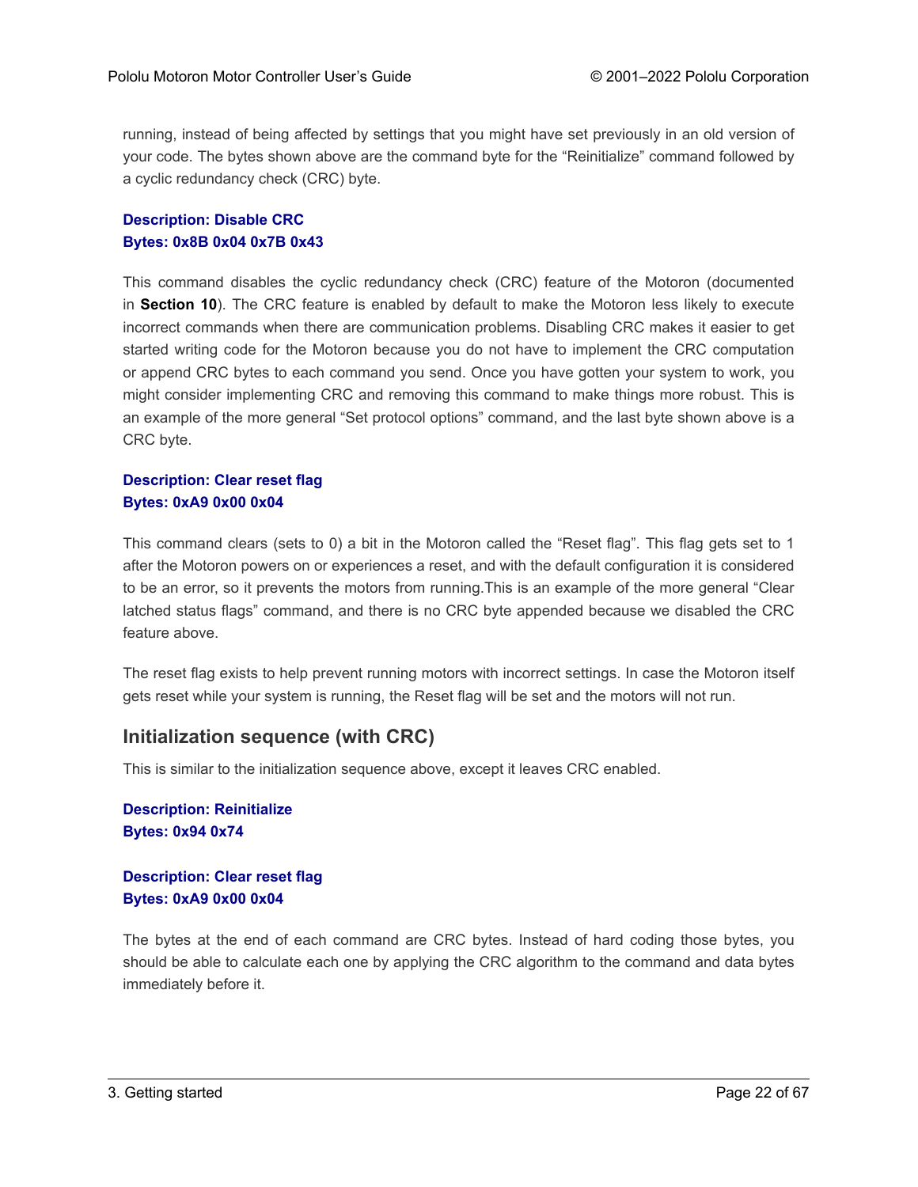running, instead of being affected by settings that you might have set previously in an old version of your code. The bytes shown above are the command byte for the “Reinitialize” command followed by a cyclic redundancy check (CRC) byte.

**Description: Disable CRC**
**Bytes: 0x8B 0x04 0x7B 0x43**

This command disables the cyclic redundancy check (CRC) feature of the Motoron (documented in **Section 10**). The CRC feature is enabled by default to make the Motoron less likely to execute incorrect commands when there are communication problems. Disabling CRC makes it easier to get started writing code for the Motoron because you do not have to implement the CRC computation or append CRC bytes to each command you send. Once you have gotten your system to work, you might consider implementing CRC and removing this command to make things more robust. This is an example of the more general “Set protocol options” command, and the last byte shown above is a CRC byte.

**Description: Clear reset flag**
**Bytes: 0xA9 0x00 0x04**

This command clears (sets to 0) a bit in the Motoron called the “Reset flag”. This flag gets set to 1 after the Motoron powers on or experiences a reset, and with the default configuration it is considered to be an error, so it prevents the motors from running.This is an example of the more general “Clear latched status flags” command, and there is no CRC byte appended because we disabled the CRC feature above.

The reset flag exists to help prevent running motors with incorrect settings. In case the Motoron itself gets reset while your system is running, the Reset flag will be set and the motors will not run.

## Initialization sequence (with CRC)

This is similar to the initialization sequence above, except it leaves CRC enabled.

**Description: Reinitialize**
**Bytes: 0x94 0x74**

**Description: Clear reset flag**
**Bytes: 0xA9 0x00 0x04**

The bytes at the end of each command are CRC bytes. Instead of hard coding those bytes, you should be able to calculate each one by applying the CRC algorithm to the command and data bytes immediately before it.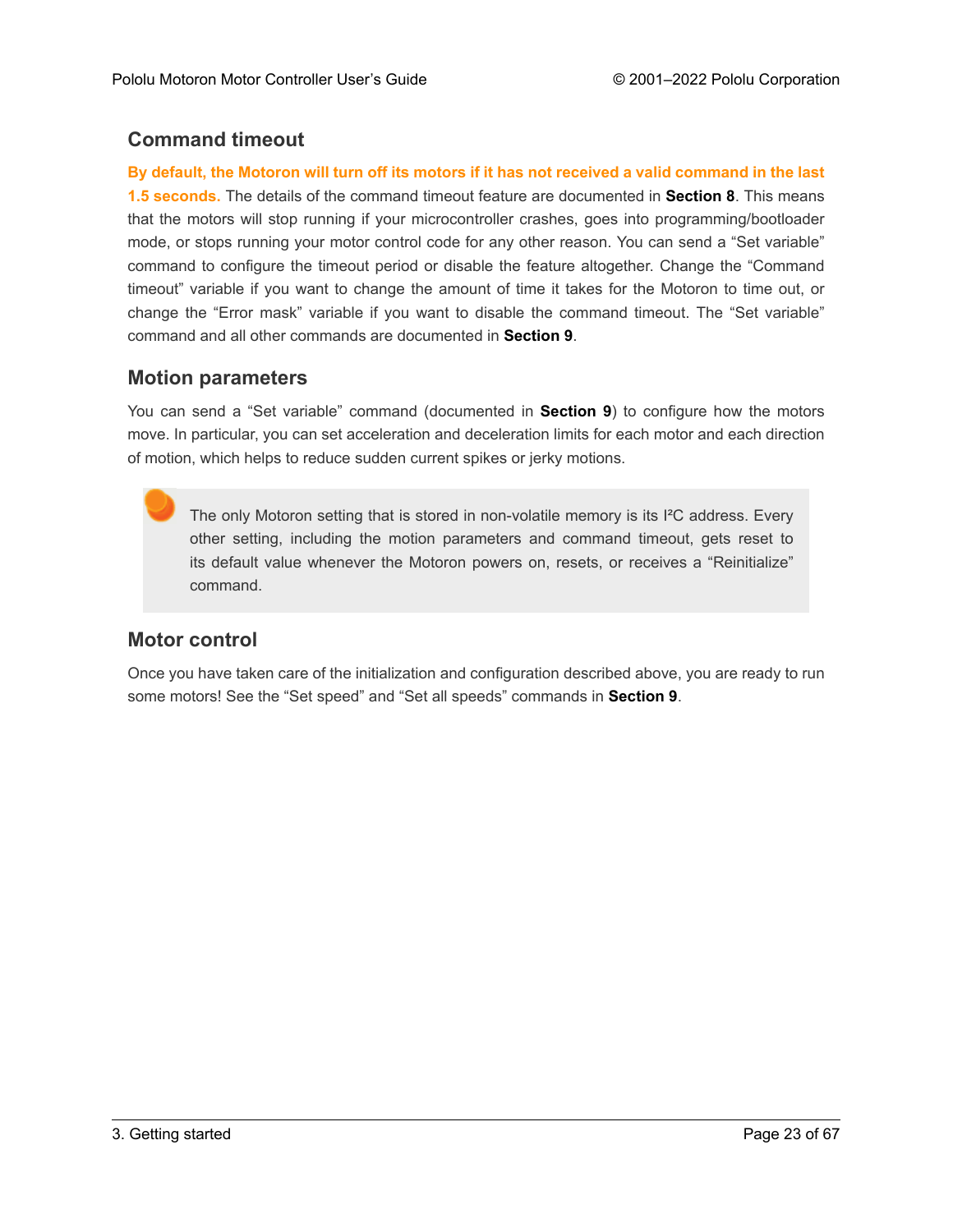### Command timeout

**By default, the Motoron will turn off its motors if it has not received a valid command in the last 1.5 seconds.** The details of the command timeout feature are documented in **Section 8**. This means that the motors will stop running if your microcontroller crashes, goes into programming/bootloader mode, or stops running your motor control code for any other reason. You can send a "Set variable" command to configure the timeout period or disable the feature altogether. Change the "Command timeout" variable if you want to change the amount of time it takes for the Motoron to time out, or change the "Error mask" variable if you want to disable the command timeout. The "Set variable" command and all other commands are documented in **Section 9**.

### Motion parameters

You can send a "Set variable" command (documented in **Section 9**) to configure how the motors move. In particular, you can set acceleration and deceleration limits for each motor and each direction of motion, which helps to reduce sudden current spikes or jerky motions.

> The only Motoron setting that is stored in non-volatile memory is its I²C address. Every other setting, including the motion parameters and command timeout, gets reset to its default value whenever the Motoron powers on, resets, or receives a "Reinitialize" command.

### Motor control

Once you have taken care of the initialization and configuration described above, you are ready to run some motors! See the "Set speed" and "Set all speeds" commands in **Section 9**.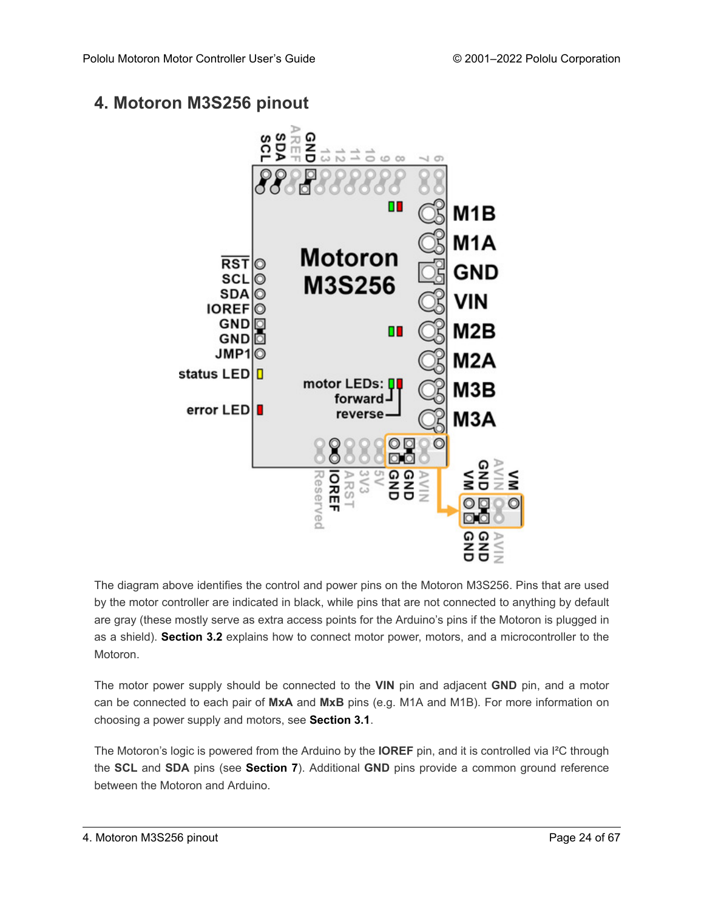# 4. Motoron M3S256 pinout

The diagram above identifies the control and power pins on the Motoron M3S256. Pins that are used by the motor controller are indicated in black, while pins that are not connected to anything by default are gray (these mostly serve as extra access points for the Arduino's pins if the Motoron is plugged in as a shield). **Section 3.2** explains how to connect motor power, motors, and a microcontroller to the Motoron.

The motor power supply should be connected to the **VIN** pin and adjacent **GND** pin, and a motor can be connected to each pair of **MxA** and **MxB** pins (e.g. M1A and M1B). For more information on choosing a power supply and motors, see **Section 3.1**.

The Motoron's logic is powered from the Arduino by the **IOREF** pin, and it is controlled via I²C through the **SCL** and **SDA** pins (see **Section 7**). Additional **GND** pins provide a common ground reference between the Motoron and Arduino.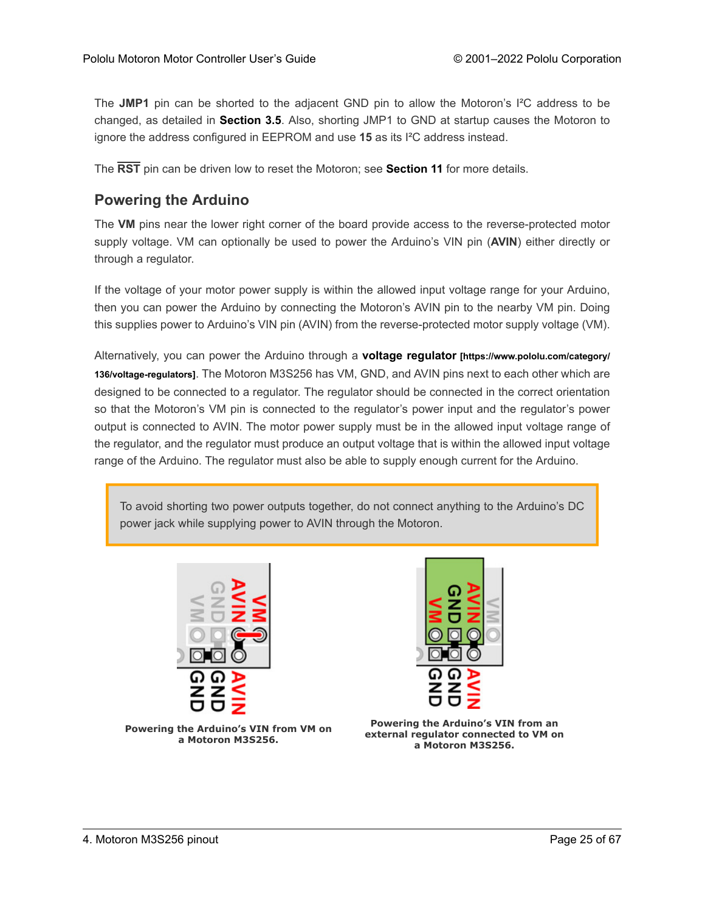The **JMP1** pin can be shorted to the adjacent GND pin to allow the Motoron's I²C address to be changed, as detailed in **Section 3.5**. Also, shorting JMP1 to GND at startup causes the Motoron to ignore the address configured in EEPROM and use **15** as its I²C address instead.

The **RST** pin can be driven low to reset the Motoron; see **Section 11** for more details.

## Powering the Arduino

The **VM** pins near the lower right corner of the board provide access to the reverse-protected motor supply voltage. VM can optionally be used to power the Arduino's VIN pin (**AVIN**) either directly or through a regulator.

If the voltage of your motor power supply is within the allowed input voltage range for your Arduino, then you can power the Arduino by connecting the Motoron's AVIN pin to the nearby VM pin. Doing this supplies power to Arduino's VIN pin (AVIN) from the reverse-protected motor supply voltage (VM).

Alternatively, you can power the Arduino through a **voltage regulator** [https://www.pololu.com/category/136/voltage-regulators]. The Motoron M3S256 has VM, GND, and AVIN pins next to each other which are designed to be connected to a regulator. The regulator should be connected in the correct orientation so that the Motoron's VM pin is connected to the regulator's power input and the regulator's power output is connected to AVIN. The motor power supply must be in the allowed input voltage range of the regulator, and the regulator must produce an output voltage that is within the allowed input voltage range of the Arduino. The regulator must also be able to supply enough current for the Arduino.

> To avoid shorting two power outputs together, do not connect anything to the Arduino's DC power jack while supplying power to AVIN through the Motoron.

**Powering the Arduino's VIN from VM on a Motoron M3S256.**

**Powering the Arduino's VIN from an external regulator connected to VM on a Motoron M3S256.**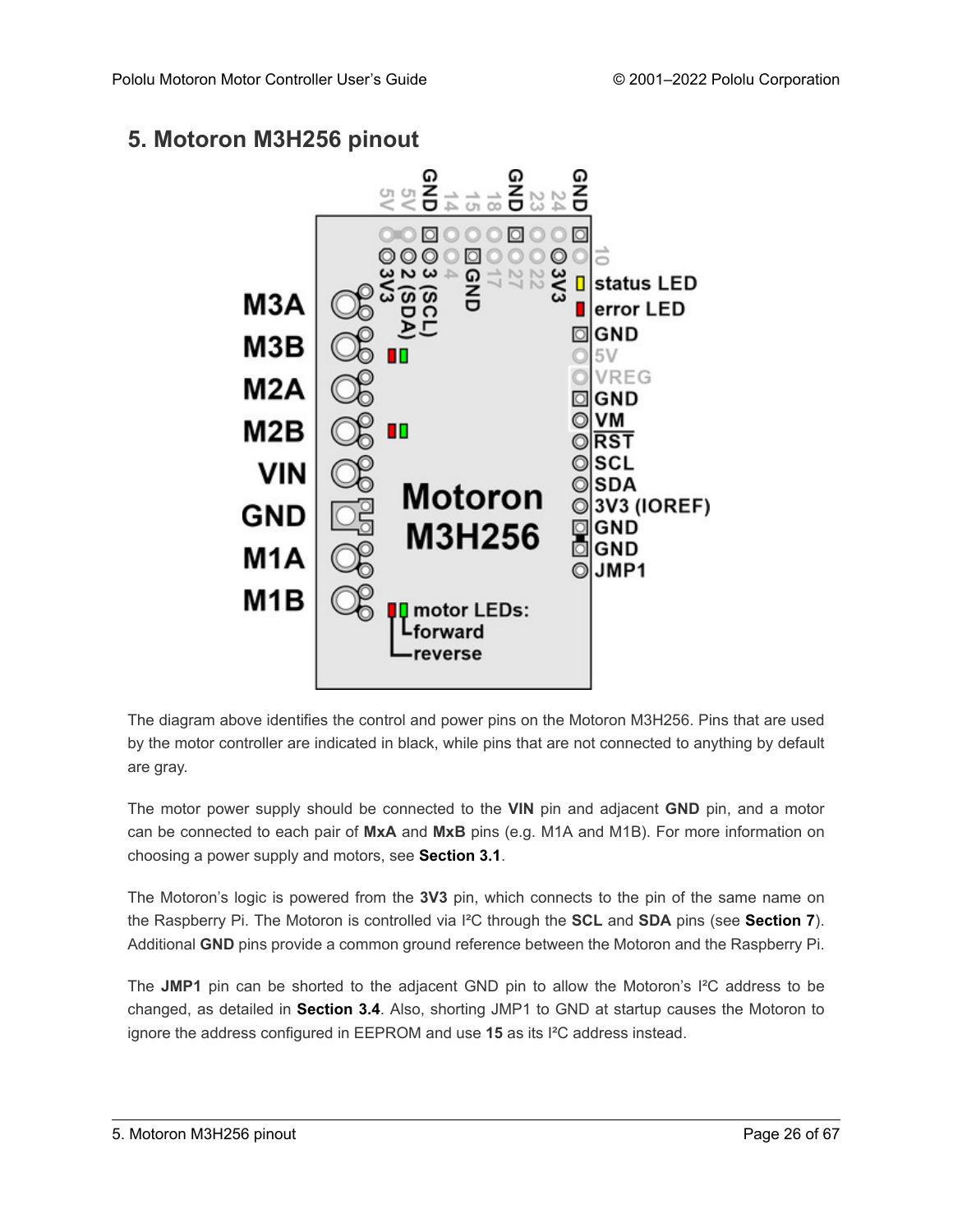# 5. Motoron M3H256 pinout

The diagram above identifies the control and power pins on the Motoron M3H256. Pins that are used by the motor controller are indicated in black, while pins that are not connected to anything by default are gray.

The motor power supply should be connected to the **VIN** pin and adjacent **GND** pin, and a motor can be connected to each pair of **MxA** and **MxB** pins (e.g. M1A and M1B). For more information on choosing a power supply and motors, see **Section 3.1**.

The Motoron's logic is powered from the **3V3** pin, which connects to the pin of the same name on the Raspberry Pi. The Motoron is controlled via I²C through the **SCL** and **SDA** pins (see **Section 7**). Additional **GND** pins provide a common ground reference between the Motoron and the Raspberry Pi.

The **JMP1** pin can be shorted to the adjacent GND pin to allow the Motoron's I²C address to be changed, as detailed in **Section 3.4**. Also, shorting JMP1 to GND at startup causes the Motoron to ignore the address configured in EEPROM and use **15** as its I²C address instead.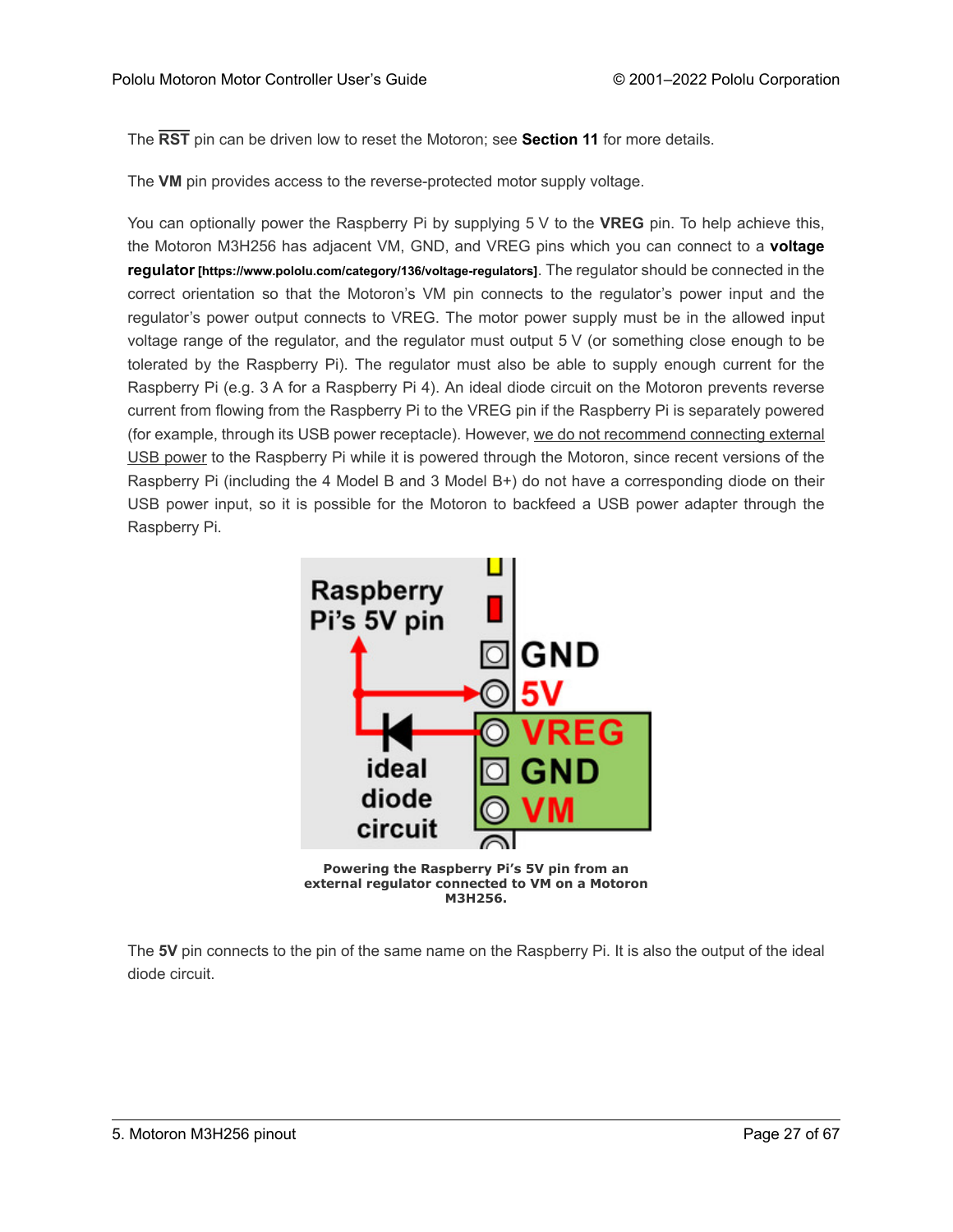The **RST** pin can be driven low to reset the Motoron; see **Section 11** for more details.

The **VM** pin provides access to the reverse-protected motor supply voltage.

You can optionally power the Raspberry Pi by supplying 5 V to the **VREG** pin. To help achieve this, the Motoron M3H256 has adjacent VM, GND, and VREG pins which you can connect to a **voltage regulator** [https://www.pololu.com/category/136/voltage-regulators]. The regulator should be connected in the correct orientation so that the Motoron's VM pin connects to the regulator's power input and the regulator's power output connects to VREG. The motor power supply must be in the allowed input voltage range of the regulator, and the regulator must output 5 V (or something close enough to be tolerated by the Raspberry Pi). The regulator must also be able to supply enough current for the Raspberry Pi (e.g. 3 A for a Raspberry Pi 4). An ideal diode circuit on the Motoron prevents reverse current from flowing from the Raspberry Pi to the VREG pin if the Raspberry Pi is separately powered (for example, through its USB power receptacle). However, we do not recommend connecting external USB power to the Raspberry Pi while it is powered through the Motoron, since recent versions of the Raspberry Pi (including the 4 Model B and 3 Model B+) do not have a corresponding diode on their USB power input, so it is possible for the Motoron to backfeed a USB power adapter through the Raspberry Pi.

**Powering the Raspberry Pi's 5V pin from an external regulator connected to VM on a Motoron M3H256.**

The **5V** pin connects to the pin of the same name on the Raspberry Pi. It is also the output of the ideal diode circuit.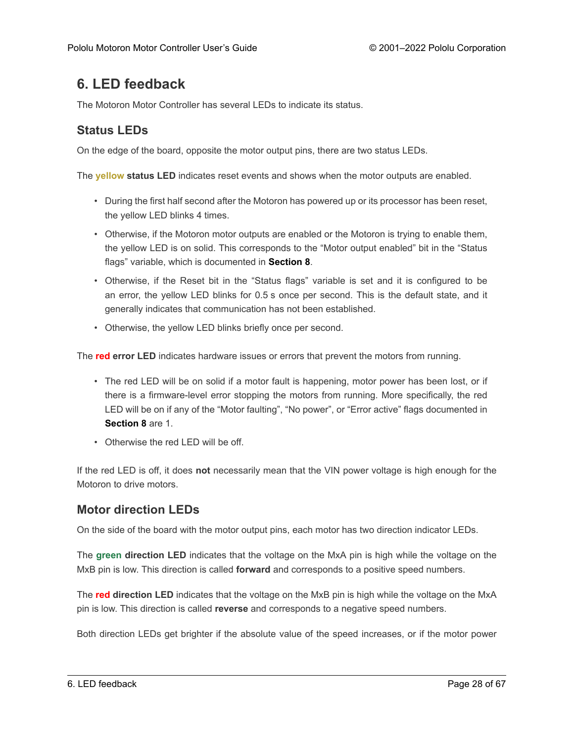# 6. LED feedback

The Motoron Motor Controller has several LEDs to indicate its status.

## Status LEDs

On the edge of the board, opposite the motor output pins, there are two status LEDs.

The yellow **status LED** indicates reset events and shows when the motor outputs are enabled.

- During the first half second after the Motoron has powered up or its processor has been reset, the yellow LED blinks 4 times.
- Otherwise, if the Motoron motor outputs are enabled or the Motoron is trying to enable them, the yellow LED is on solid. This corresponds to the “Motor output enabled” bit in the “Status flags” variable, which is documented in **Section 8**.
- Otherwise, if the Reset bit in the “Status flags” variable is set and it is configured to be an error, the yellow LED blinks for 0.5 s once per second. This is the default state, and it generally indicates that communication has not been established.
- Otherwise, the yellow LED blinks briefly once per second.

The red **error LED** indicates hardware issues or errors that prevent the motors from running.

- The red LED will be on solid if a motor fault is happening, motor power has been lost, or if there is a firmware-level error stopping the motors from running. More specifically, the red LED will be on if any of the “Motor faulting”, “No power”, or “Error active” flags documented in **Section 8** are 1.
- Otherwise the red LED will be off.

If the red LED is off, it does **not** necessarily mean that the VIN power voltage is high enough for the Motoron to drive motors.

## Motor direction LEDs

On the side of the board with the motor output pins, each motor has two direction indicator LEDs.

The green **direction LED** indicates that the voltage on the MxA pin is high while the voltage on the MxB pin is low. This direction is called **forward** and corresponds to a positive speed numbers.

The red **direction LED** indicates that the voltage on the MxB pin is high while the voltage on the MxA pin is low. This direction is called **reverse** and corresponds to a negative speed numbers.

Both direction LEDs get brighter if the absolute value of the speed increases, or if the motor power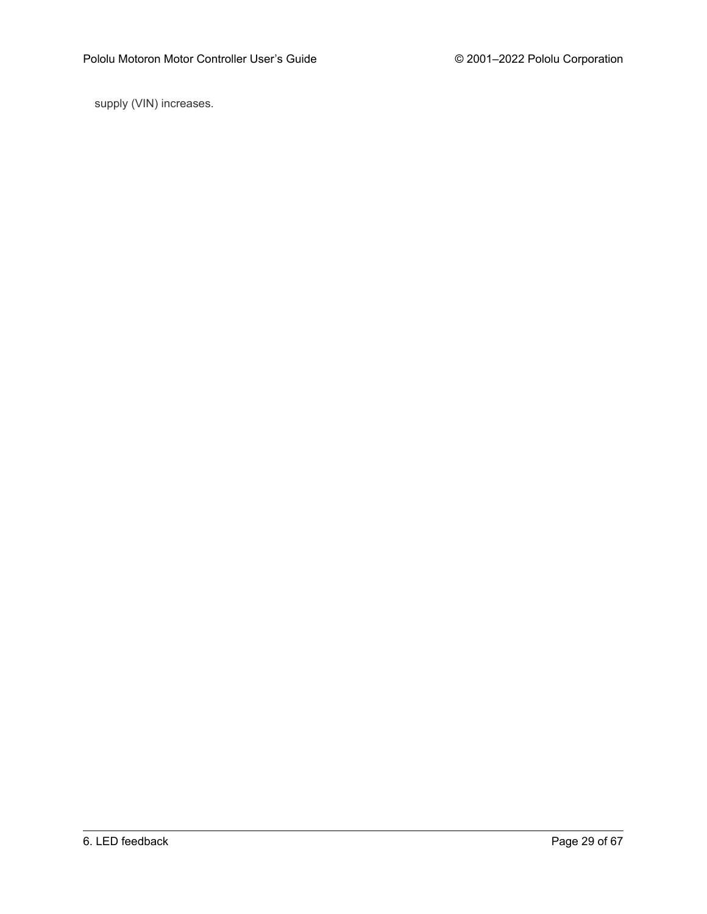supply (VIN) increases.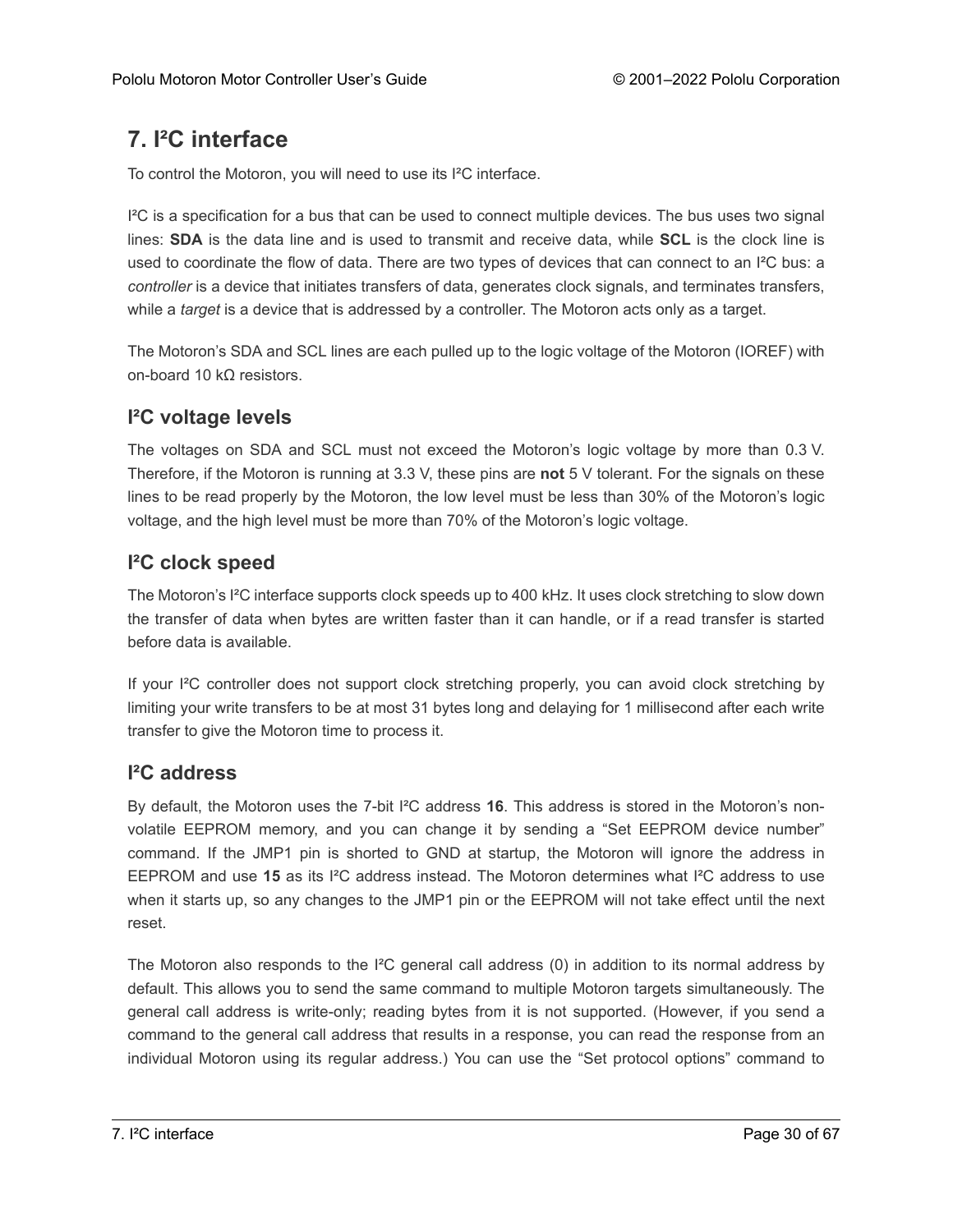# 7. I²C interface

To control the Motoron, you will need to use its I²C interface.

I²C is a specification for a bus that can be used to connect multiple devices. The bus uses two signal lines: **SDA** is the data line and is used to transmit and receive data, while **SCL** is the clock line is used to coordinate the flow of data. There are two types of devices that can connect to an I²C bus: a *controller* is a device that initiates transfers of data, generates clock signals, and terminates transfers, while a *target* is a device that is addressed by a controller. The Motoron acts only as a target.

The Motoron's SDA and SCL lines are each pulled up to the logic voltage of the Motoron (IOREF) with on-board 10 kΩ resistors.

## I²C voltage levels

The voltages on SDA and SCL must not exceed the Motoron's logic voltage by more than 0.3 V. Therefore, if the Motoron is running at 3.3 V, these pins are **not** 5 V tolerant. For the signals on these lines to be read properly by the Motoron, the low level must be less than 30% of the Motoron's logic voltage, and the high level must be more than 70% of the Motoron's logic voltage.

## I²C clock speed

The Motoron's I²C interface supports clock speeds up to 400 kHz. It uses clock stretching to slow down the transfer of data when bytes are written faster than it can handle, or if a read transfer is started before data is available.

If your I²C controller does not support clock stretching properly, you can avoid clock stretching by limiting your write transfers to be at most 31 bytes long and delaying for 1 millisecond after each write transfer to give the Motoron time to process it.

## I²C address

By default, the Motoron uses the 7-bit I²C address **16**. This address is stored in the Motoron's non-volatile EEPROM memory, and you can change it by sending a "Set EEPROM device number" command. If the JMP1 pin is shorted to GND at startup, the Motoron will ignore the address in EEPROM and use **15** as its I²C address instead. The Motoron determines what I²C address to use when it starts up, so any changes to the JMP1 pin or the EEPROM will not take effect until the next reset.

The Motoron also responds to the I²C general call address (0) in addition to its normal address by default. This allows you to send the same command to multiple Motoron targets simultaneously. The general call address is write-only; reading bytes from it is not supported. (However, if you send a command to the general call address that results in a response, you can read the response from an individual Motoron using its regular address.) You can use the "Set protocol options" command to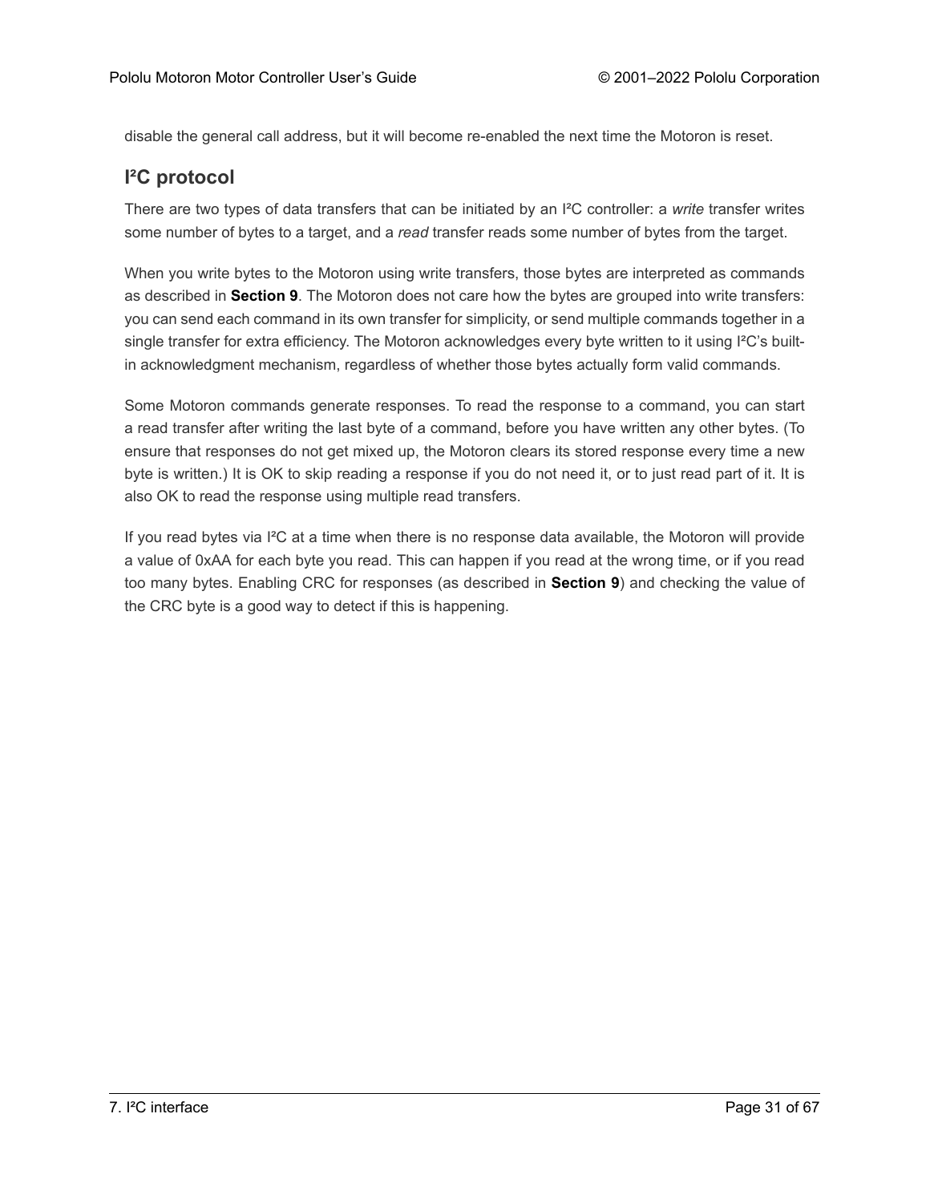disable the general call address, but it will become re-enabled the next time the Motoron is reset.

## I²C protocol

There are two types of data transfers that can be initiated by an I²C controller: a *write* transfer writes some number of bytes to a target, and a *read* transfer reads some number of bytes from the target.

When you write bytes to the Motoron using write transfers, those bytes are interpreted as commands as described in **Section 9**. The Motoron does not care how the bytes are grouped into write transfers: you can send each command in its own transfer for simplicity, or send multiple commands together in a single transfer for extra efficiency. The Motoron acknowledges every byte written to it using I²C's built-in acknowledgment mechanism, regardless of whether those bytes actually form valid commands.

Some Motoron commands generate responses. To read the response to a command, you can start a read transfer after writing the last byte of a command, before you have written any other bytes. (To ensure that responses do not get mixed up, the Motoron clears its stored response every time a new byte is written.) It is OK to skip reading a response if you do not need it, or to just read part of it. It is also OK to read the response using multiple read transfers.

If you read bytes via I²C at a time when there is no response data available, the Motoron will provide a value of 0xAA for each byte you read. This can happen if you read at the wrong time, or if you read too many bytes. Enabling CRC for responses (as described in **Section 9**) and checking the value of the CRC byte is a good way to detect if this is happening.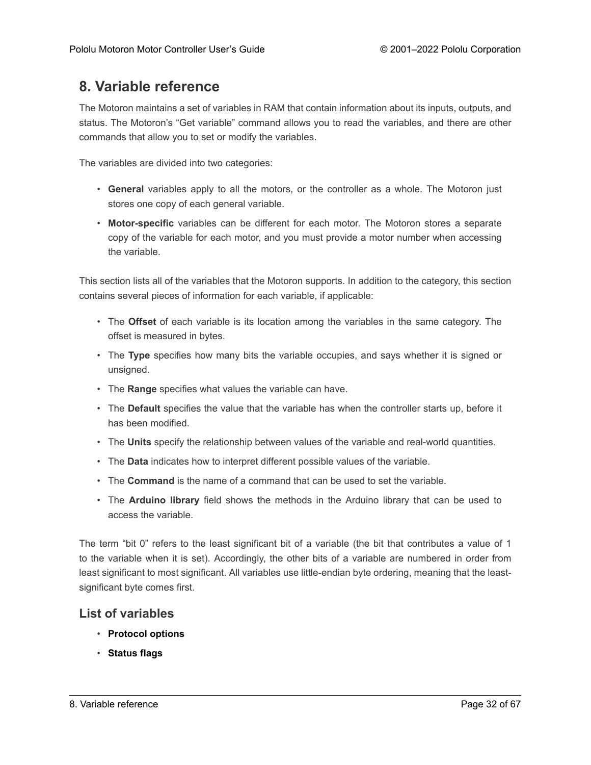# 8. Variable reference

The Motoron maintains a set of variables in RAM that contain information about its inputs, outputs, and status. The Motoron's "Get variable" command allows you to read the variables, and there are other commands that allow you to set or modify the variables.

The variables are divided into two categories:

- **General** variables apply to all the motors, or the controller as a whole. The Motoron just stores one copy of each general variable.
- **Motor-specific** variables can be different for each motor. The Motoron stores a separate copy of the variable for each motor, and you must provide a motor number when accessing the variable.

This section lists all of the variables that the Motoron supports. In addition to the category, this section contains several pieces of information for each variable, if applicable:

- The **Offset** of each variable is its location among the variables in the same category. The offset is measured in bytes.
- The **Type** specifies how many bits the variable occupies, and says whether it is signed or unsigned.
- The **Range** specifies what values the variable can have.
- The **Default** specifies the value that the variable has when the controller starts up, before it has been modified.
- The **Units** specify the relationship between values of the variable and real-world quantities.
- The **Data** indicates how to interpret different possible values of the variable.
- The **Command** is the name of a command that can be used to set the variable.
- The **Arduino library** field shows the methods in the Arduino library that can be used to access the variable.

The term "bit 0" refers to the least significant bit of a variable (the bit that contributes a value of 1 to the variable when it is set). Accordingly, the other bits of a variable are numbered in order from least significant to most significant. All variables use little-endian byte ordering, meaning that the least-significant byte comes first.

## List of variables

- **Protocol options**
- **Status flags**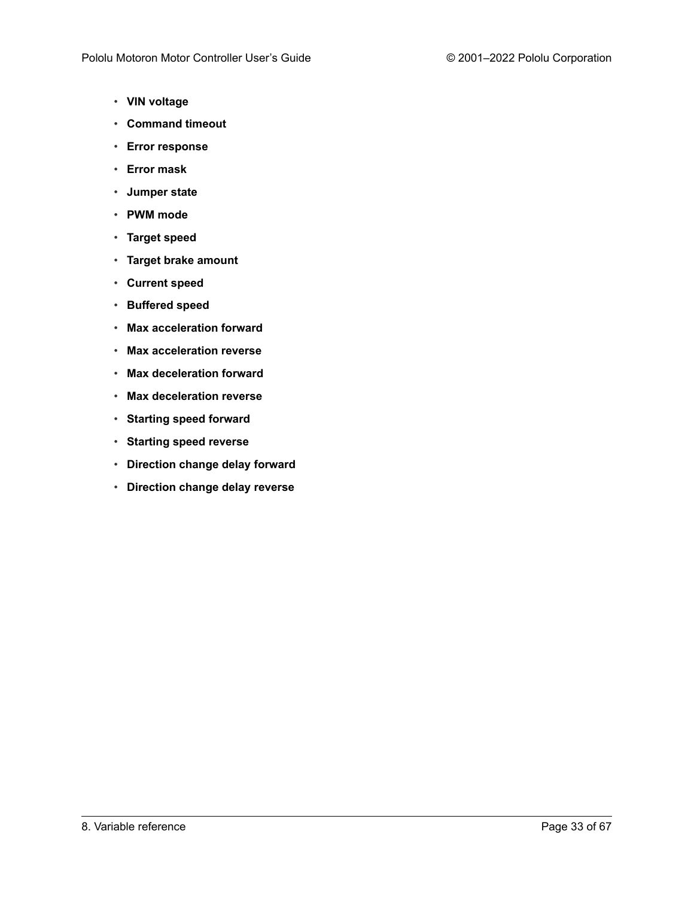- **VIN voltage**
- **Command timeout**
- **Error response**
- **Error mask**
- **Jumper state**
- **PWM mode**
- **Target speed**
- **Target brake amount**
- **Current speed**
- **Buffered speed**
- **Max acceleration forward**
- **Max acceleration reverse**
- **Max deceleration forward**
- **Max deceleration reverse**
- **Starting speed forward**
- **Starting speed reverse**
- **Direction change delay forward**
- **Direction change delay reverse**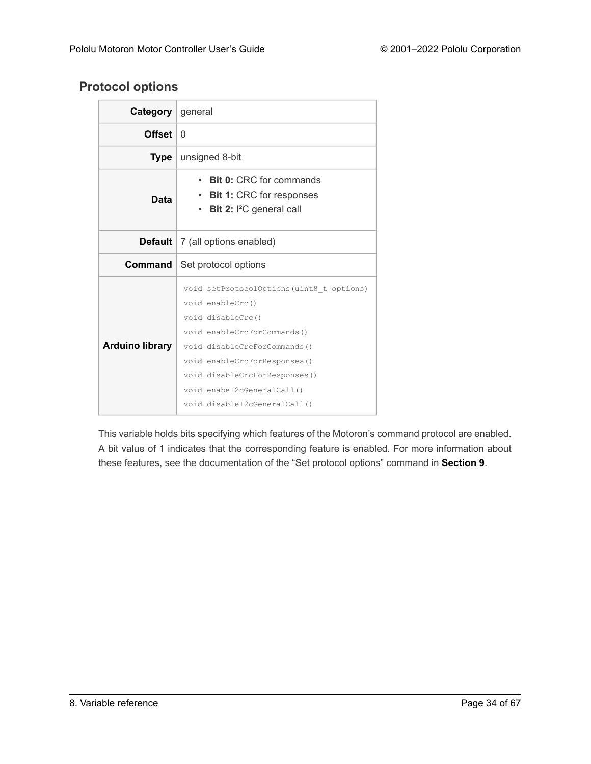## Protocol options

| | |
|---|---|
| **Category** | general |
| **Offset** | 0 |
| **Type** | unsigned 8-bit |
| **Data** | • **Bit 0:** CRC for commands<br>• **Bit 1:** CRC for responses<br>• **Bit 2:** I²C general call |
| **Default** | 7 (all options enabled) |
| **Command** | Set protocol options |
| **Arduino library** | `void setProtocolOptions(uint8_t options)`<br>`void enableCrc()`<br>`void disableCrc()`<br>`void enableCrcForCommands()`<br>`void disableCrcForCommands()`<br>`void enableCrcForResponses()`<br>`void disableCrcForResponses()`<br>`void enabeI2cGeneralCall()`<br>`void disableI2cGeneralCall()` |

This variable holds bits specifying which features of the Motoron's command protocol are enabled. A bit value of 1 indicates that the corresponding feature is enabled. For more information about these features, see the documentation of the "Set protocol options" command in **Section 9**.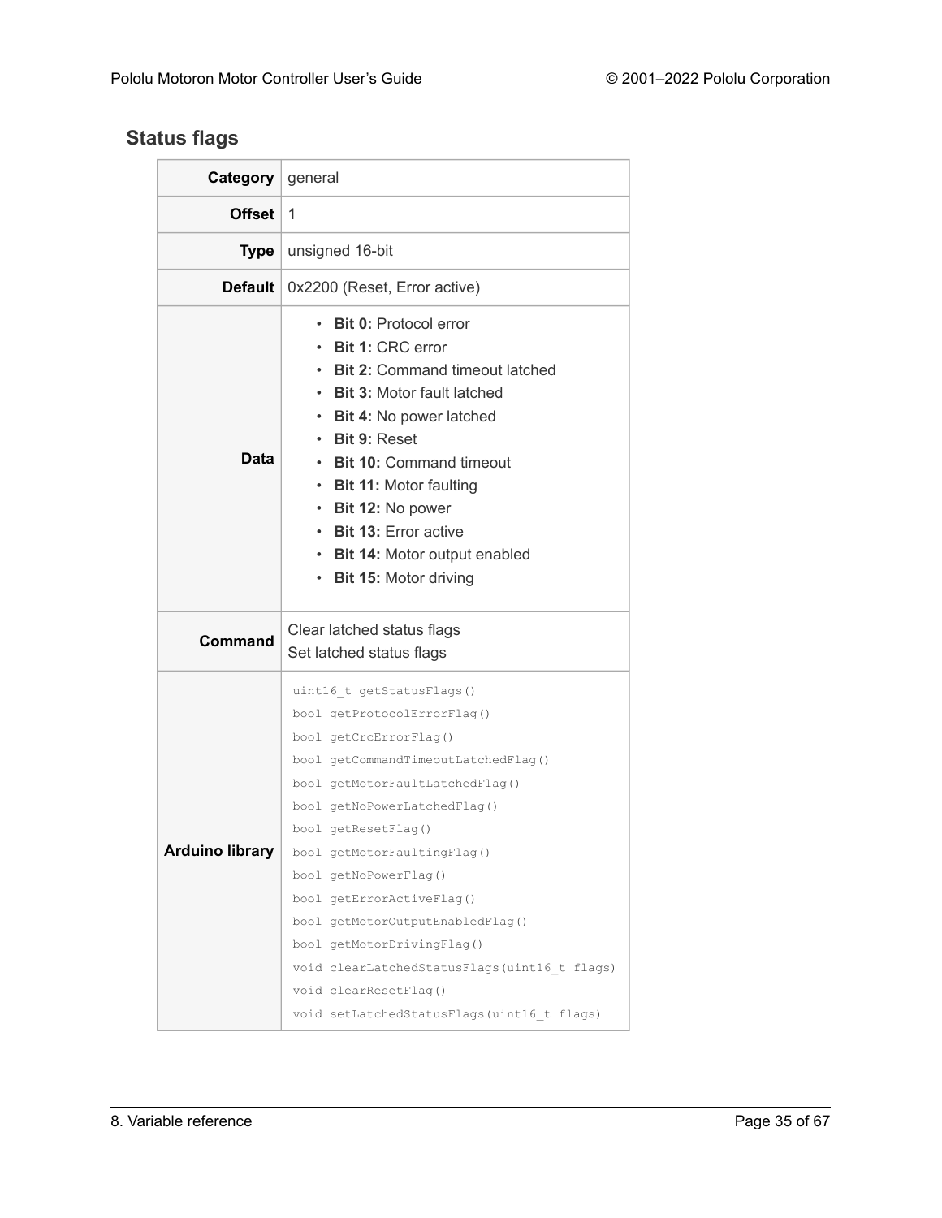### Status flags

| | |
|---|---|
| **Category** | general |
| **Offset** | 1 |
| **Type** | unsigned 16-bit |
| **Default** | 0x2200 (Reset, Error active) |
| **Data** | • **Bit 0:** Protocol error<br>• **Bit 1:** CRC error<br>• **Bit 2:** Command timeout latched<br>• **Bit 3:** Motor fault latched<br>• **Bit 4:** No power latched<br>• **Bit 9:** Reset<br>• **Bit 10:** Command timeout<br>• **Bit 11:** Motor faulting<br>• **Bit 12:** No power<br>• **Bit 13:** Error active<br>• **Bit 14:** Motor output enabled<br>• **Bit 15:** Motor driving |
| **Command** | Clear latched status flags<br>Set latched status flags |
| **Arduino library** | `uint16_t getStatusFlags()`<br>`bool getProtocolErrorFlag()`<br>`bool getCrcErrorFlag()`<br>`bool getCommandTimeoutLatchedFlag()`<br>`bool getMotorFaultLatchedFlag()`<br>`bool getNoPowerLatchedFlag()`<br>`bool getResetFlag()`<br>`bool getMotorFaultingFlag()`<br>`bool getNoPowerFlag()`<br>`bool getErrorActiveFlag()`<br>`bool getMotorOutputEnabledFlag()`<br>`bool getMotorDrivingFlag()`<br>`void clearLatchedStatusFlags(uint16_t flags)`<br>`void clearResetFlag()`<br>`void setLatchedStatusFlags(uint16_t flags)` |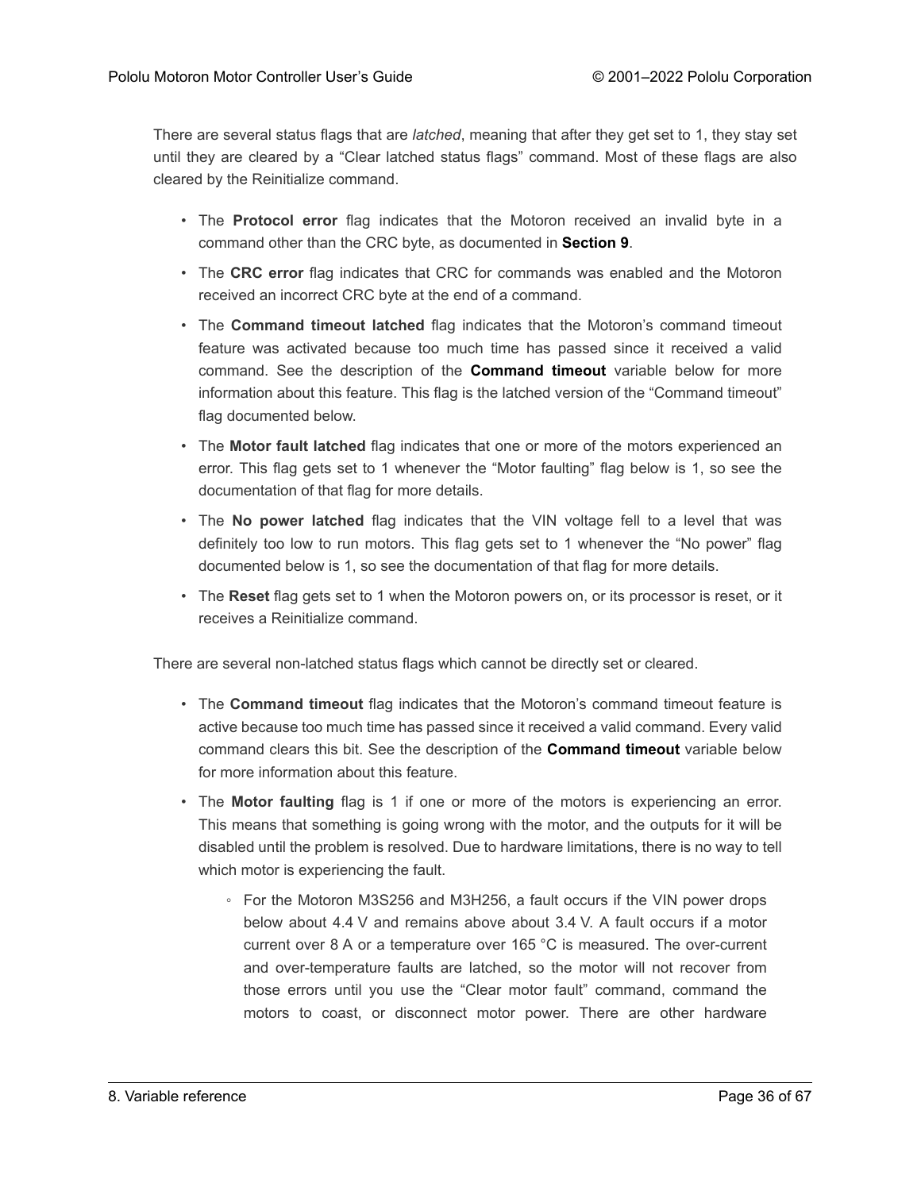There are several status flags that are *latched*, meaning that after they get set to 1, they stay set until they are cleared by a "Clear latched status flags" command. Most of these flags are also cleared by the Reinitialize command.

- The **Protocol error** flag indicates that the Motoron received an invalid byte in a command other than the CRC byte, as documented in **Section 9**.
- The **CRC error** flag indicates that CRC for commands was enabled and the Motoron received an incorrect CRC byte at the end of a command.
- The **Command timeout latched** flag indicates that the Motoron's command timeout feature was activated because too much time has passed since it received a valid command. See the description of the **Command timeout** variable below for more information about this feature. This flag is the latched version of the "Command timeout" flag documented below.
- The **Motor fault latched** flag indicates that one or more of the motors experienced an error. This flag gets set to 1 whenever the "Motor faulting" flag below is 1, so see the documentation of that flag for more details.
- The **No power latched** flag indicates that the VIN voltage fell to a level that was definitely too low to run motors. This flag gets set to 1 whenever the "No power" flag documented below is 1, so see the documentation of that flag for more details.
- The **Reset** flag gets set to 1 when the Motoron powers on, or its processor is reset, or it receives a Reinitialize command.

There are several non-latched status flags which cannot be directly set or cleared.

- The **Command timeout** flag indicates that the Motoron's command timeout feature is active because too much time has passed since it received a valid command. Every valid command clears this bit. See the description of the **Command timeout** variable below for more information about this feature.
- The **Motor faulting** flag is 1 if one or more of the motors is experiencing an error. This means that something is going wrong with the motor, and the outputs for it will be disabled until the problem is resolved. Due to hardware limitations, there is no way to tell which motor is experiencing the fault.
  - For the Motoron M3S256 and M3H256, a fault occurs if the VIN power drops below about 4.4 V and remains above about 3.4 V. A fault occurs if a motor current over 8 A or a temperature over 165 °C is measured. The over-current and over-temperature faults are latched, so the motor will not recover from those errors until you use the "Clear motor fault" command, command the motors to coast, or disconnect motor power. There are other hardware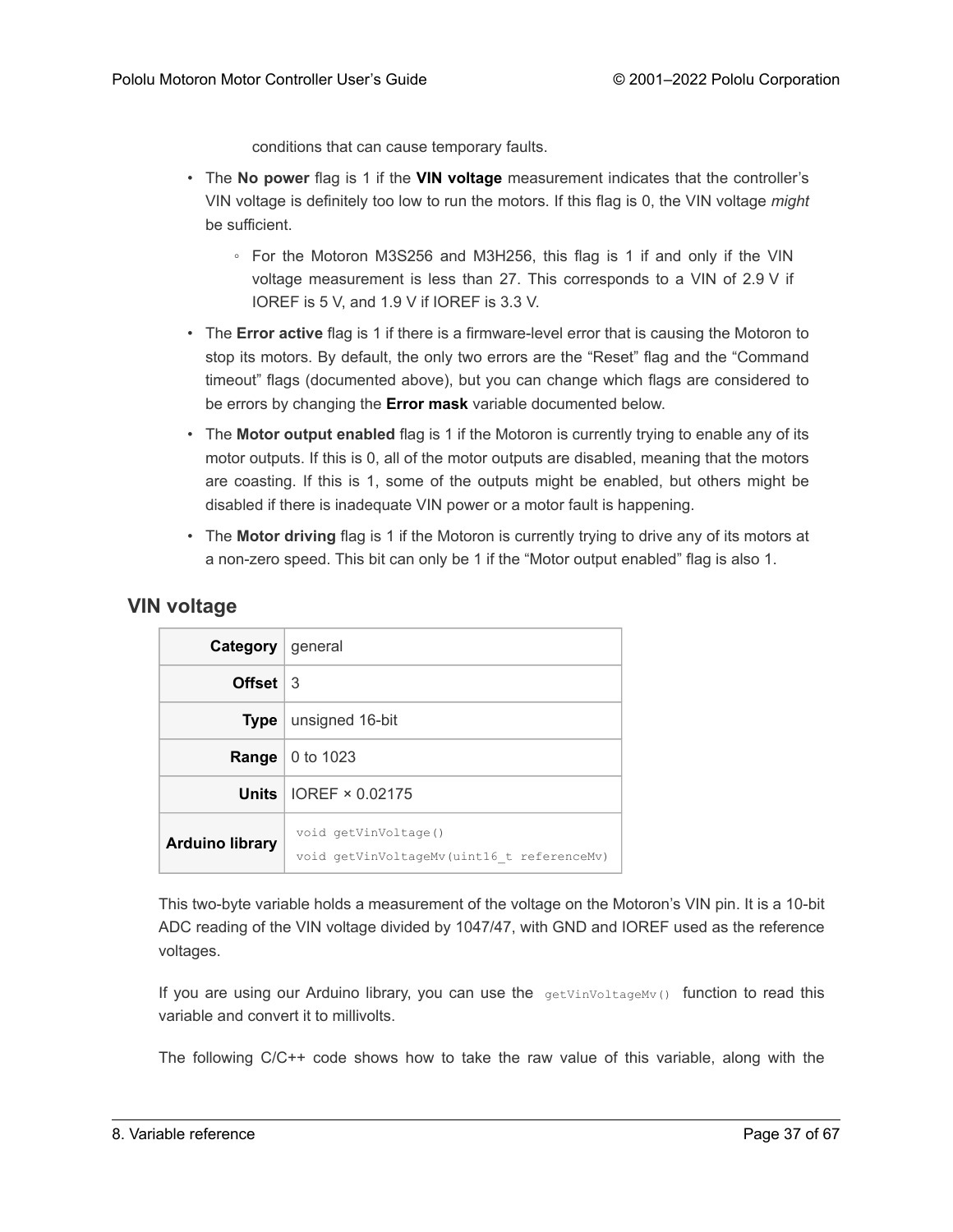conditions that can cause temporary faults.

- The **No power** flag is 1 if the **VIN voltage** measurement indicates that the controller's VIN voltage is definitely too low to run the motors. If this flag is 0, the VIN voltage *might* be sufficient.
  - For the Motoron M3S256 and M3H256, this flag is 1 if and only if the VIN voltage measurement is less than 27. This corresponds to a VIN of 2.9 V if IOREF is 5 V, and 1.9 V if IOREF is 3.3 V.
- The **Error active** flag is 1 if there is a firmware-level error that is causing the Motoron to stop its motors. By default, the only two errors are the "Reset" flag and the "Command timeout" flags (documented above), but you can change which flags are considered to be errors by changing the **Error mask** variable documented below.
- The **Motor output enabled** flag is 1 if the Motoron is currently trying to enable any of its motor outputs. If this is 0, all of the motor outputs are disabled, meaning that the motors are coasting. If this is 1, some of the outputs might be enabled, but others might be disabled if there is inadequate VIN power or a motor fault is happening.
- The **Motor driving** flag is 1 if the Motoron is currently trying to drive any of its motors at a non-zero speed. This bit can only be 1 if the "Motor output enabled" flag is also 1.

## VIN voltage

| | |
|---|---|
| **Category** | general |
| **Offset** | 3 |
| **Type** | unsigned 16-bit |
| **Range** | 0 to 1023 |
| **Units** | IOREF × 0.02175 |
| **Arduino library** | `void getVinVoltage()`<br>`void getVinVoltageMv(uint16_t referenceMv)` |

This two-byte variable holds a measurement of the voltage on the Motoron's VIN pin. It is a 10-bit ADC reading of the VIN voltage divided by 1047/47, with GND and IOREF used as the reference voltages.

If you are using our Arduino library, you can use the `getVinVoltageMv()` function to read this variable and convert it to millivolts.

The following C/C++ code shows how to take the raw value of this variable, along with the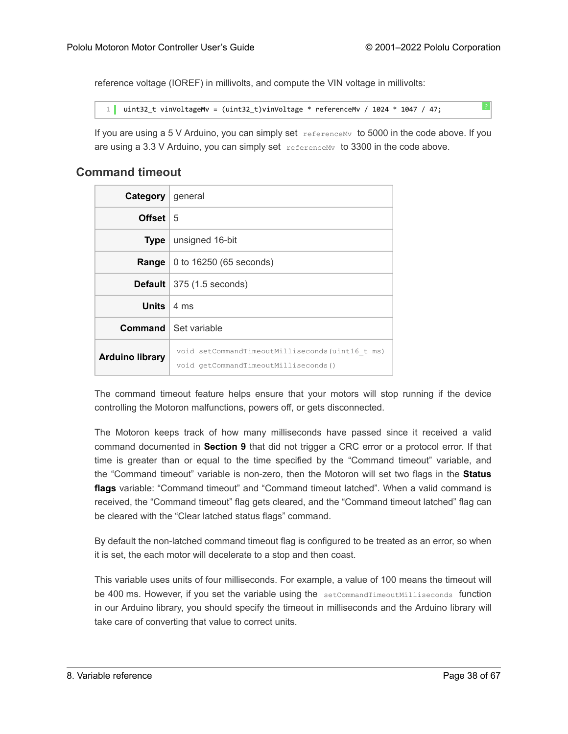reference voltage (IOREF) in millivolts, and compute the VIN voltage in millivolts:

```
uint32_t vinVoltageMv = (uint32_t)vinVoltage * referenceMv / 1024 * 1047 / 47;
```

If you are using a 5 V Arduino, you can simply set `referenceMv` to 5000 in the code above. If you are using a 3.3 V Arduino, you can simply set `referenceMv` to 3300 in the code above.

## Command timeout

| | |
|---|---|
| **Category** | general |
| **Offset** | 5 |
| **Type** | unsigned 16-bit |
| **Range** | 0 to 16250 (65 seconds) |
| **Default** | 375 (1.5 seconds) |
| **Units** | 4 ms |
| **Command** | Set variable |
| **Arduino library** | `void setCommandTimeoutMilliseconds(uint16_t ms)` `void getCommandTimeoutMilliseconds()` |

The command timeout feature helps ensure that your motors will stop running if the device controlling the Motoron malfunctions, powers off, or gets disconnected.

The Motoron keeps track of how many milliseconds have passed since it received a valid command documented in **Section 9** that did not trigger a CRC error or a protocol error. If that time is greater than or equal to the time specified by the "Command timeout" variable, and the "Command timeout" variable is non-zero, then the Motoron will set two flags in the **Status flags** variable: "Command timeout" and "Command timeout latched". When a valid command is received, the "Command timeout" flag gets cleared, and the "Command timeout latched" flag can be cleared with the "Clear latched status flags" command.

By default the non-latched command timeout flag is configured to be treated as an error, so when it is set, the each motor will decelerate to a stop and then coast.

This variable uses units of four milliseconds. For example, a value of 100 means the timeout will be 400 ms. However, if you set the variable using the `setCommandTimeoutMilliseconds` function in our Arduino library, you should specify the timeout in milliseconds and the Arduino library will take care of converting that value to correct units.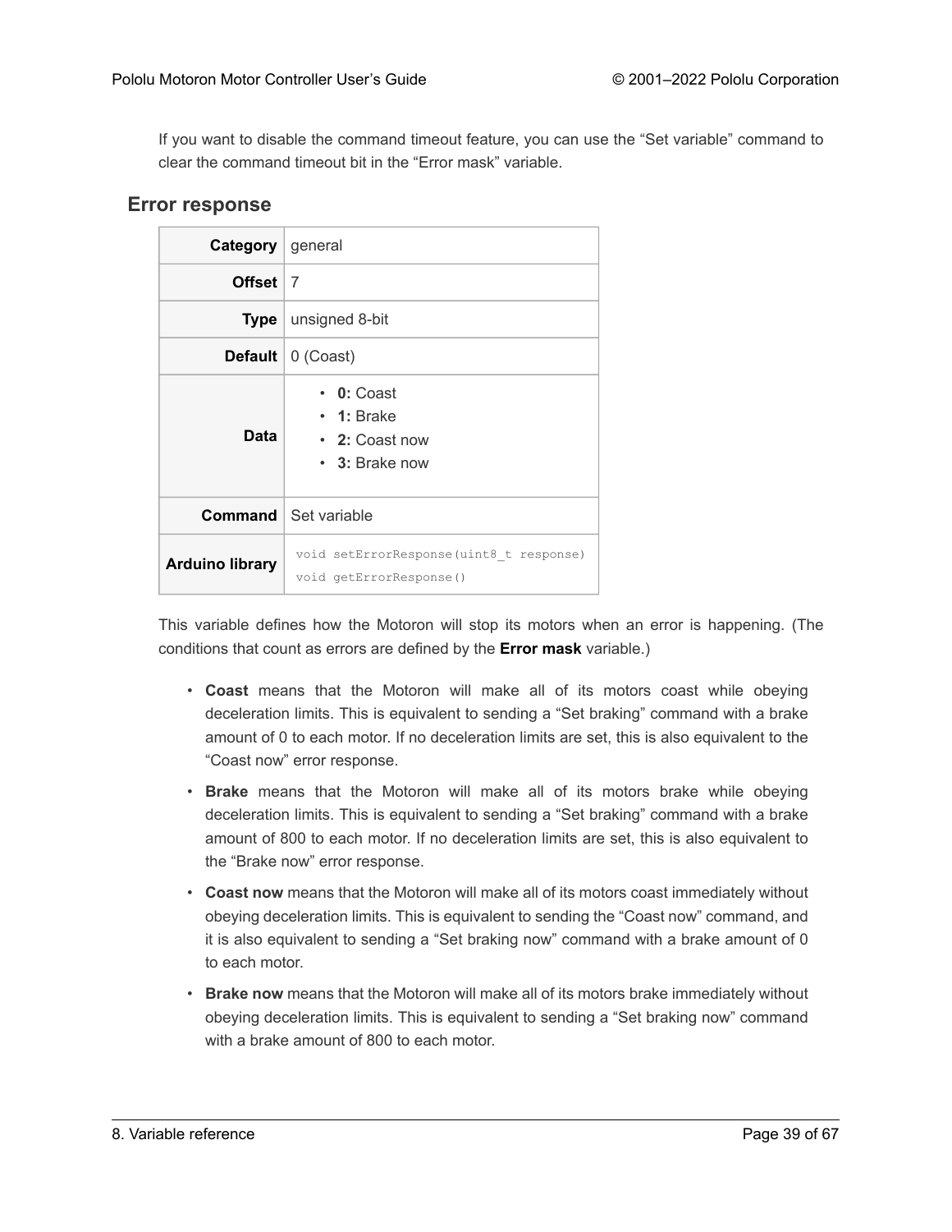If you want to disable the command timeout feature, you can use the "Set variable" command to clear the command timeout bit in the "Error mask" variable.

## Error response

| | |
|---|---|
| **Category** | general |
| **Offset** | 7 |
| **Type** | unsigned 8-bit |
| **Default** | 0 (Coast) |
| **Data** | • **0:** Coast<br>• **1:** Brake<br>• **2:** Coast now<br>• **3:** Brake now |
| **Command** | Set variable |
| **Arduino library** | `void setErrorResponse(uint8_t response)`<br>`void getErrorResponse()` |

This variable defines how the Motoron will stop its motors when an error is happening. (The conditions that count as errors are defined by the **Error mask** variable.)

- **Coast** means that the Motoron will make all of its motors coast while obeying deceleration limits. This is equivalent to sending a "Set braking" command with a brake amount of 0 to each motor. If no deceleration limits are set, this is also equivalent to the "Coast now" error response.
- **Brake** means that the Motoron will make all of its motors brake while obeying deceleration limits. This is equivalent to sending a "Set braking" command with a brake amount of 800 to each motor. If no deceleration limits are set, this is also equivalent to the "Brake now" error response.
- **Coast now** means that the Motoron will make all of its motors coast immediately without obeying deceleration limits. This is equivalent to sending the "Coast now" command, and it is also equivalent to sending a "Set braking now" command with a brake amount of 0 to each motor.
- **Brake now** means that the Motoron will make all of its motors brake immediately without obeying deceleration limits. This is equivalent to sending a "Set braking now" command with a brake amount of 800 to each motor.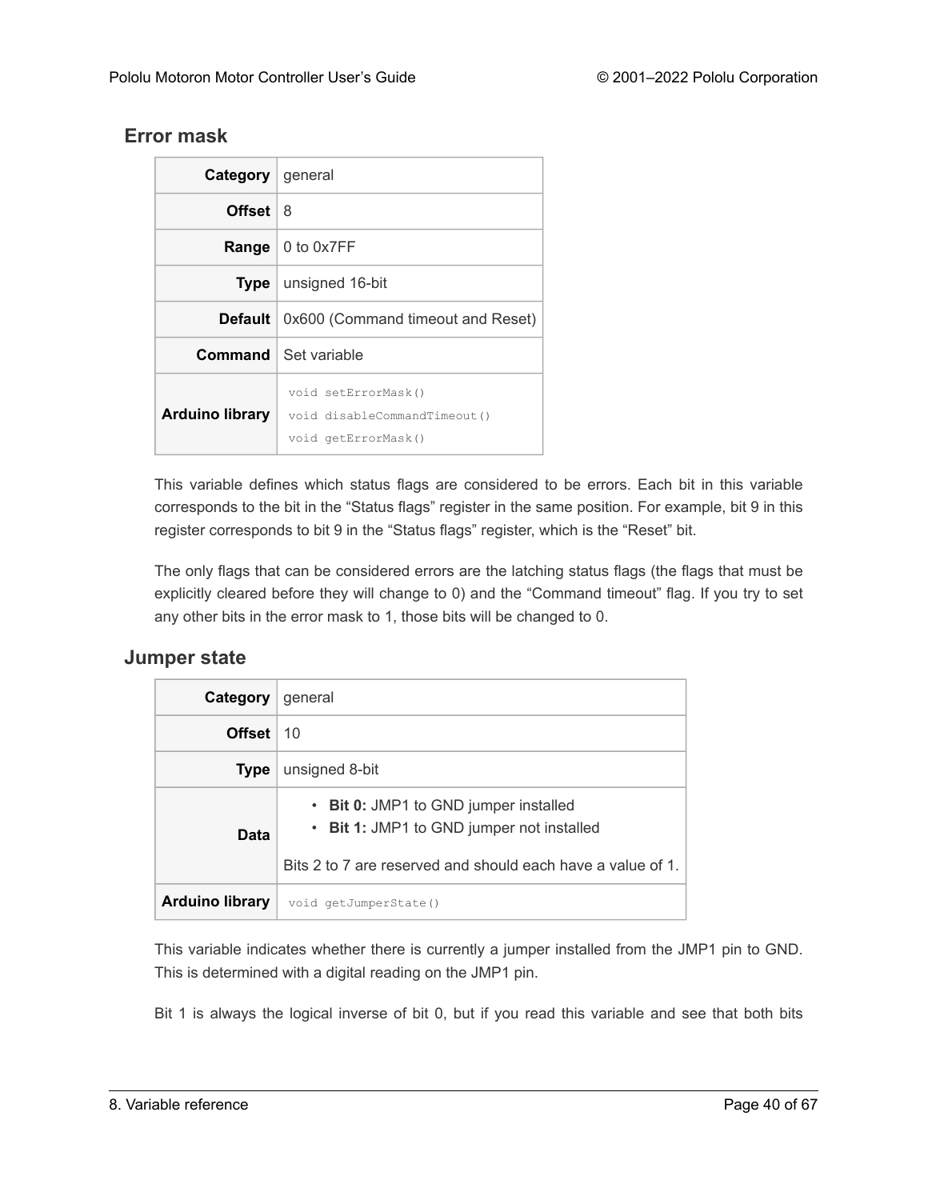## Error mask

| | |
|---|---|
| **Category** | general |
| **Offset** | 8 |
| **Range** | 0 to 0x7FF |
| **Type** | unsigned 16-bit |
| **Default** | 0x600 (Command timeout and Reset) |
| **Command** | Set variable |
| **Arduino library** | `void setErrorMask()`<br>`void disableCommandTimeout()`<br>`void getErrorMask()` |

This variable defines which status flags are considered to be errors. Each bit in this variable corresponds to the bit in the "Status flags" register in the same position. For example, bit 9 in this register corresponds to bit 9 in the "Status flags" register, which is the "Reset" bit.

The only flags that can be considered errors are the latching status flags (the flags that must be explicitly cleared before they will change to 0) and the "Command timeout" flag. If you try to set any other bits in the error mask to 1, those bits will be changed to 0.

## Jumper state

| | |
|---|---|
| **Category** | general |
| **Offset** | 10 |
| **Type** | unsigned 8-bit |
| **Data** | • **Bit 0:** JMP1 to GND jumper installed<br>• **Bit 1:** JMP1 to GND jumper not installed<br><br>Bits 2 to 7 are reserved and should each have a value of 1. |
| **Arduino library** | `void getJumperState()` |

This variable indicates whether there is currently a jumper installed from the JMP1 pin to GND. This is determined with a digital reading on the JMP1 pin.

Bit 1 is always the logical inverse of bit 0, but if you read this variable and see that both bits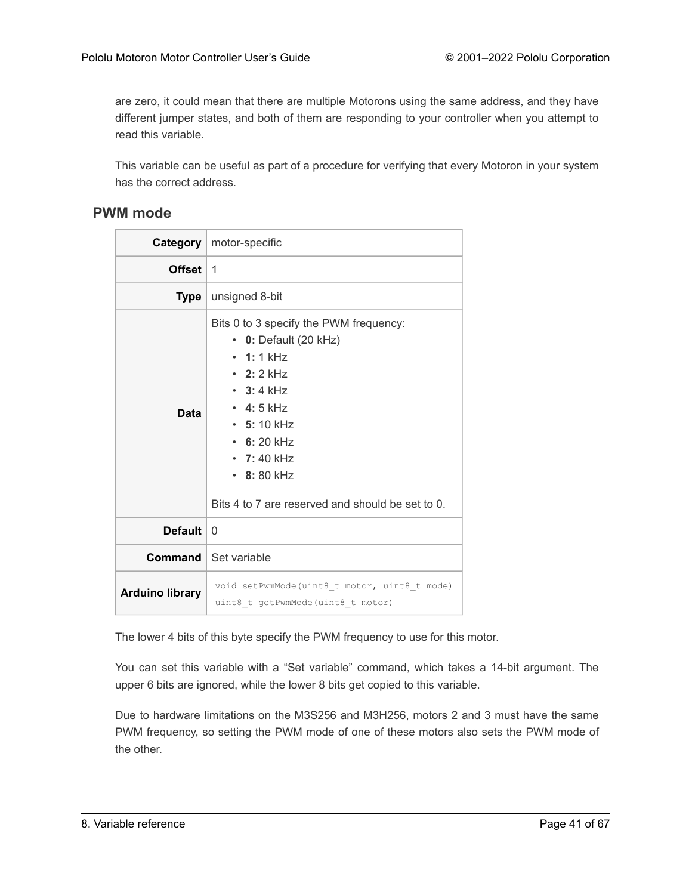are zero, it could mean that there are multiple Motorons using the same address, and they have different jumper states, and both of them are responding to your controller when you attempt to read this variable.

This variable can be useful as part of a procedure for verifying that every Motoron in your system has the correct address.

## PWM mode

| | |
|---:|---|
| **Category** | motor-specific |
| **Offset** | 1 |
| **Type** | unsigned 8-bit |
| **Data** | Bits 0 to 3 specify the PWM frequency:<br>• **0:** Default (20 kHz)<br>• **1:** 1 kHz<br>• **2:** 2 kHz<br>• **3:** 4 kHz<br>• **4:** 5 kHz<br>• **5:** 10 kHz<br>• **6:** 20 kHz<br>• **7:** 40 kHz<br>• **8:** 80 kHz<br><br>Bits 4 to 7 are reserved and should be set to 0. |
| **Default** | 0 |
| **Command** | Set variable |
| **Arduino library** | `void setPwmMode(uint8_t motor, uint8_t mode)`<br>`uint8_t getPwmMode(uint8_t motor)` |

The lower 4 bits of this byte specify the PWM frequency to use for this motor.

You can set this variable with a “Set variable” command, which takes a 14-bit argument. The upper 6 bits are ignored, while the lower 8 bits get copied to this variable.

Due to hardware limitations on the M3S256 and M3H256, motors 2 and 3 must have the same PWM frequency, so setting the PWM mode of one of these motors also sets the PWM mode of the other.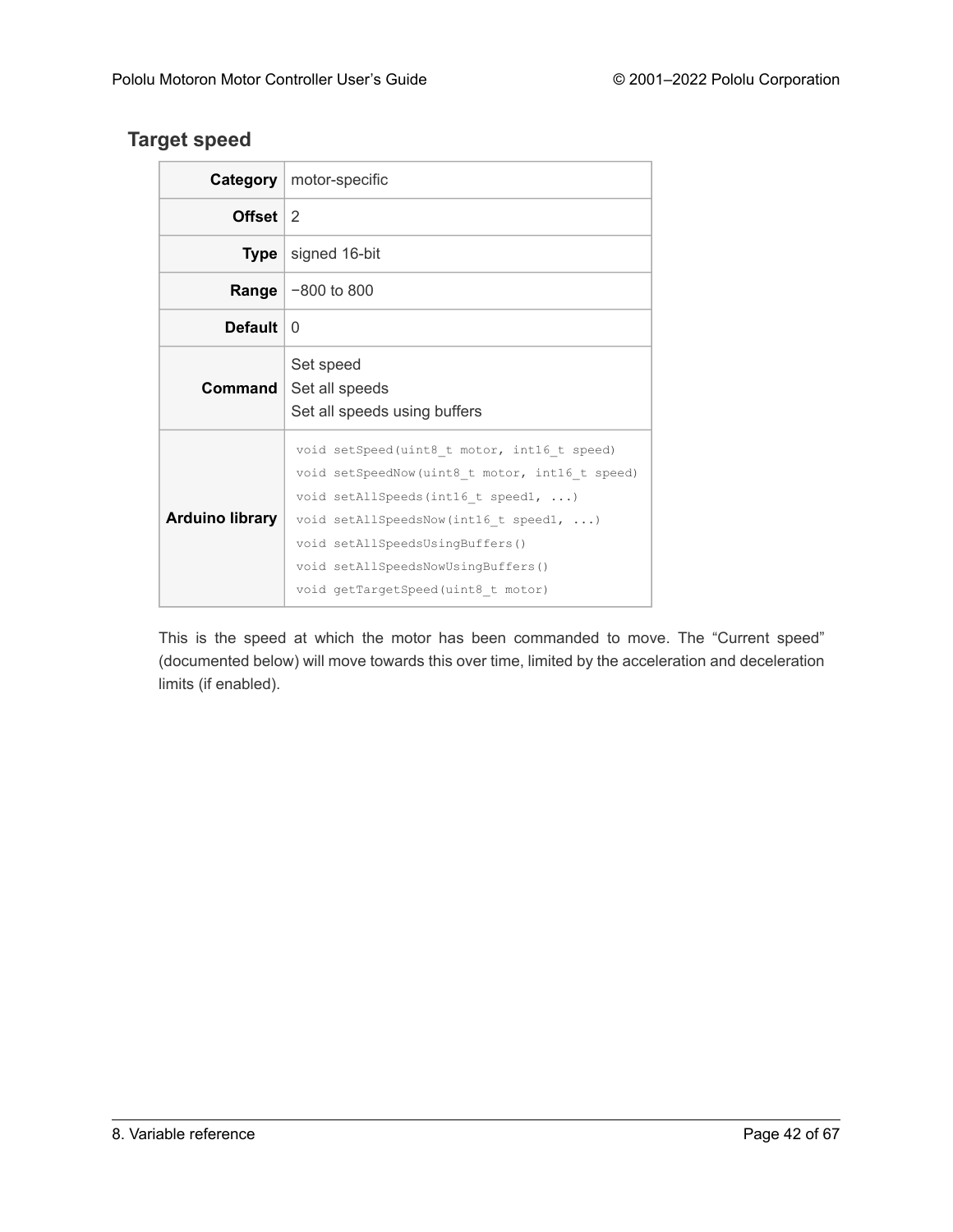### Target speed

| | |
|---|---|
| **Category** | motor-specific |
| **Offset** | 2 |
| **Type** | signed 16-bit |
| **Range** | −800 to 800 |
| **Default** | 0 |
| **Command** | Set speed<br>Set all speeds<br>Set all speeds using buffers |
| **Arduino library** | `void setSpeed(uint8_t motor, int16_t speed)`<br>`void setSpeedNow(uint8_t motor, int16_t speed)`<br>`void setAllSpeeds(int16_t speed1, ...)`<br>`void setAllSpeedsNow(int16_t speed1, ...)`<br>`void setAllSpeedsUsingBuffers()`<br>`void setAllSpeedsNowUsingBuffers()`<br>`void getTargetSpeed(uint8_t motor)` |

This is the speed at which the motor has been commanded to move. The "Current speed" (documented below) will move towards this over time, limited by the acceleration and deceleration limits (if enabled).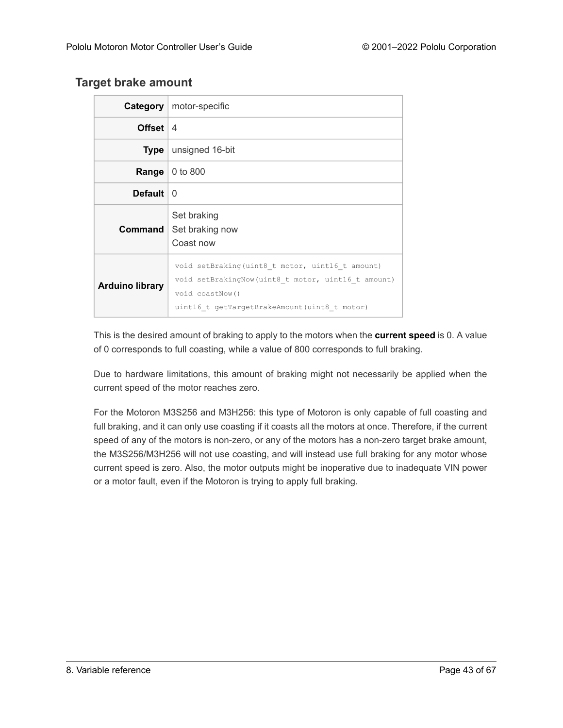### Target brake amount

| | |
|---|---|
| **Category** | motor-specific |
| **Offset** | 4 |
| **Type** | unsigned 16-bit |
| **Range** | 0 to 800 |
| **Default** | 0 |
| **Command** | Set braking<br>Set braking now<br>Coast now |
| **Arduino library** | `void setBraking(uint8_t motor, uint16_t amount)`<br>`void setBrakingNow(uint8_t motor, uint16_t amount)`<br>`void coastNow()`<br>`uint16_t getTargetBrakeAmount(uint8_t motor)` |

This is the desired amount of braking to apply to the motors when the **current speed** is 0. A value of 0 corresponds to full coasting, while a value of 800 corresponds to full braking.

Due to hardware limitations, this amount of braking might not necessarily be applied when the current speed of the motor reaches zero.

For the Motoron M3S256 and M3H256: this type of Motoron is only capable of full coasting and full braking, and it can only use coasting if it coasts all the motors at once. Therefore, if the current speed of any of the motors is non-zero, or any of the motors has a non-zero target brake amount, the M3S256/M3H256 will not use coasting, and will instead use full braking for any motor whose current speed is zero. Also, the motor outputs might be inoperative due to inadequate VIN power or a motor fault, even if the Motoron is trying to apply full braking.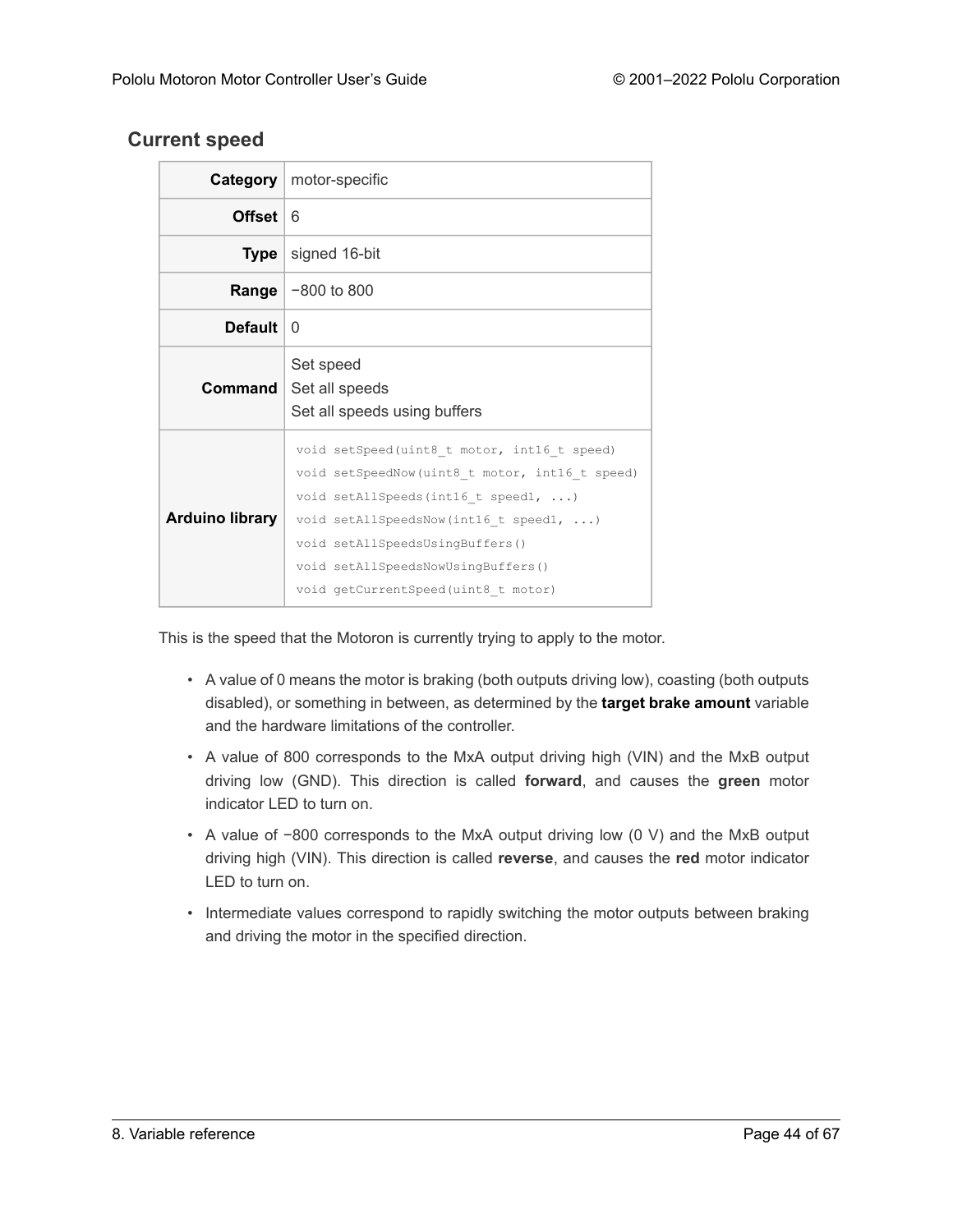## Current speed

| | |
|---|---|
| **Category** | motor-specific |
| **Offset** | 6 |
| **Type** | signed 16-bit |
| **Range** | −800 to 800 |
| **Default** | 0 |
| **Command** | Set speed<br>Set all speeds<br>Set all speeds using buffers |
| **Arduino library** | `void setSpeed(uint8_t motor, int16_t speed)`<br>`void setSpeedNow(uint8_t motor, int16_t speed)`<br>`void setAllSpeeds(int16_t speed1, ...)`<br>`void setAllSpeedsNow(int16_t speed1, ...)`<br>`void setAllSpeedsUsingBuffers()`<br>`void setAllSpeedsNowUsingBuffers()`<br>`void getCurrentSpeed(uint8_t motor)` |

This is the speed that the Motoron is currently trying to apply to the motor.

- A value of 0 means the motor is braking (both outputs driving low), coasting (both outputs disabled), or something in between, as determined by the **target brake amount** variable and the hardware limitations of the controller.
- A value of 800 corresponds to the MxA output driving high (VIN) and the MxB output driving low (GND). This direction is called **forward**, and causes the **green** motor indicator LED to turn on.
- A value of −800 corresponds to the MxA output driving low (0 V) and the MxB output driving high (VIN). This direction is called **reverse**, and causes the **red** motor indicator LED to turn on.
- Intermediate values correspond to rapidly switching the motor outputs between braking and driving the motor in the specified direction.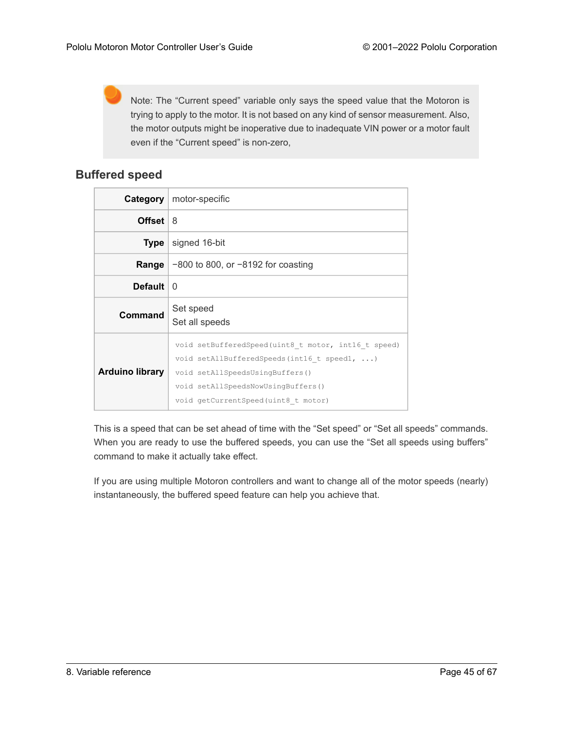> Note: The "Current speed" variable only says the speed value that the Motoron is trying to apply to the motor. It is not based on any kind of sensor measurement. Also, the motor outputs might be inoperative due to inadequate VIN power or a motor fault even if the "Current speed" is non-zero,

### Buffered speed

| | |
|---|---|
| **Category** | motor-specific |
| **Offset** | 8 |
| **Type** | signed 16-bit |
| **Range** | −800 to 800, or −8192 for coasting |
| **Default** | 0 |
| **Command** | Set speed<br>Set all speeds |
| **Arduino library** | `void setBufferedSpeed(uint8_t motor, int16_t speed)`<br>`void setAllBufferedSpeeds(int16_t speed1, ...)`<br>`void setAllSpeedsUsingBuffers()`<br>`void setAllSpeedsNowUsingBuffers()`<br>`void getCurrentSpeed(uint8_t motor)` |

This is a speed that can be set ahead of time with the "Set speed" or "Set all speeds" commands. When you are ready to use the buffered speeds, you can use the "Set all speeds using buffers" command to make it actually take effect.

If you are using multiple Motoron controllers and want to change all of the motor speeds (nearly) instantaneously, the buffered speed feature can help you achieve that.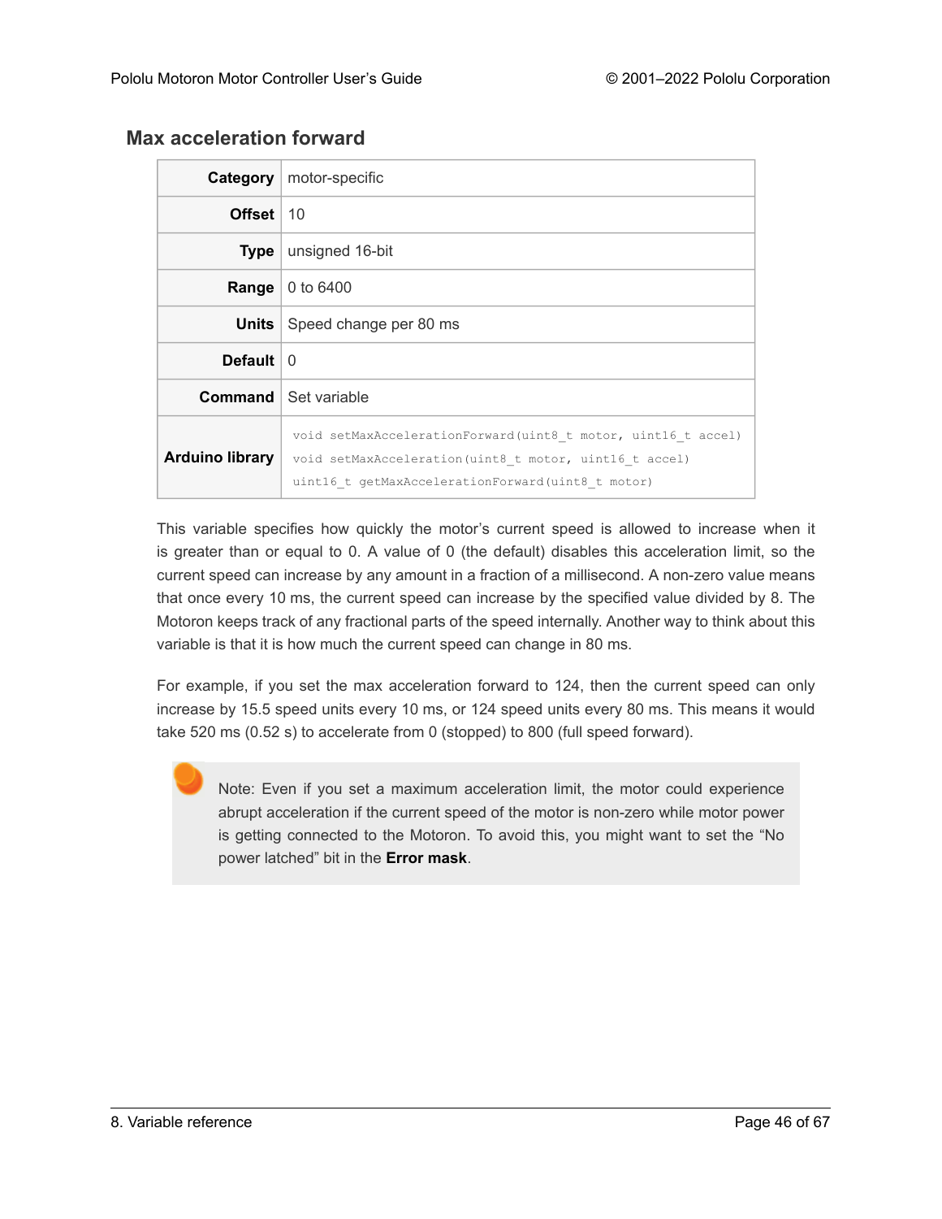## Max acceleration forward

| | |
|---|---|
| **Category** | motor-specific |
| **Offset** | 10 |
| **Type** | unsigned 16-bit |
| **Range** | 0 to 6400 |
| **Units** | Speed change per 80 ms |
| **Default** | 0 |
| **Command** | Set variable |
| **Arduino library** | `void setMaxAccelerationForward(uint8_t motor, uint16_t accel)` `void setMaxAcceleration(uint8_t motor, uint16_t accel)` `uint16_t getMaxAccelerationForward(uint8_t motor)` |

This variable specifies how quickly the motor's current speed is allowed to increase when it is greater than or equal to 0. A value of 0 (the default) disables this acceleration limit, so the current speed can increase by any amount in a fraction of a millisecond. A non-zero value means that once every 10 ms, the current speed can increase by the specified value divided by 8. The Motoron keeps track of any fractional parts of the speed internally. Another way to think about this variable is that it is how much the current speed can change in 80 ms.

For example, if you set the max acceleration forward to 124, then the current speed can only increase by 15.5 speed units every 10 ms, or 124 speed units every 80 ms. This means it would take 520 ms (0.52 s) to accelerate from 0 (stopped) to 800 (full speed forward).

> Note: Even if you set a maximum acceleration limit, the motor could experience abrupt acceleration if the current speed of the motor is non-zero while motor power is getting connected to the Motoron. To avoid this, you might want to set the "No power latched" bit in the **Error mask**.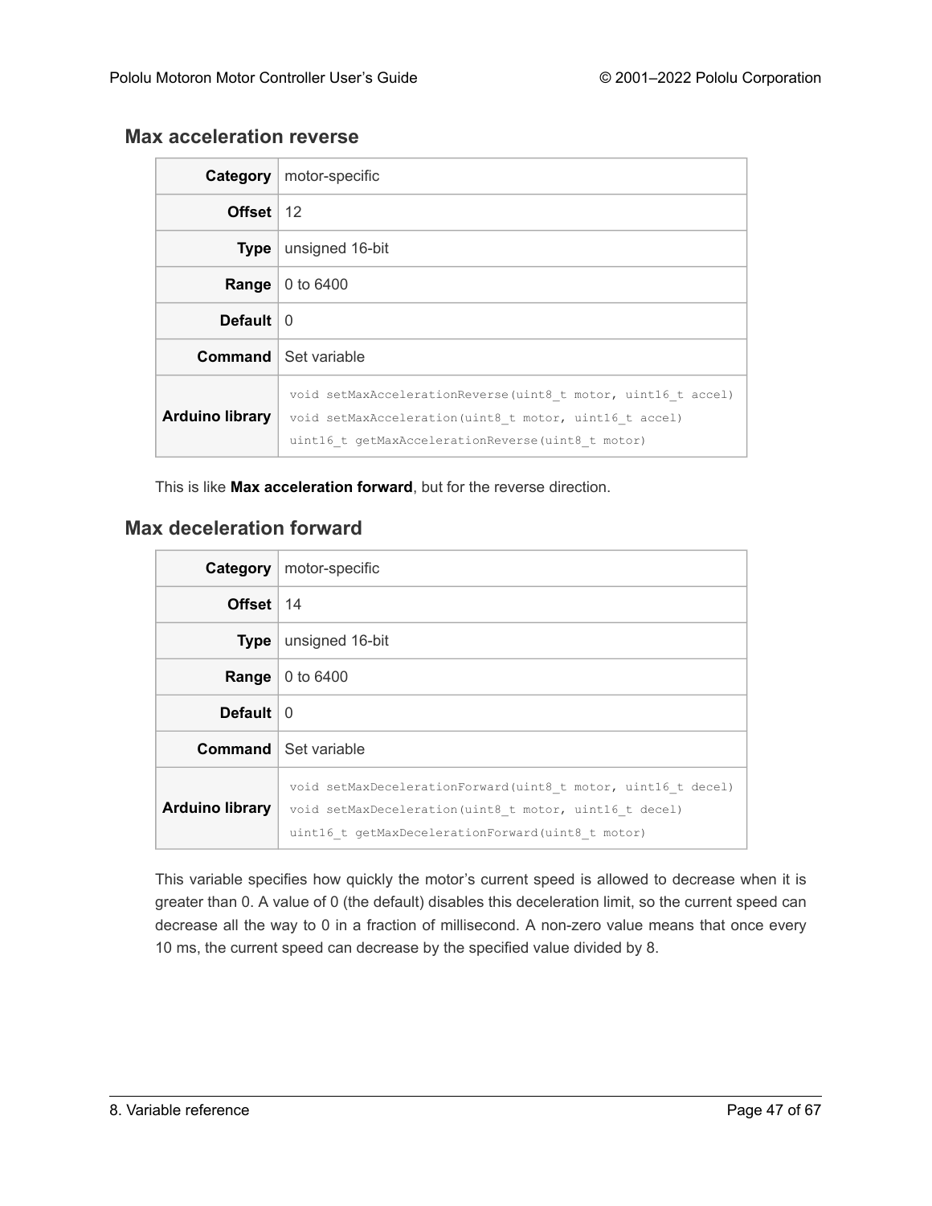## Max acceleration reverse

| | |
|---|---|
| **Category** | motor-specific |
| **Offset** | 12 |
| **Type** | unsigned 16-bit |
| **Range** | 0 to 6400 |
| **Default** | 0 |
| **Command** | Set variable |
| **Arduino library** | `void setMaxAccelerationReverse(uint8_t motor, uint16_t accel)`<br>`void setMaxAcceleration(uint8_t motor, uint16_t accel)`<br>`uint16_t getMaxAccelerationReverse(uint8_t motor)` |

This is like **Max acceleration forward**, but for the reverse direction.

## Max deceleration forward

| | |
|---|---|
| **Category** | motor-specific |
| **Offset** | 14 |
| **Type** | unsigned 16-bit |
| **Range** | 0 to 6400 |
| **Default** | 0 |
| **Command** | Set variable |
| **Arduino library** | `void setMaxDecelerationForward(uint8_t motor, uint16_t decel)`<br>`void setMaxDeceleration(uint8_t motor, uint16_t decel)`<br>`uint16_t getMaxDecelerationForward(uint8_t motor)` |

This variable specifies how quickly the motor's current speed is allowed to decrease when it is greater than 0. A value of 0 (the default) disables this deceleration limit, so the current speed can decrease all the way to 0 in a fraction of millisecond. A non-zero value means that once every 10 ms, the current speed can decrease by the specified value divided by 8.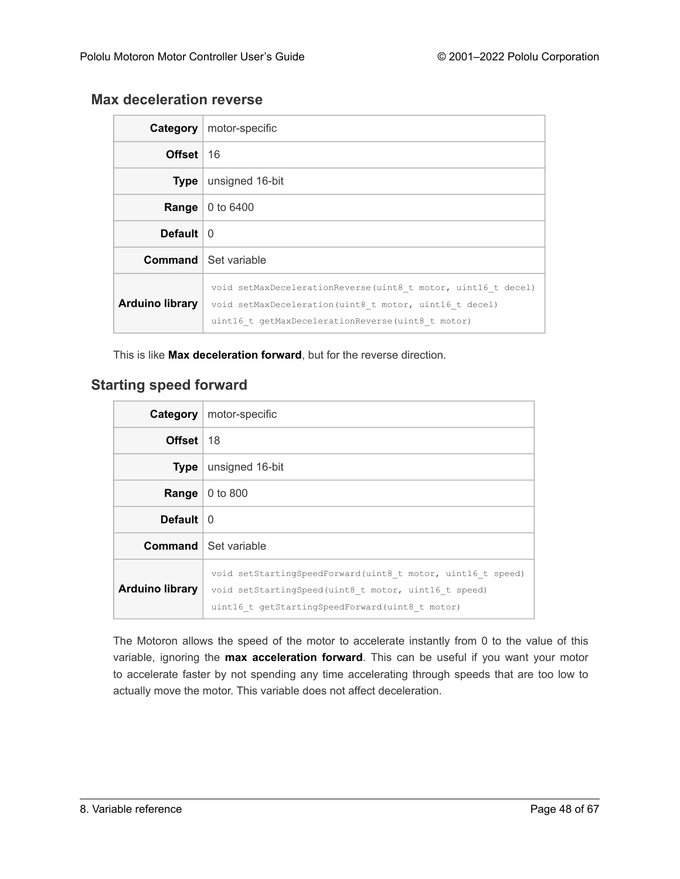### Max deceleration reverse

| | |
|---|---|
| **Category** | motor-specific |
| **Offset** | 16 |
| **Type** | unsigned 16-bit |
| **Range** | 0 to 6400 |
| **Default** | 0 |
| **Command** | Set variable |
| **Arduino library** | `void setMaxDecelerationReverse(uint8_t motor, uint16_t decel)`<br>`void setMaxDeceleration(uint8_t motor, uint16_t decel)`<br>`uint16_t getMaxDecelerationReverse(uint8_t motor)` |

This is like **Max deceleration forward**, but for the reverse direction.

### Starting speed forward

| | |
|---|---|
| **Category** | motor-specific |
| **Offset** | 18 |
| **Type** | unsigned 16-bit |
| **Range** | 0 to 800 |
| **Default** | 0 |
| **Command** | Set variable |
| **Arduino library** | `void setStartingSpeedForward(uint8_t motor, uint16_t speed)`<br>`void setStartingSpeed(uint8_t motor, uint16_t speed)`<br>`uint16_t getStartingSpeedForward(uint8_t motor)` |

The Motoron allows the speed of the motor to accelerate instantly from 0 to the value of this variable, ignoring the **max acceleration forward**. This can be useful if you want your motor to accelerate faster by not spending any time accelerating through speeds that are too low to actually move the motor. This variable does not affect deceleration.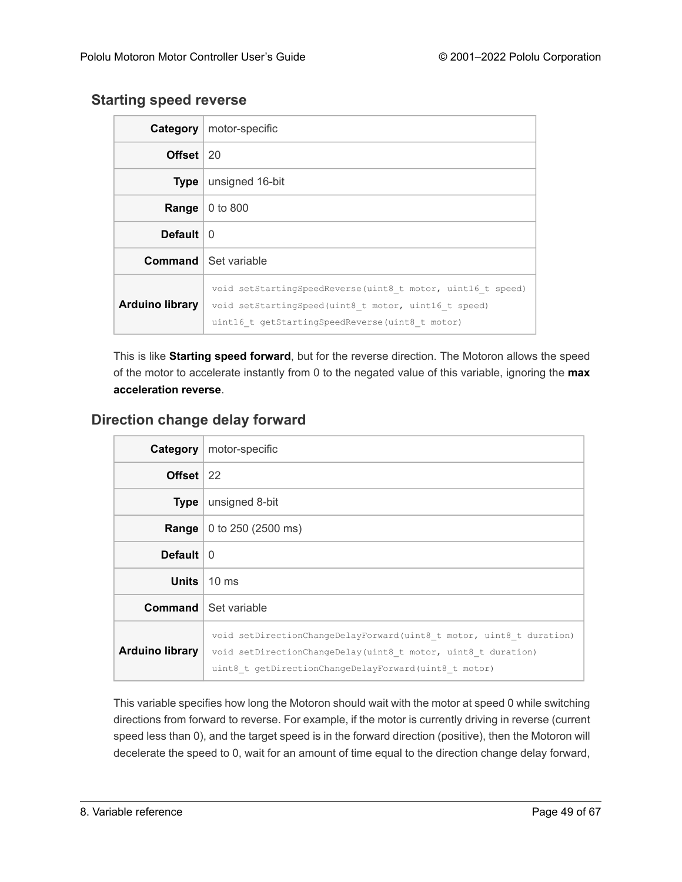### Starting speed reverse

| | |
|---|---|
| **Category** | motor-specific |
| **Offset** | 20 |
| **Type** | unsigned 16-bit |
| **Range** | 0 to 800 |
| **Default** | 0 |
| **Command** | Set variable |
| **Arduino library** | `void setStartingSpeedReverse(uint8_t motor, uint16_t speed)`<br>`void setStartingSpeed(uint8_t motor, uint16_t speed)`<br>`uint16_t getStartingSpeedReverse(uint8_t motor)` |

This is like **Starting speed forward**, but for the reverse direction. The Motoron allows the speed of the motor to accelerate instantly from 0 to the negated value of this variable, ignoring the **max acceleration reverse**.

### Direction change delay forward

| | |
|---|---|
| **Category** | motor-specific |
| **Offset** | 22 |
| **Type** | unsigned 8-bit |
| **Range** | 0 to 250 (2500 ms) |
| **Default** | 0 |
| **Units** | 10 ms |
| **Command** | Set variable |
| **Arduino library** | `void setDirectionChangeDelayForward(uint8_t motor, uint8_t duration)`<br>`void setDirectionChangeDelay(uint8_t motor, uint8_t duration)`<br>`uint8_t getDirectionChangeDelayForward(uint8_t motor)` |

This variable specifies how long the Motoron should wait with the motor at speed 0 while switching directions from forward to reverse. For example, if the motor is currently driving in reverse (current speed less than 0), and the target speed is in the forward direction (positive), then the Motoron will decelerate the speed to 0, wait for an amount of time equal to the direction change delay forward,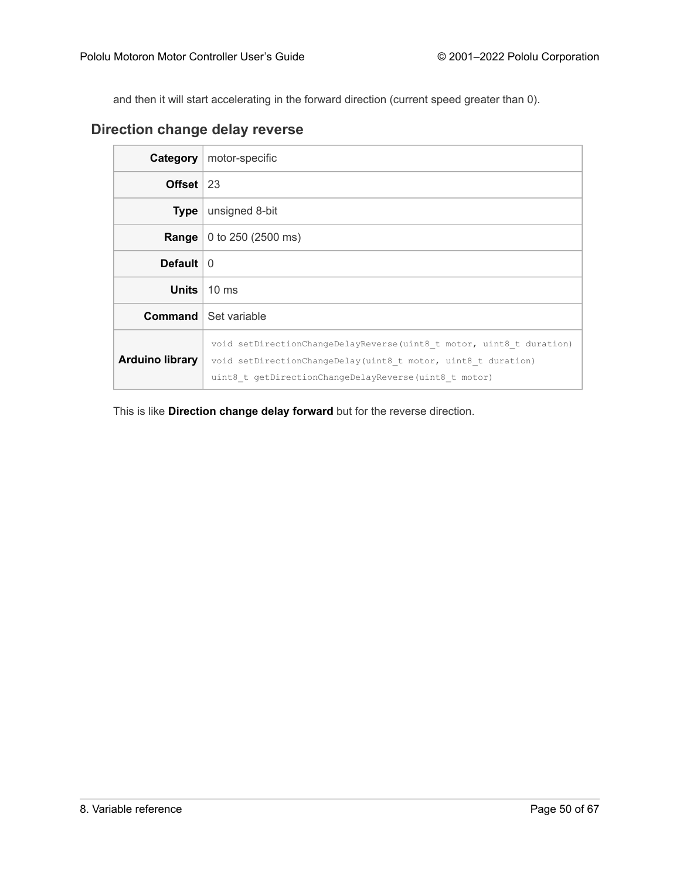and then it will start accelerating in the forward direction (current speed greater than 0).

## Direction change delay reverse

| | |
|---|---|
| **Category** | motor-specific |
| **Offset** | 23 |
| **Type** | unsigned 8-bit |
| **Range** | 0 to 250 (2500 ms) |
| **Default** | 0 |
| **Units** | 10 ms |
| **Command** | Set variable |
| **Arduino library** | `void setDirectionChangeDelayReverse(uint8_t motor, uint8_t duration)` `void setDirectionChangeDelay(uint8_t motor, uint8_t duration)` `uint8_t getDirectionChangeDelayReverse(uint8_t motor)` |

This is like **Direction change delay forward** but for the reverse direction.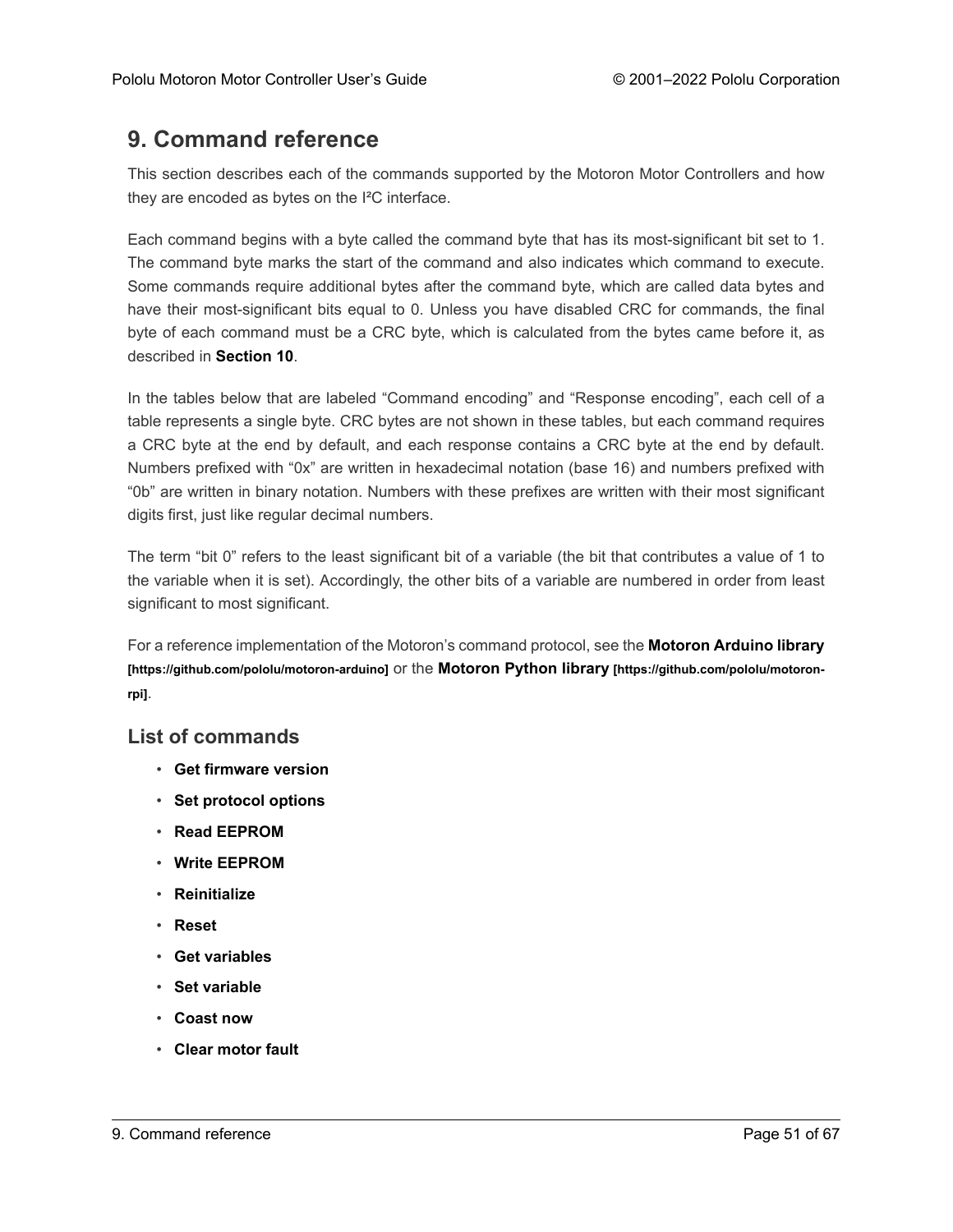# 9. Command reference

This section describes each of the commands supported by the Motoron Motor Controllers and how they are encoded as bytes on the I²C interface.

Each command begins with a byte called the command byte that has its most-significant bit set to 1. The command byte marks the start of the command and also indicates which command to execute. Some commands require additional bytes after the command byte, which are called data bytes and have their most-significant bits equal to 0. Unless you have disabled CRC for commands, the final byte of each command must be a CRC byte, which is calculated from the bytes came before it, as described in **Section 10**.

In the tables below that are labeled "Command encoding" and "Response encoding", each cell of a table represents a single byte. CRC bytes are not shown in these tables, but each command requires a CRC byte at the end by default, and each response contains a CRC byte at the end by default. Numbers prefixed with "0x" are written in hexadecimal notation (base 16) and numbers prefixed with "0b" are written in binary notation. Numbers with these prefixes are written with their most significant digits first, just like regular decimal numbers.

The term "bit 0" refers to the least significant bit of a variable (the bit that contributes a value of 1 to the variable when it is set). Accordingly, the other bits of a variable are numbered in order from least significant to most significant.

For a reference implementation of the Motoron's command protocol, see the **Motoron Arduino library** **[https://github.com/pololu/motoron-arduino]** or the **Motoron Python library** **[https://github.com/pololu/motoron-rpi]**.

## List of commands

- **Get firmware version**
- **Set protocol options**
- **Read EEPROM**
- **Write EEPROM**
- **Reinitialize**
- **Reset**
- **Get variables**
- **Set variable**
- **Coast now**
- **Clear motor fault**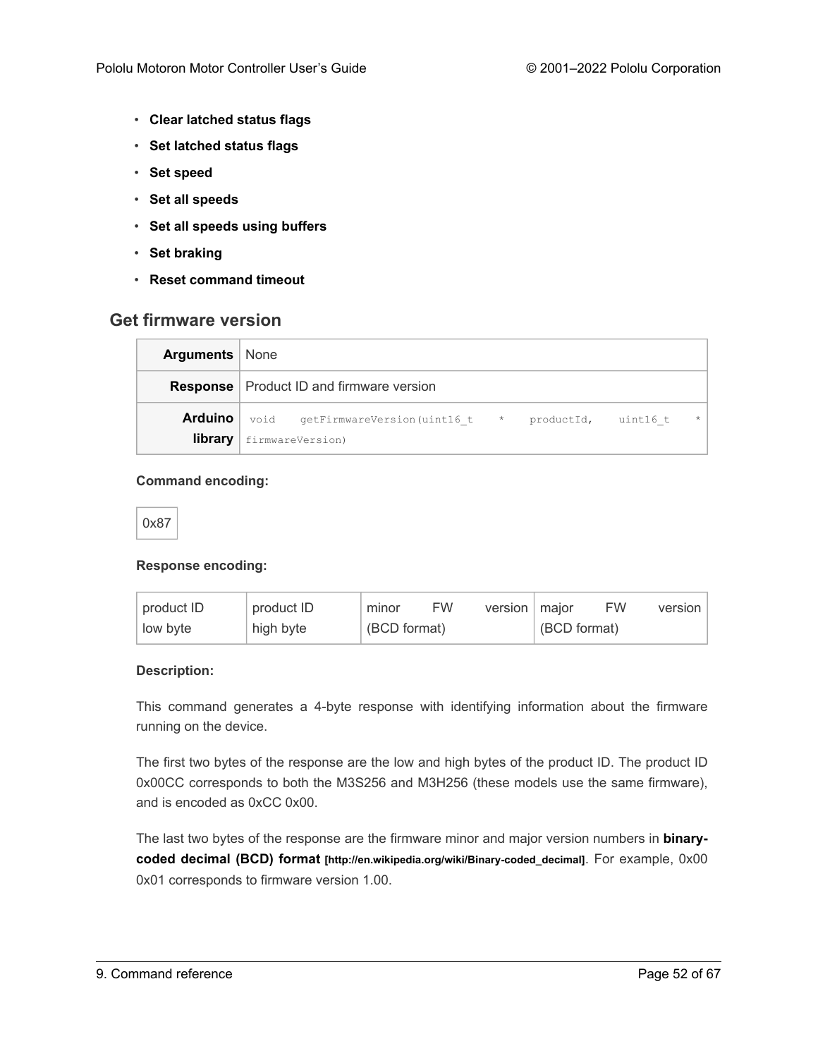- **Clear latched status flags**
- **Set latched status flags**
- **Set speed**
- **Set all speeds**
- **Set all speeds using buffers**
- **Set braking**
- **Reset command timeout**

## Get firmware version

| | |
|---|---|
| **Arguments** | None |
| **Response** | Product ID and firmware version |
| **Arduino library** | `void getFirmwareVersion(uint16_t * productId, uint16_t * firmwareVersion)` |

**Command encoding:**

| 0x87 |
|---|

**Response encoding:**

| product ID low byte | product ID high byte | minor FW version (BCD format) | major FW version (BCD format) |
|---|---|---|---|

**Description:**

This command generates a 4-byte response with identifying information about the firmware running on the device.

The first two bytes of the response are the low and high bytes of the product ID. The product ID 0x00CC corresponds to both the M3S256 and M3H256 (these models use the same firmware), and is encoded as 0xCC 0x00.

The last two bytes of the response are the firmware minor and major version numbers in **binary-coded decimal (BCD) format [http://en.wikipedia.org/wiki/Binary-coded_decimal]**. For example, 0x00 0x01 corresponds to firmware version 1.00.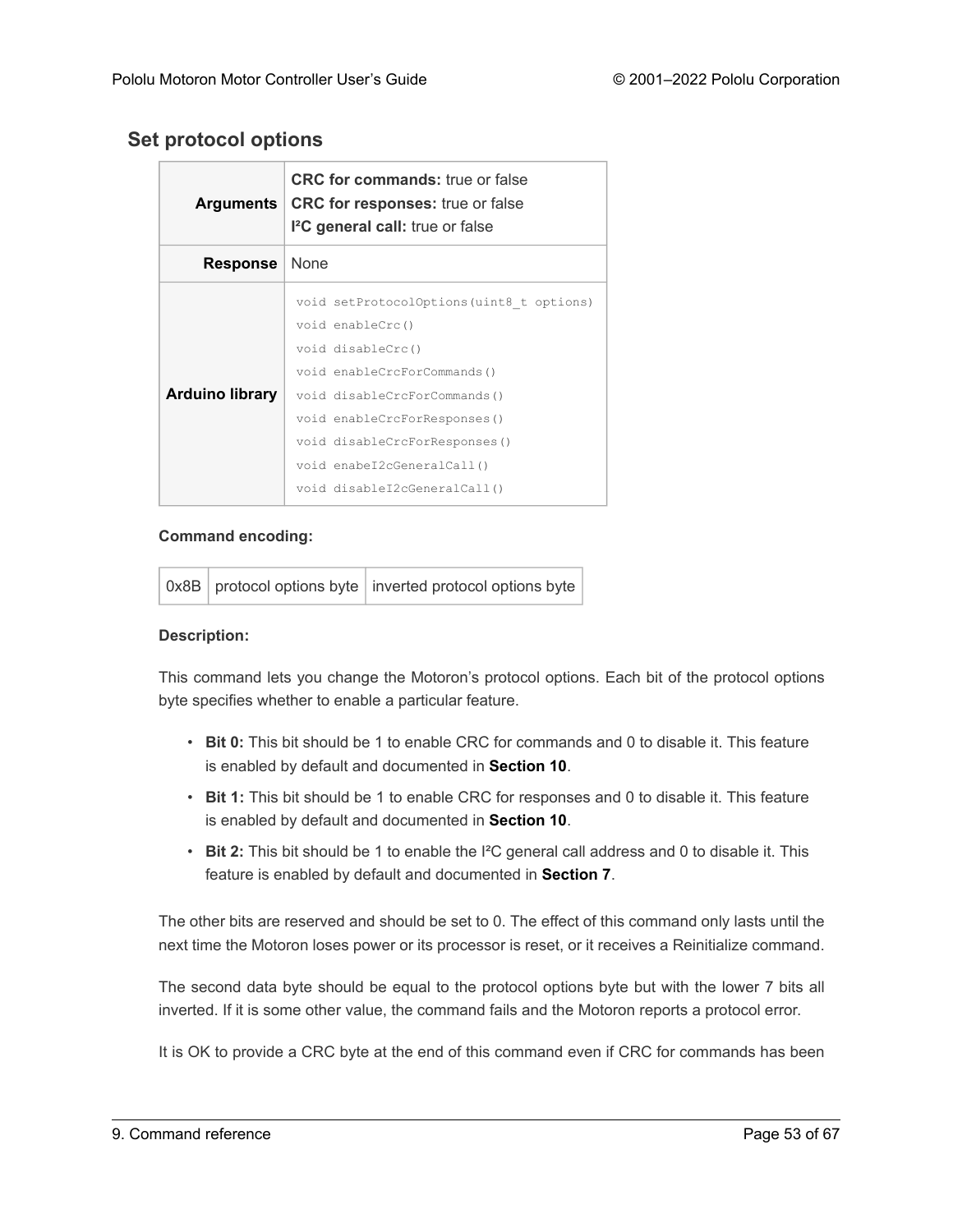## Set protocol options

| | |
|---|---|
| **Arguments** | **CRC for commands:** true or false<br>**CRC for responses:** true or false<br>**I²C general call:** true or false |
| **Response** | None |
| **Arduino library** | `void setProtocolOptions(uint8_t options)`<br>`void enableCrc()`<br>`void disableCrc()`<br>`void enableCrcForCommands()`<br>`void disableCrcForCommands()`<br>`void enableCrcForResponses()`<br>`void disableCrcForResponses()`<br>`void enabeI2cGeneralCall()`<br>`void disableI2cGeneralCall()` |

**Command encoding:**

| 0x8B | protocol options byte | inverted protocol options byte |
|---|---|---|

**Description:**

This command lets you change the Motoron's protocol options. Each bit of the protocol options byte specifies whether to enable a particular feature.

- **Bit 0:** This bit should be 1 to enable CRC for commands and 0 to disable it. This feature is enabled by default and documented in **Section 10**.
- **Bit 1:** This bit should be 1 to enable CRC for responses and 0 to disable it. This feature is enabled by default and documented in **Section 10**.
- **Bit 2:** This bit should be 1 to enable the I²C general call address and 0 to disable it. This feature is enabled by default and documented in **Section 7**.

The other bits are reserved and should be set to 0. The effect of this command only lasts until the next time the Motoron loses power or its processor is reset, or it receives a Reinitialize command.

The second data byte should be equal to the protocol options byte but with the lower 7 bits all inverted. If it is some other value, the command fails and the Motoron reports a protocol error.

It is OK to provide a CRC byte at the end of this command even if CRC for commands has been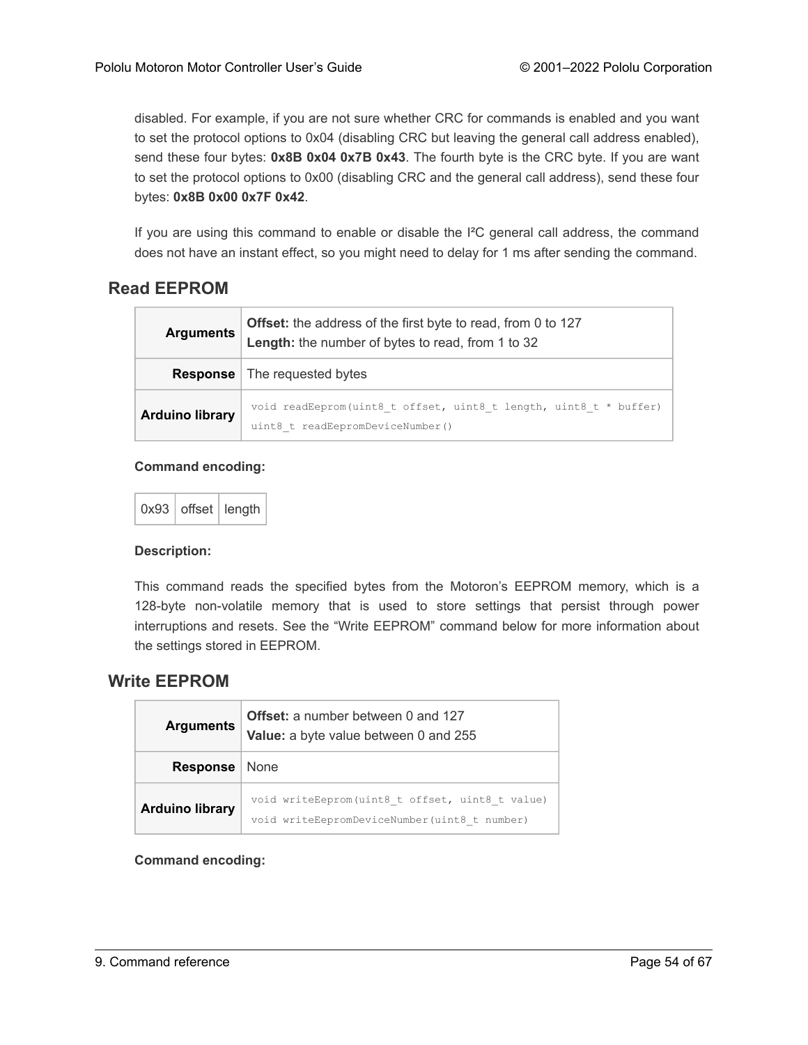disabled. For example, if you are not sure whether CRC for commands is enabled and you want to set the protocol options to 0x04 (disabling CRC but leaving the general call address enabled), send these four bytes: **0x8B 0x04 0x7B 0x43**. The fourth byte is the CRC byte. If you are want to set the protocol options to 0x00 (disabling CRC and the general call address), send these four bytes: **0x8B 0x00 0x7F 0x42**.

If you are using this command to enable or disable the I²C general call address, the command does not have an instant effect, so you might need to delay for 1 ms after sending the command.

## Read EEPROM

| | |
|---|---|
| **Arguments** | **Offset:** the address of the first byte to read, from 0 to 127<br>**Length:** the number of bytes to read, from 1 to 32 |
| **Response** | The requested bytes |
| **Arduino library** | `void readEeprom(uint8_t offset, uint8_t length, uint8_t * buffer)`<br>`uint8_t readEepromDeviceNumber()` |

**Command encoding:**

| 0x93 | offset | length |
|---|---|---|

**Description:**

This command reads the specified bytes from the Motoron's EEPROM memory, which is a 128-byte non-volatile memory that is used to store settings that persist through power interruptions and resets. See the "Write EEPROM" command below for more information about the settings stored in EEPROM.

## Write EEPROM

| | |
|---|---|
| **Arguments** | **Offset:** a number between 0 and 127<br>**Value:** a byte value between 0 and 255 |
| **Response** | None |
| **Arduino library** | `void writeEeprom(uint8_t offset, uint8_t value)`<br>`void writeEepromDeviceNumber(uint8_t number)` |

**Command encoding:**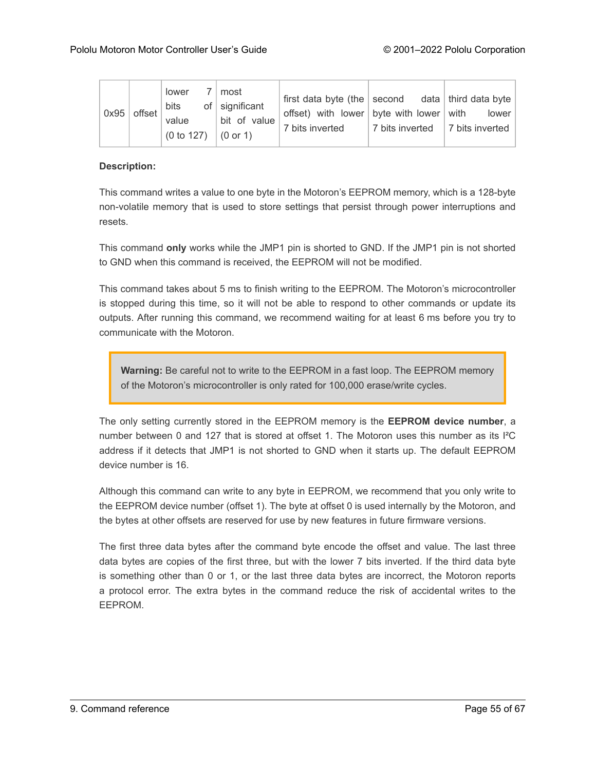| 0x95 | offset | lower 7 bits of value (0 to 127) | most significant bit of value (0 or 1) | first data byte (the offset) with lower 7 bits inverted | second data byte with lower 7 bits inverted | third data byte with lower 7 bits inverted |
|---|---|---|---|---|---|---|

**Description:**

This command writes a value to one byte in the Motoron's EEPROM memory, which is a 128-byte non-volatile memory that is used to store settings that persist through power interruptions and resets.

This command **only** works while the JMP1 pin is shorted to GND. If the JMP1 pin is not shorted to GND when this command is received, the EEPROM will not be modified.

This command takes about 5 ms to finish writing to the EEPROM. The Motoron's microcontroller is stopped during this time, so it will not be able to respond to other commands or update its outputs. After running this command, we recommend waiting for at least 6 ms before you try to communicate with the Motoron.

> **Warning:** Be careful not to write to the EEPROM in a fast loop. The EEPROM memory of the Motoron's microcontroller is only rated for 100,000 erase/write cycles.

The only setting currently stored in the EEPROM memory is the **EEPROM device number**, a number between 0 and 127 that is stored at offset 1. The Motoron uses this number as its I²C address if it detects that JMP1 is not shorted to GND when it starts up. The default EEPROM device number is 16.

Although this command can write to any byte in EEPROM, we recommend that you only write to the EEPROM device number (offset 1). The byte at offset 0 is used internally by the Motoron, and the bytes at other offsets are reserved for use by new features in future firmware versions.

The first three data bytes after the command byte encode the offset and value. The last three data bytes are copies of the first three, but with the lower 7 bits inverted. If the third data byte is something other than 0 or 1, or the last three data bytes are incorrect, the Motoron reports a protocol error. The extra bytes in the command reduce the risk of accidental writes to the EEPROM.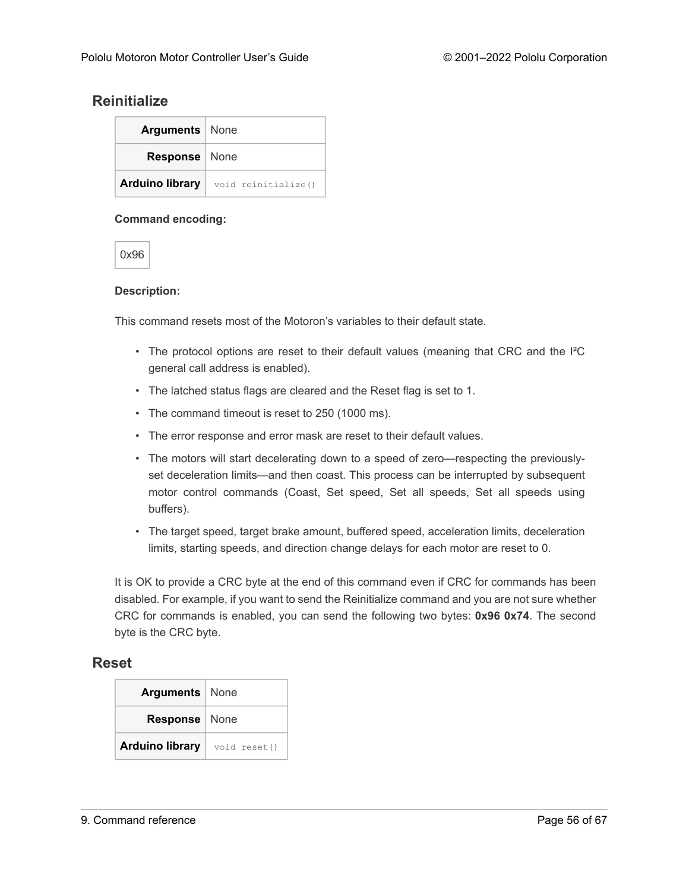## Reinitialize

| **Arguments** | None |
|---|---|
| **Response** | None |
| **Arduino library** | `void reinitialize()` |

**Command encoding:**

| 0x96 |
|---|

**Description:**

This command resets most of the Motoron's variables to their default state.

- The protocol options are reset to their default values (meaning that CRC and the I²C general call address is enabled).
- The latched status flags are cleared and the Reset flag is set to 1.
- The command timeout is reset to 250 (1000 ms).
- The error response and error mask are reset to their default values.
- The motors will start decelerating down to a speed of zero—respecting the previously-set deceleration limits—and then coast. This process can be interrupted by subsequent motor control commands (Coast, Set speed, Set all speeds, Set all speeds using buffers).
- The target speed, target brake amount, buffered speed, acceleration limits, deceleration limits, starting speeds, and direction change delays for each motor are reset to 0.

It is OK to provide a CRC byte at the end of this command even if CRC for commands has been disabled. For example, if you want to send the Reinitialize command and you are not sure whether CRC for commands is enabled, you can send the following two bytes: **0x96 0x74**. The second byte is the CRC byte.

## Reset

| **Arguments** | None |
|---|---|
| **Response** | None |
| **Arduino library** | `void reset()` |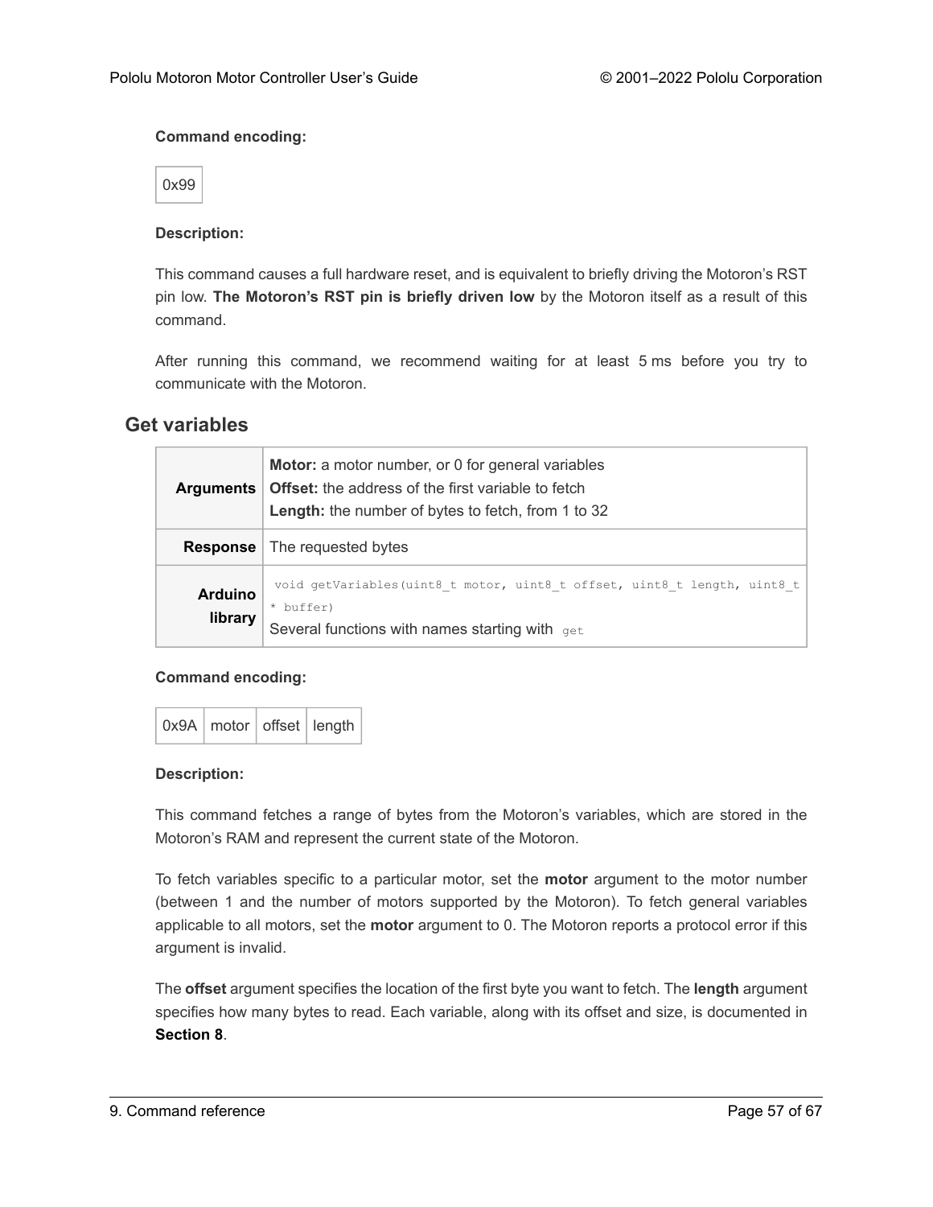**Command encoding:**

| 0x99 |
|---|

**Description:**

This command causes a full hardware reset, and is equivalent to briefly driving the Motoron's RST pin low. **The Motoron's RST pin is briefly driven low** by the Motoron itself as a result of this command.

After running this command, we recommend waiting for at least 5 ms before you try to communicate with the Motoron.

## Get variables

| | |
|---|---|
| **Arguments** | **Motor:** a motor number, or 0 for general variables<br>**Offset:** the address of the first variable to fetch<br>**Length:** the number of bytes to fetch, from 1 to 32 |
| **Response** | The requested bytes |
| **Arduino library** | `void getVariables(uint8_t motor, uint8_t offset, uint8_t length, uint8_t * buffer)`<br>Several functions with names starting with `get` |

**Command encoding:**

| 0x9A | motor | offset | length |
|---|---|---|---|

**Description:**

This command fetches a range of bytes from the Motoron's variables, which are stored in the Motoron's RAM and represent the current state of the Motoron.

To fetch variables specific to a particular motor, set the **motor** argument to the motor number (between 1 and the number of motors supported by the Motoron). To fetch general variables applicable to all motors, set the **motor** argument to 0. The Motoron reports a protocol error if this argument is invalid.

The **offset** argument specifies the location of the first byte you want to fetch. The **length** argument specifies how many bytes to read. Each variable, along with its offset and size, is documented in **Section 8**.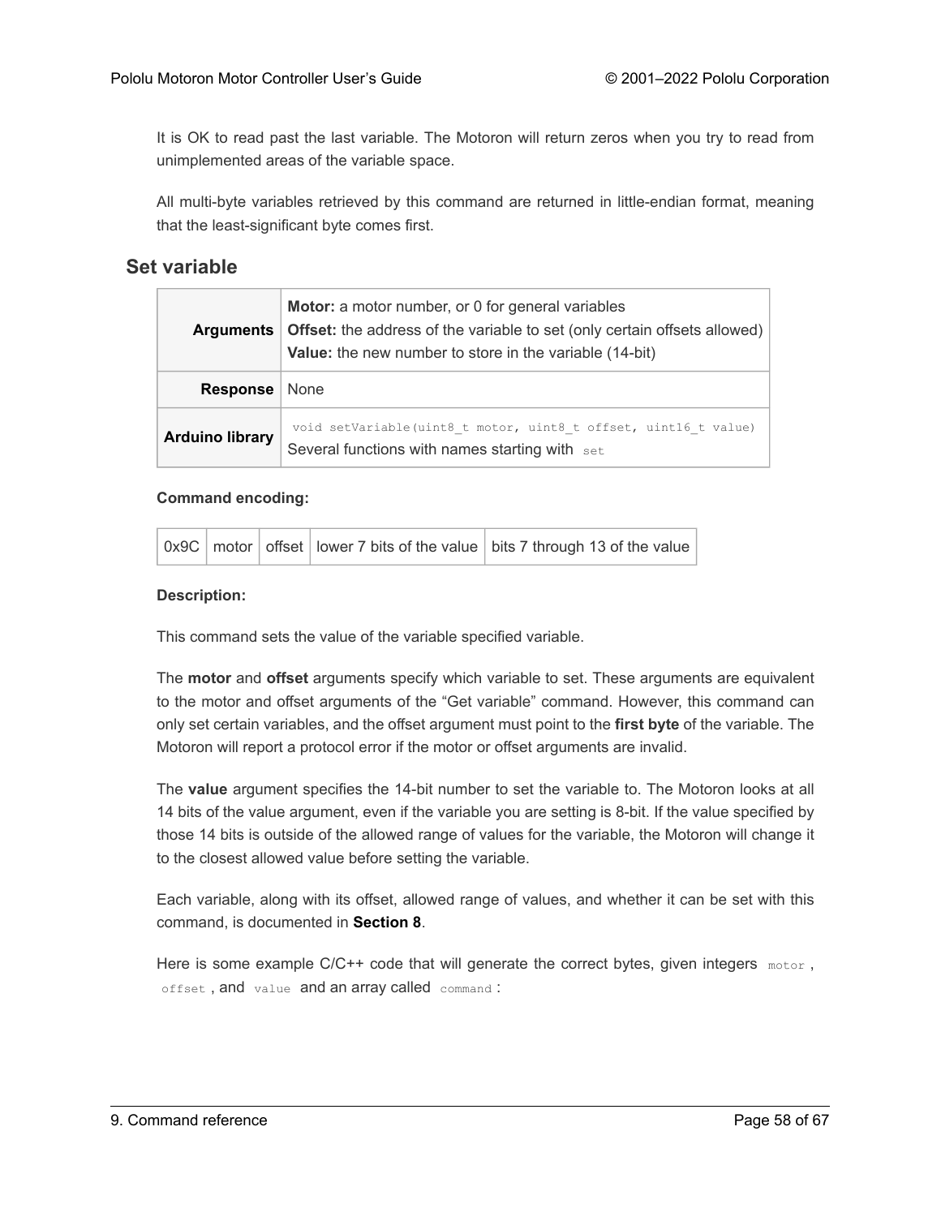It is OK to read past the last variable. The Motoron will return zeros when you try to read from unimplemented areas of the variable space.

All multi-byte variables retrieved by this command are returned in little-endian format, meaning that the least-significant byte comes first.

## Set variable

| | |
|---|---|
| **Arguments** | **Motor:** a motor number, or 0 for general variables<br>**Offset:** the address of the variable to set (only certain offsets allowed)<br>**Value:** the new number to store in the variable (14-bit) |
| **Response** | None |
| **Arduino library** | `void setVariable(uint8_t motor, uint8_t offset, uint16_t value)`<br>Several functions with names starting with `set` |

**Command encoding:**

| 0x9C | motor | offset | lower 7 bits of the value | bits 7 through 13 of the value |
|---|---|---|---|---|

**Description:**

This command sets the value of the variable specified variable.

The **motor** and **offset** arguments specify which variable to set. These arguments are equivalent to the motor and offset arguments of the "Get variable" command. However, this command can only set certain variables, and the offset argument must point to the **first byte** of the variable. The Motoron will report a protocol error if the motor or offset arguments are invalid.

The **value** argument specifies the 14-bit number to set the variable to. The Motoron looks at all 14 bits of the value argument, even if the variable you are setting is 8-bit. If the value specified by those 14 bits is outside of the allowed range of values for the variable, the Motoron will change it to the closest allowed value before setting the variable.

Each variable, along with its offset, allowed range of values, and whether it can be set with this command, is documented in **Section 8**.

Here is some example C/C++ code that will generate the correct bytes, given integers `motor`, `offset`, and `value` and an array called `command`: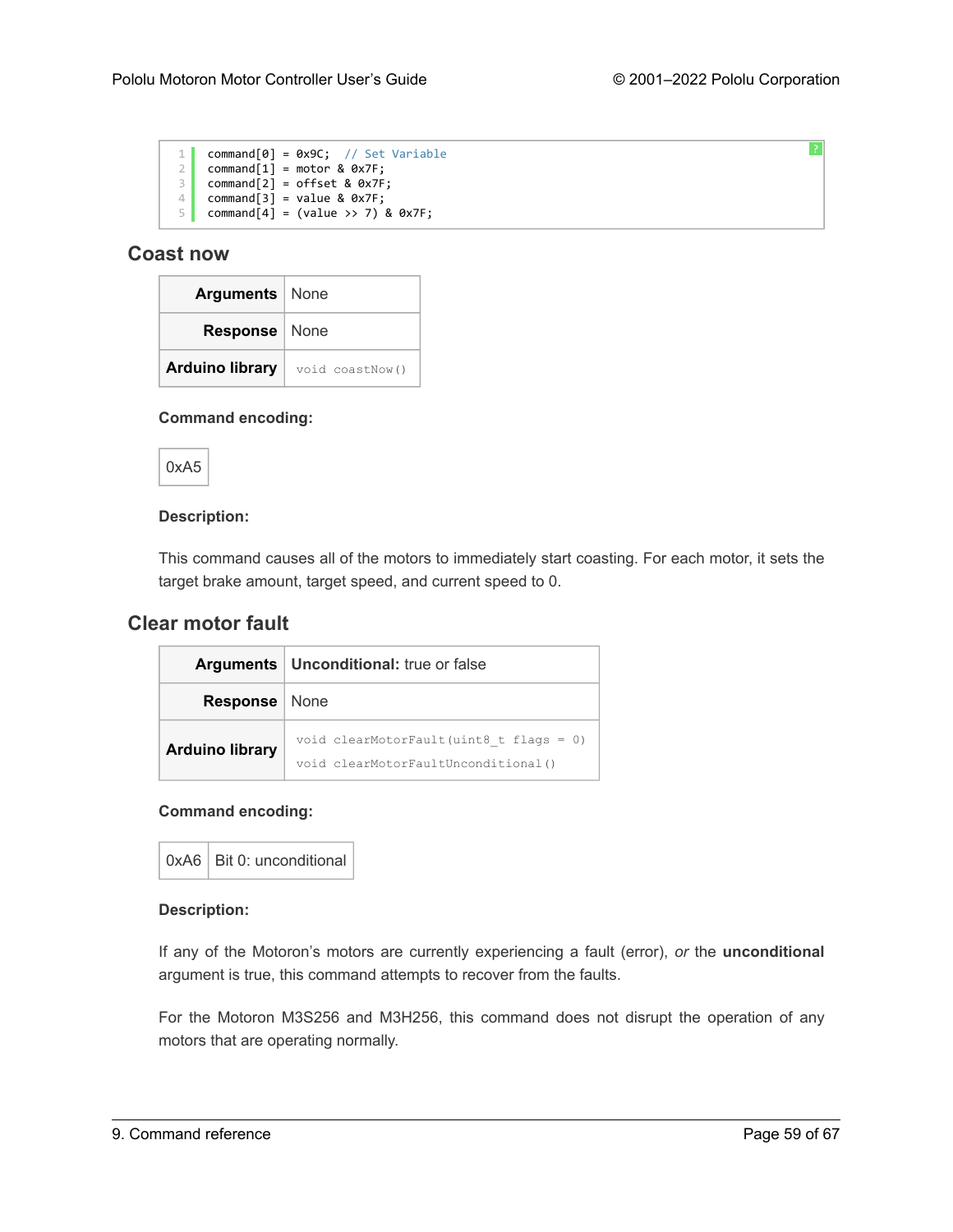```
command[0] = 0x9C;  // Set Variable
command[1] = motor & 0x7F;
command[2] = offset & 0x7F;
command[3] = value & 0x7F;
command[4] = (value >> 7) & 0x7F;
```

## Coast now

| | |
|---|---|
| **Arguments** | None |
| **Response** | None |
| **Arduino library** | `void coastNow()` |

**Command encoding:**

| 0xA5 |
|---|

**Description:**

This command causes all of the motors to immediately start coasting. For each motor, it sets the target brake amount, target speed, and current speed to 0.

## Clear motor fault

| | |
|---|---|
| **Arguments** | **Unconditional:** true or false |
| **Response** | None |
| **Arduino library** | `void clearMotorFault(uint8_t flags = 0)` `void clearMotorFaultUnconditional()` |

**Command encoding:**

| 0xA6 | Bit 0: unconditional |
|---|---|

**Description:**

If any of the Motoron's motors are currently experiencing a fault (error), *or* the **unconditional** argument is true, this command attempts to recover from the faults.

For the Motoron M3S256 and M3H256, this command does not disrupt the operation of any motors that are operating normally.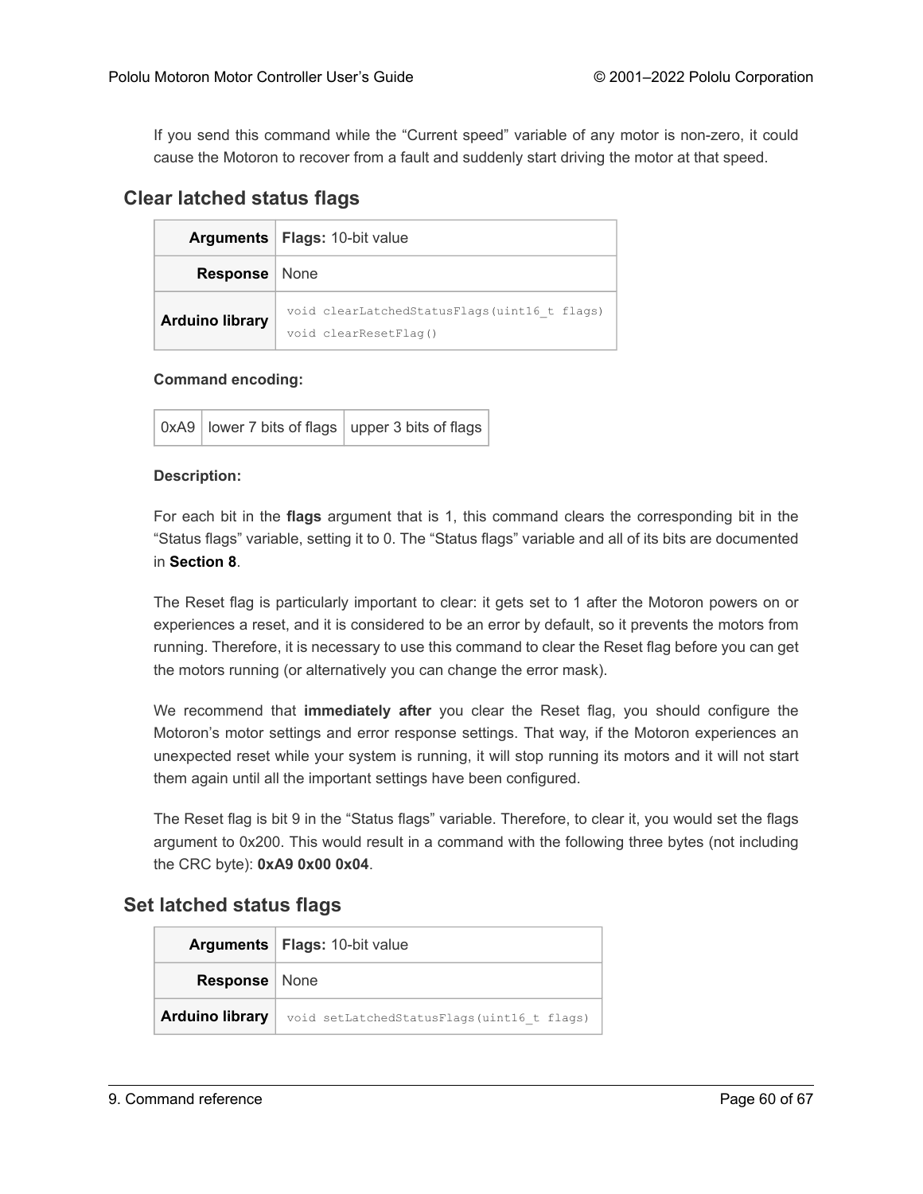If you send this command while the “Current speed” variable of any motor is non-zero, it could cause the Motoron to recover from a fault and suddenly start driving the motor at that speed.

## Clear latched status flags

| **Arguments** | **Flags:** 10-bit value |
|---|---|
| **Response** | None |
| **Arduino library** | `void clearLatchedStatusFlags(uint16_t flags)`<br>`void clearResetFlag()` |

**Command encoding:**

| 0xA9 | lower 7 bits of flags | upper 3 bits of flags |
|---|---|---|

**Description:**

For each bit in the **flags** argument that is 1, this command clears the corresponding bit in the “Status flags” variable, setting it to 0. The “Status flags” variable and all of its bits are documented in **Section 8**.

The Reset flag is particularly important to clear: it gets set to 1 after the Motoron powers on or experiences a reset, and it is considered to be an error by default, so it prevents the motors from running. Therefore, it is necessary to use this command to clear the Reset flag before you can get the motors running (or alternatively you can change the error mask).

We recommend that **immediately after** you clear the Reset flag, you should configure the Motoron’s motor settings and error response settings. That way, if the Motoron experiences an unexpected reset while your system is running, it will stop running its motors and it will not start them again until all the important settings have been configured.

The Reset flag is bit 9 in the “Status flags” variable. Therefore, to clear it, you would set the flags argument to 0x200. This would result in a command with the following three bytes (not including the CRC byte): **0xA9 0x00 0x04**.

## Set latched status flags

| **Arguments** | **Flags:** 10-bit value |
|---|---|
| **Response** | None |
| **Arduino library** | `void setLatchedStatusFlags(uint16_t flags)` |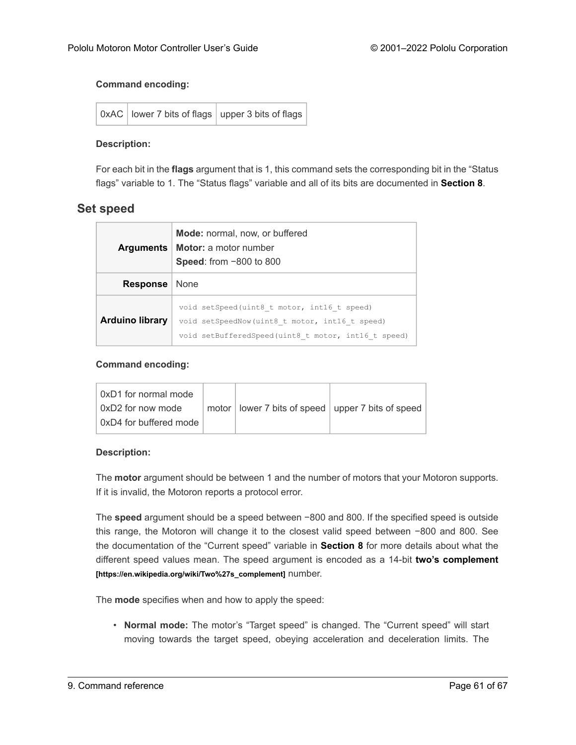**Command encoding:**

| 0xAC | lower 7 bits of flags | upper 3 bits of flags |
|---|---|---|

**Description:**

For each bit in the **flags** argument that is 1, this command sets the corresponding bit in the “Status flags” variable to 1. The “Status flags” variable and all of its bits are documented in **Section 8**.

## Set speed

| | |
|---|---|
| **Arguments** | **Mode:** normal, now, or buffered<br>**Motor:** a motor number<br>**Speed**: from −800 to 800 |
| **Response** | None |
| **Arduino library** | `void setSpeed(uint8_t motor, int16_t speed)`<br>`void setSpeedNow(uint8_t motor, int16_t speed)`<br>`void setBufferedSpeed(uint8_t motor, int16_t speed)` |

**Command encoding:**

| 0xD1 for normal mode<br>0xD2 for now mode<br>0xD4 for buffered mode | motor | lower 7 bits of speed | upper 7 bits of speed |
|---|---|---|---|

**Description:**

The **motor** argument should be between 1 and the number of motors that your Motoron supports. If it is invalid, the Motoron reports a protocol error.

The **speed** argument should be a speed between −800 and 800. If the specified speed is outside this range, the Motoron will change it to the closest valid speed between −800 and 800. See the documentation of the “Current speed” variable in **Section 8** for more details about what the different speed values mean. The speed argument is encoded as a 14-bit **two’s complement [https://en.wikipedia.org/wiki/Two%27s_complement]** number.

The **mode** specifies when and how to apply the speed:

- **Normal mode:** The motor’s “Target speed” is changed. The “Current speed” will start moving towards the target speed, obeying acceleration and deceleration limits. The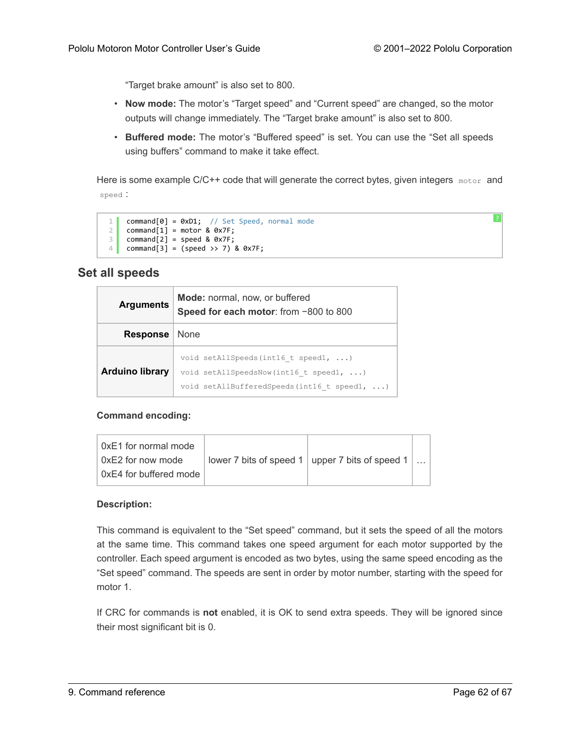"Target brake amount" is also set to 800.

- **Now mode:** The motor's "Target speed" and "Current speed" are changed, so the motor outputs will change immediately. The "Target brake amount" is also set to 800.
- **Buffered mode:** The motor's "Buffered speed" is set. You can use the "Set all speeds using buffers" command to make it take effect.

Here is some example C/C++ code that will generate the correct bytes, given integers `motor` and `speed`:

```
command[0] = 0xD1;  // Set Speed, normal mode
command[1] = motor & 0x7F;
command[2] = speed & 0x7F;
command[3] = (speed >> 7) & 0x7F;
```

## Set all speeds

| | |
|---|---|
| **Arguments** | **Mode:** normal, now, or buffered<br>**Speed for each motor**: from −800 to 800 |
| **Response** | None |
| **Arduino library** | `void setAllSpeeds(int16_t speed1, ...)`<br>`void setAllSpeedsNow(int16_t speed1, ...)`<br>`void setAllBufferedSpeeds(int16_t speed1, ...)` |

**Command encoding:**

| | | | |
|---|---|---|---|
| 0xE1 for normal mode<br>0xE2 for now mode<br>0xE4 for buffered mode | lower 7 bits of speed 1 | upper 7 bits of speed 1 | … |

**Description:**

This command is equivalent to the "Set speed" command, but it sets the speed of all the motors at the same time. This command takes one speed argument for each motor supported by the controller. Each speed argument is encoded as two bytes, using the same speed encoding as the "Set speed" command. The speeds are sent in order by motor number, starting with the speed for motor 1.

If CRC for commands is **not** enabled, it is OK to send extra speeds. They will be ignored since their most significant bit is 0.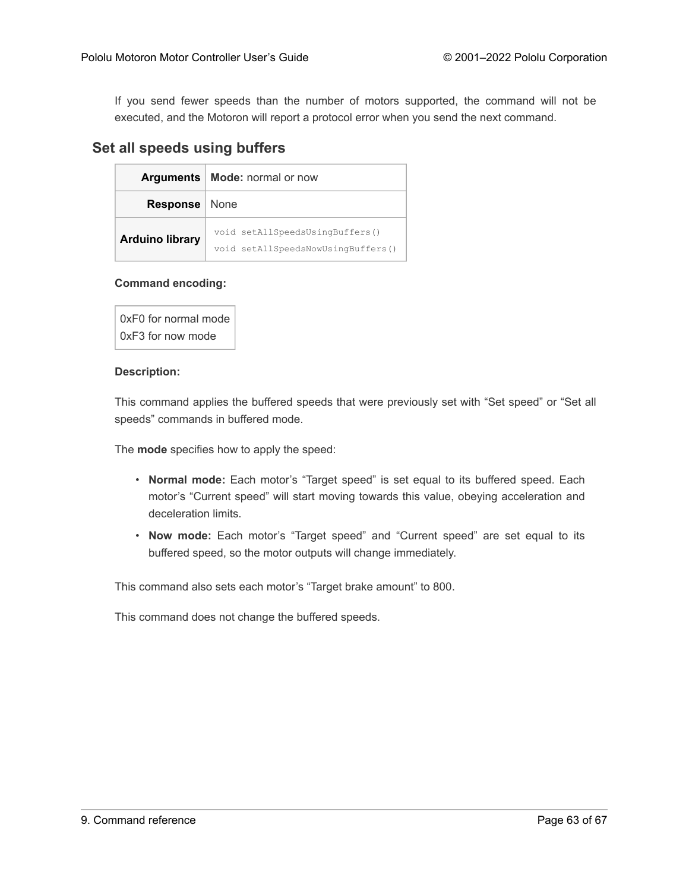If you send fewer speeds than the number of motors supported, the command will not be executed, and the Motoron will report a protocol error when you send the next command.

## Set all speeds using buffers

| | |
|---|---|
| **Arguments** | **Mode:** normal or now |
| **Response** | None |
| **Arduino library** | `void setAllSpeedsUsingBuffers()`<br>`void setAllSpeedsNowUsingBuffers()` |

**Command encoding:**

| |
|---|
| 0xF0 for normal mode<br>0xF3 for now mode |

**Description:**

This command applies the buffered speeds that were previously set with “Set speed” or “Set all speeds” commands in buffered mode.

The **mode** specifies how to apply the speed:

- **Normal mode:** Each motor’s “Target speed” is set equal to its buffered speed. Each motor’s “Current speed” will start moving towards this value, obeying acceleration and deceleration limits.
- **Now mode:** Each motor’s “Target speed” and “Current speed” are set equal to its buffered speed, so the motor outputs will change immediately.

This command also sets each motor’s “Target brake amount” to 800.

This command does not change the buffered speeds.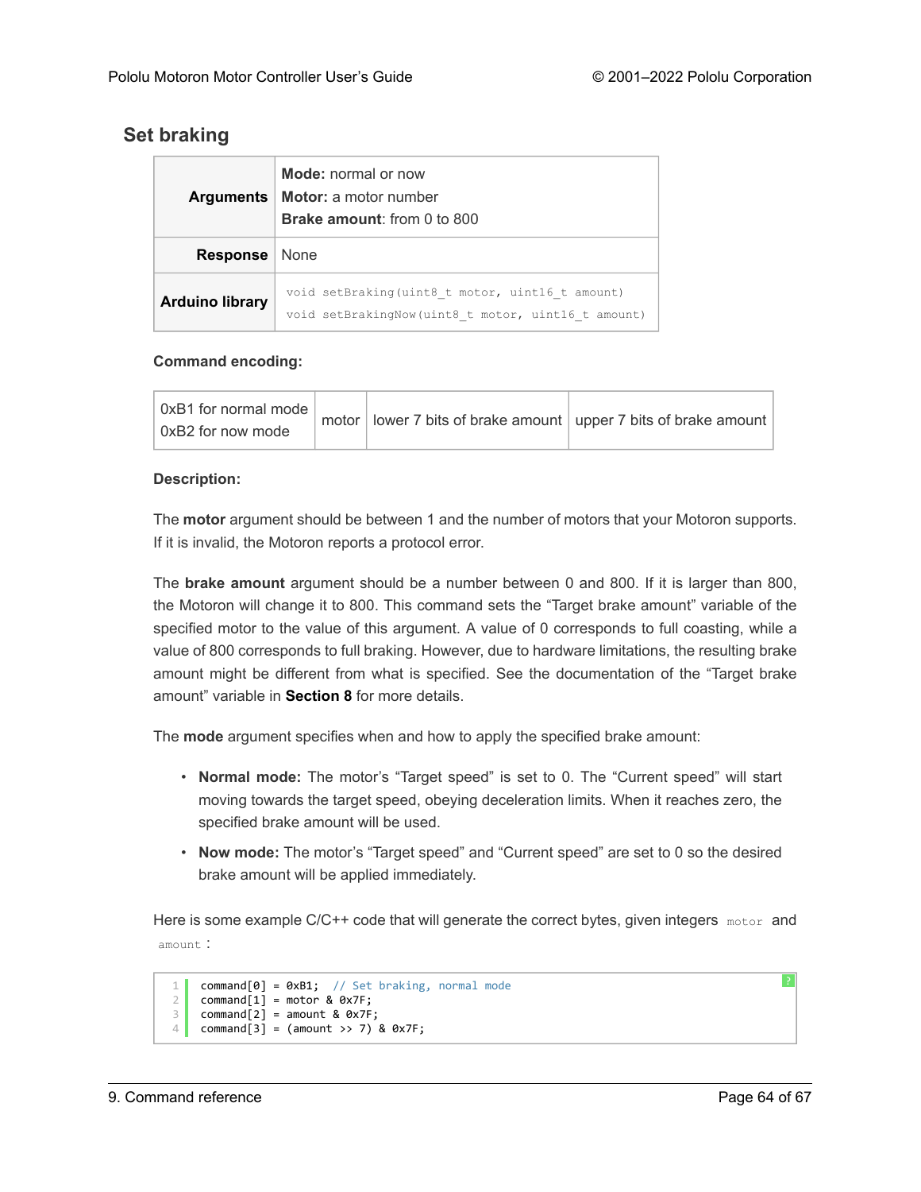### Set braking

| | |
|---|---|
| **Arguments** | **Mode:** normal or now<br>**Motor:** a motor number<br>**Brake amount**: from 0 to 800 |
| **Response** | None |
| **Arduino library** | `void setBraking(uint8_t motor, uint16_t amount)`<br>`void setBrakingNow(uint8_t motor, uint16_t amount)` |

**Command encoding:**

| 0xB1 for normal mode<br>0xB2 for now mode | motor | lower 7 bits of brake amount | upper 7 bits of brake amount |
|---|---|---|---|

**Description:**

The **motor** argument should be between 1 and the number of motors that your Motoron supports. If it is invalid, the Motoron reports a protocol error.

The **brake amount** argument should be a number between 0 and 800. If it is larger than 800, the Motoron will change it to 800. This command sets the "Target brake amount" variable of the specified motor to the value of this argument. A value of 0 corresponds to full coasting, while a value of 800 corresponds to full braking. However, due to hardware limitations, the resulting brake amount might be different from what is specified. See the documentation of the "Target brake amount" variable in **Section 8** for more details.

The **mode** argument specifies when and how to apply the specified brake amount:

- **Normal mode:** The motor's "Target speed" is set to 0. The "Current speed" will start moving towards the target speed, obeying deceleration limits. When it reaches zero, the specified brake amount will be used.
- **Now mode:** The motor's "Target speed" and "Current speed" are set to 0 so the desired brake amount will be applied immediately.

Here is some example C/C++ code that will generate the correct bytes, given integers `motor` and `amount`:

```
command[0] = 0xB1;  // Set braking, normal mode
command[1] = motor & 0x7F;
command[2] = amount & 0x7F;
command[3] = (amount >> 7) & 0x7F;
```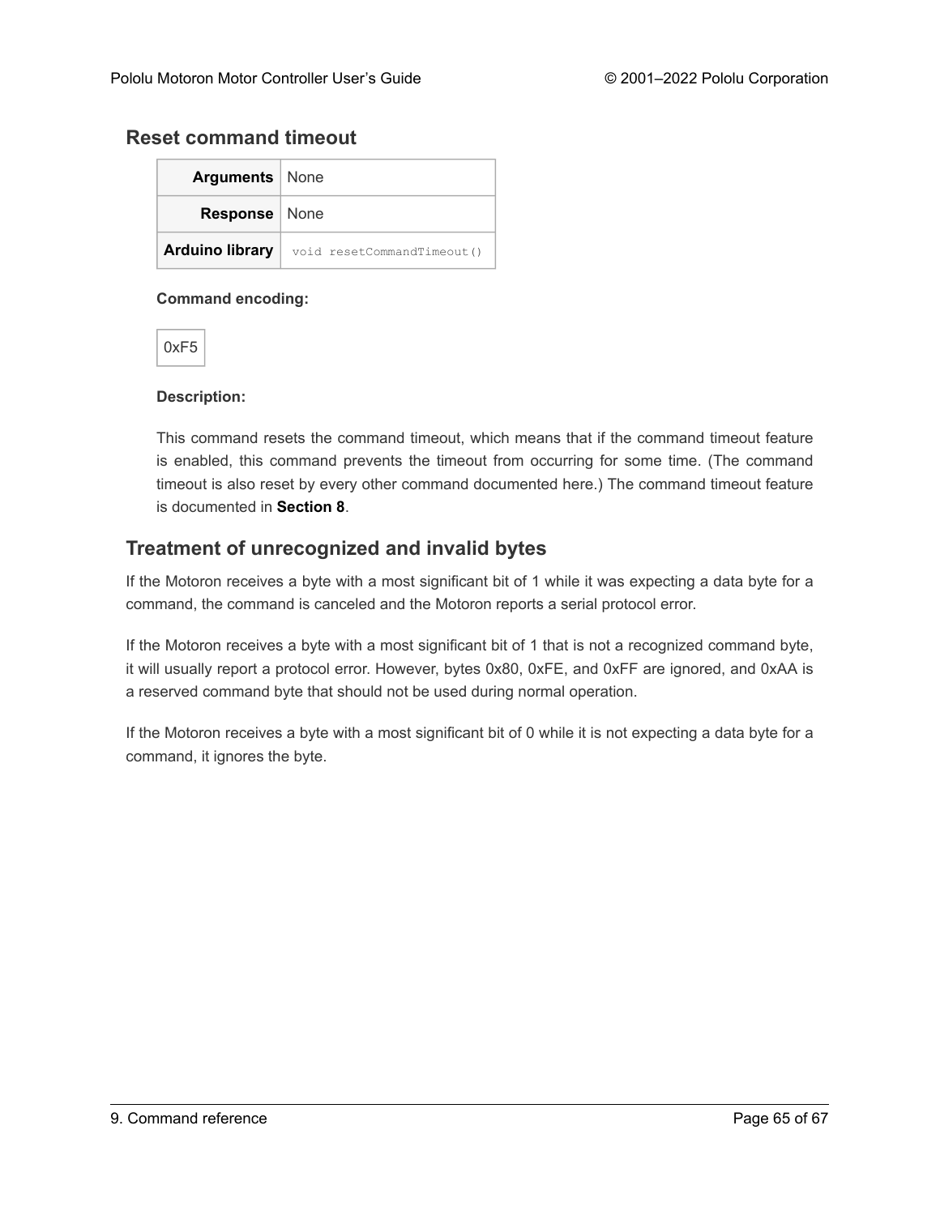### Reset command timeout

| **Arguments** | None |
|---|---|
| **Response** | None |
| **Arduino library** | `void resetCommandTimeout()` |

**Command encoding:**

| 0xF5 |
|---|

**Description:**

This command resets the command timeout, which means that if the command timeout feature is enabled, this command prevents the timeout from occurring for some time. (The command timeout is also reset by every other command documented here.) The command timeout feature is documented in **Section 8**.

### Treatment of unrecognized and invalid bytes

If the Motoron receives a byte with a most significant bit of 1 while it was expecting a data byte for a command, the command is canceled and the Motoron reports a serial protocol error.

If the Motoron receives a byte with a most significant bit of 1 that is not a recognized command byte, it will usually report a protocol error. However, bytes 0x80, 0xFE, and 0xFF are ignored, and 0xAA is a reserved command byte that should not be used during normal operation.

If the Motoron receives a byte with a most significant bit of 0 while it is not expecting a data byte for a command, it ignores the byte.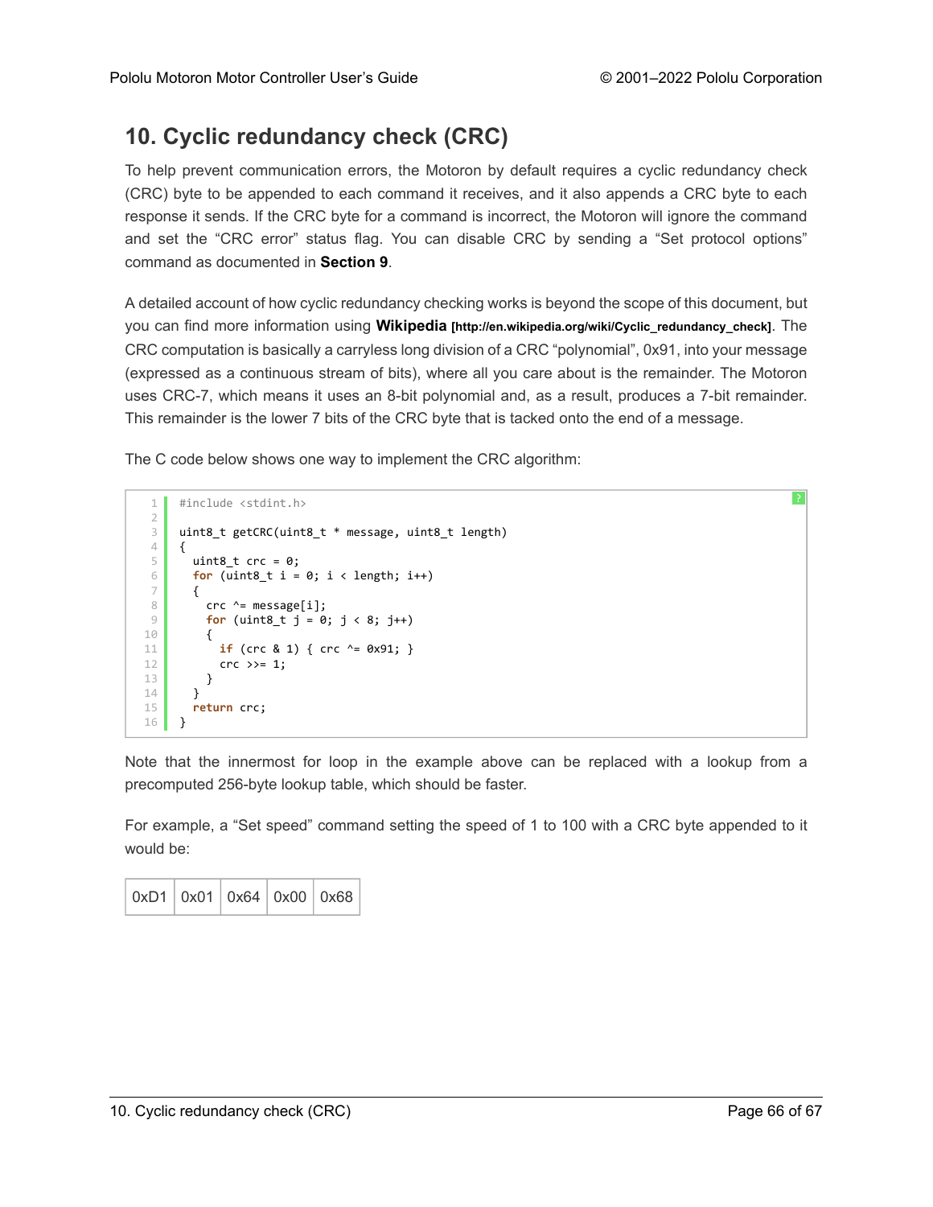## 10. Cyclic redundancy check (CRC)

To help prevent communication errors, the Motoron by default requires a cyclic redundancy check (CRC) byte to be appended to each command it receives, and it also appends a CRC byte to each response it sends. If the CRC byte for a command is incorrect, the Motoron will ignore the command and set the "CRC error" status flag. You can disable CRC by sending a "Set protocol options" command as documented in **Section 9**.

A detailed account of how cyclic redundancy checking works is beyond the scope of this document, but you can find more information using **Wikipedia** **[http://en.wikipedia.org/wiki/Cyclic_redundancy_check]**. The CRC computation is basically a carryless long division of a CRC "polynomial", 0x91, into your message (expressed as a continuous stream of bits), where all you care about is the remainder. The Motoron uses CRC-7, which means it uses an 8-bit polynomial and, as a result, produces a 7-bit remainder. This remainder is the lower 7 bits of the CRC byte that is tacked onto the end of a message.

The C code below shows one way to implement the CRC algorithm:

```c
#include <stdint.h>

uint8_t getCRC(uint8_t * message, uint8_t length)
{
  uint8_t crc = 0;
  for (uint8_t i = 0; i < length; i++)
  {
    crc ^= message[i];
    for (uint8_t j = 0; j < 8; j++)
    {
      if (crc & 1) { crc ^= 0x91; }
      crc >>= 1;
    }
  }
  return crc;
}
```

Note that the innermost for loop in the example above can be replaced with a lookup from a precomputed 256-byte lookup table, which should be faster.

For example, a "Set speed" command setting the speed of 1 to 100 with a CRC byte appended to it would be:

| 0xD1 | 0x01 | 0x64 | 0x00 | 0x68 |
|---|---|---|---|---|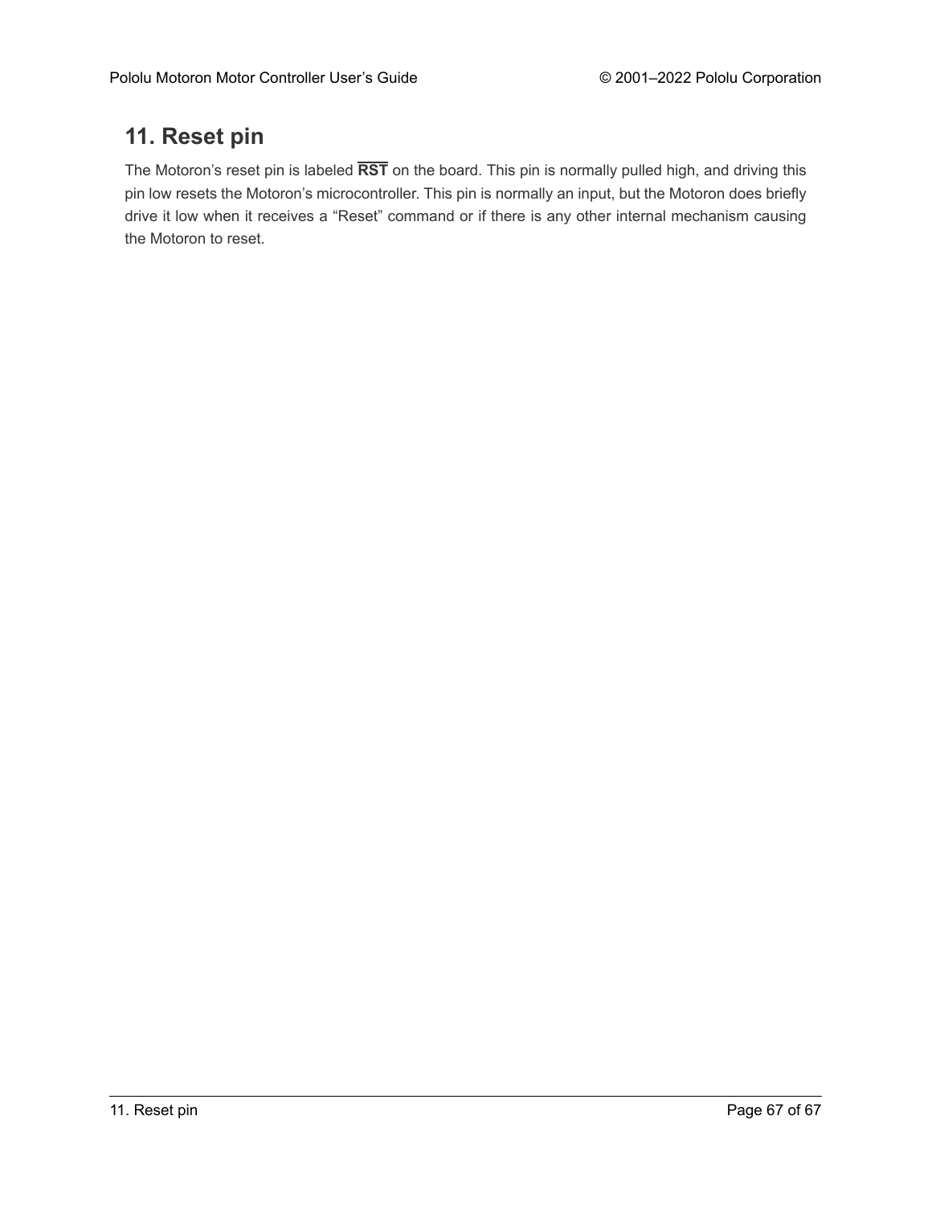# 11. Reset pin

The Motoron's reset pin is labeled **$\overline{\textbf{RST}}$** on the board. This pin is normally pulled high, and driving this pin low resets the Motoron's microcontroller. This pin is normally an input, but the Motoron does briefly drive it low when it receives a "Reset" command or if there is any other internal mechanism causing the Motoron to reset.